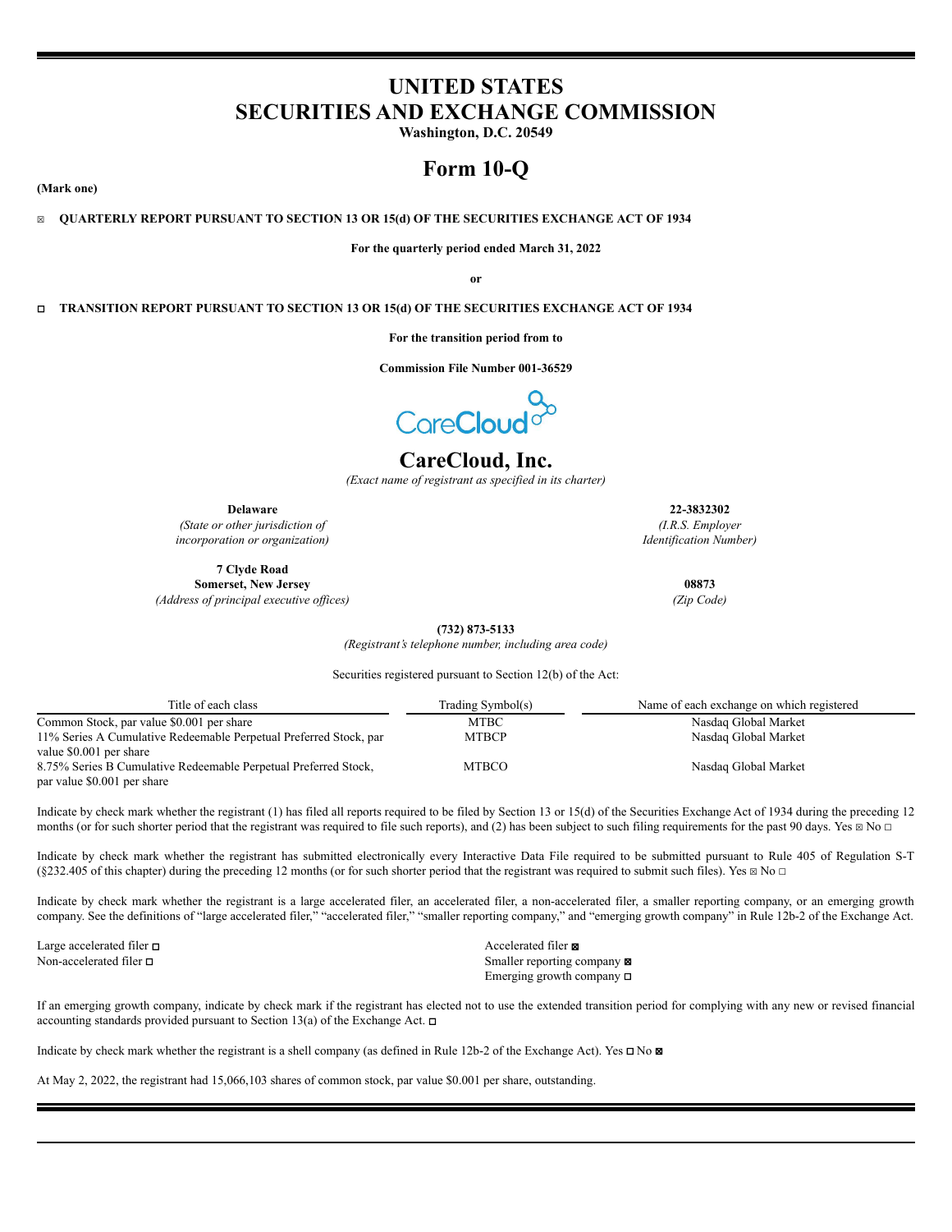# UNITED STATES
# SECURITIES AND EXCHANGE COMMISSION

**Washington, D.C. 20549**

# Form 10-Q

**(Mark one)**

☒ **QUARTERLY REPORT PURSUANT TO SECTION 13 OR 15(d) OF THE SECURITIES EXCHANGE ACT OF 1934**

**For the quarterly period ended March 31, 2022**

**or**

☐ **TRANSITION REPORT PURSUANT TO SECTION 13 OR 15(d) OF THE SECURITIES EXCHANGE ACT OF 1934**

**For the transition period from to**

**Commission File Number 001-36529**

CareCloud

## CareCloud, Inc.

*(Exact name of registrant as specified in its charter)*

| | |
|---|---|
| **Delaware** | **22-3832302** |
| *(State or other jurisdiction of incorporation or organization)* | *(I.R.S. Employer Identification Number)* |
| **7 Clyde Road Somerset, New Jersey** | **08873** |
| *(Address of principal executive offices)* | *(Zip Code)* |

**(732) 873-5133**

*(Registrant's telephone number, including area code)*

Securities registered pursuant to Section 12(b) of the Act:

| Title of each class | Trading Symbol(s) | Name of each exchange on which registered |
|---|---|---|
| Common Stock, par value $0.001 per share | MTBC | Nasdaq Global Market |
| 11% Series A Cumulative Redeemable Perpetual Preferred Stock, par value $0.001 per share | MTBCP | Nasdaq Global Market |
| 8.75% Series B Cumulative Redeemable Perpetual Preferred Stock, par value $0.001 per share | MTBCO | Nasdaq Global Market |

Indicate by check mark whether the registrant (1) has filed all reports required to be filed by Section 13 or 15(d) of the Securities Exchange Act of 1934 during the preceding 12 months (or for such shorter period that the registrant was required to file such reports), and (2) has been subject to such filing requirements for the past 90 days. Yes ☒ No ☐

Indicate by check mark whether the registrant has submitted electronically every Interactive Data File required to be submitted pursuant to Rule 405 of Regulation S-T (§232.405 of this chapter) during the preceding 12 months (or for such shorter period that the registrant was required to submit such files). Yes ☒ No ☐

Indicate by check mark whether the registrant is a large accelerated filer, an accelerated filer, a non-accelerated filer, a smaller reporting company, or an emerging growth company. See the definitions of "large accelerated filer," "accelerated filer," "smaller reporting company," and "emerging growth company" in Rule 12b-2 of the Exchange Act.

| | |
|---|---|
| Large accelerated filer ☐ | Accelerated filer ☒ |
| Non-accelerated filer ☐ | Smaller reporting company ☒ |
| | Emerging growth company ☐ |

If an emerging growth company, indicate by check mark if the registrant has elected not to use the extended transition period for complying with any new or revised financial accounting standards provided pursuant to Section 13(a) of the Exchange Act. ☐

Indicate by check mark whether the registrant is a shell company (as defined in Rule 12b-2 of the Exchange Act). Yes ☐ No ☒

At May 2, 2022, the registrant had 15,066,103 shares of common stock, par value $0.001 per share, outstanding.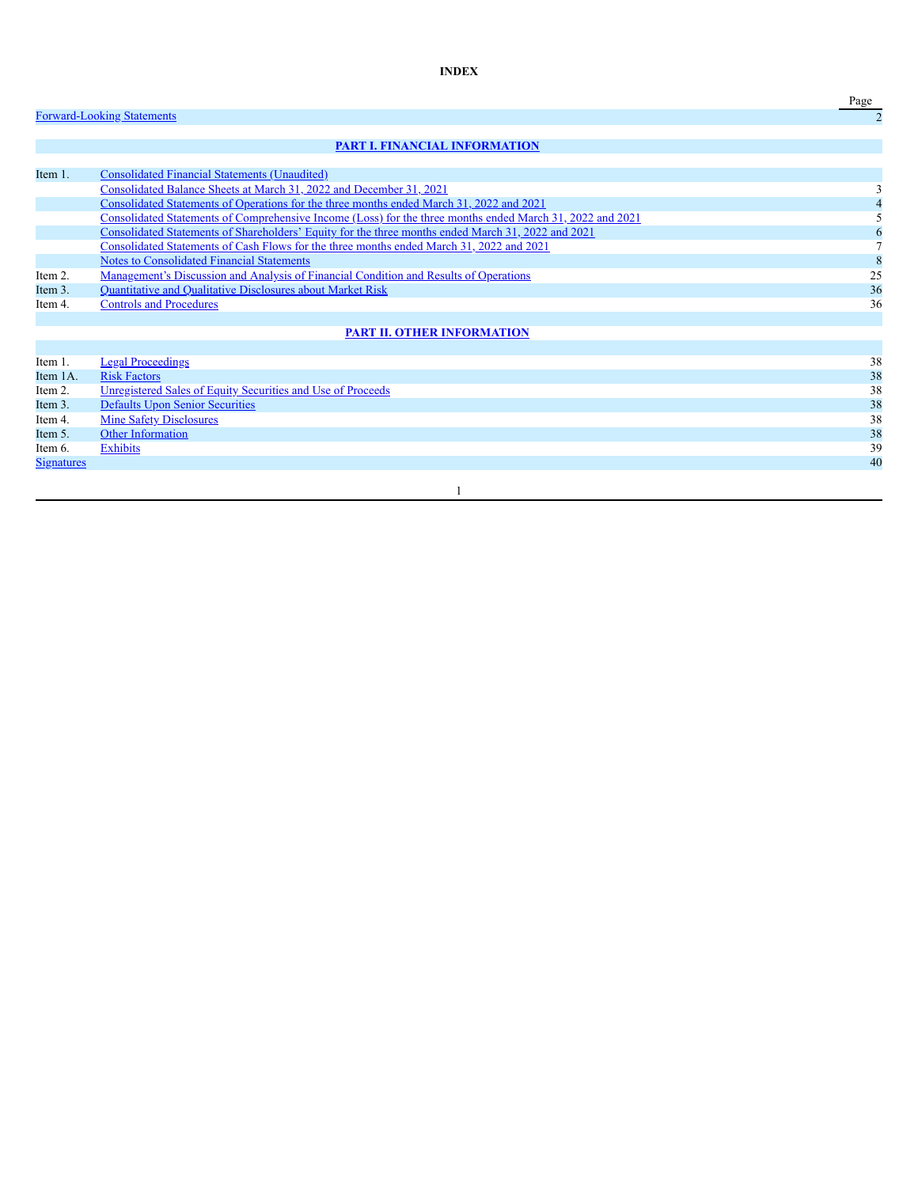**INDEX**

| | | Page |
|---|---|---|
| Forward-Looking Statements | | 2 |
| | **PART I. FINANCIAL INFORMATION** | |
| Item 1. | Consolidated Financial Statements (Unaudited) | |
| | Consolidated Balance Sheets at March 31, 2022 and December 31, 2021 | 3 |
| | Consolidated Statements of Operations for the three months ended March 31, 2022 and 2021 | 4 |
| | Consolidated Statements of Comprehensive Income (Loss) for the three months ended March 31, 2022 and 2021 | 5 |
| | Consolidated Statements of Shareholders' Equity for the three months ended March 31, 2022 and 2021 | 6 |
| | Consolidated Statements of Cash Flows for the three months ended March 31, 2022 and 2021 | 7 |
| | Notes to Consolidated Financial Statements | 8 |
| Item 2. | Management's Discussion and Analysis of Financial Condition and Results of Operations | 25 |
| Item 3. | Quantitative and Qualitative Disclosures about Market Risk | 36 |
| Item 4. | Controls and Procedures | 36 |
| | **PART II. OTHER INFORMATION** | |
| Item 1. | Legal Proceedings | 38 |
| Item 1A. | Risk Factors | 38 |
| Item 2. | Unregistered Sales of Equity Securities and Use of Proceeds | 38 |
| Item 3. | Defaults Upon Senior Securities | 38 |
| Item 4. | Mine Safety Disclosures | 38 |
| Item 5. | Other Information | 38 |
| Item 6. | Exhibits | 39 |
| Signatures | | 40 |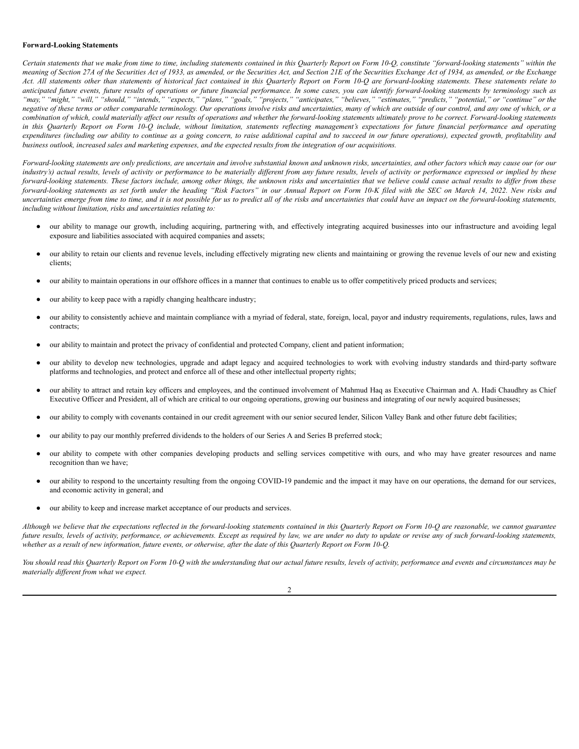**Forward-Looking Statements**

*Certain statements that we make from time to time, including statements contained in this Quarterly Report on Form 10-Q, constitute "forward-looking statements" within the meaning of Section 27A of the Securities Act of 1933, as amended, or the Securities Act, and Section 21E of the Securities Exchange Act of 1934, as amended, or the Exchange Act. All statements other than statements of historical fact contained in this Quarterly Report on Form 10-Q are forward-looking statements. These statements relate to anticipated future events, future results of operations or future financial performance. In some cases, you can identify forward-looking statements by terminology such as "may," "might," "will," "should," "intends," "expects," "plans," "goals," "projects," "anticipates," "believes," "estimates," "predicts," "potential," or "continue" or the negative of these terms or other comparable terminology. Our operations involve risks and uncertainties, many of which are outside of our control, and any one of which, or a combination of which, could materially affect our results of operations and whether the forward-looking statements ultimately prove to be correct. Forward-looking statements in this Quarterly Report on Form 10-Q include, without limitation, statements reflecting management's expectations for future financial performance and operating expenditures (including our ability to continue as a going concern, to raise additional capital and to succeed in our future operations), expected growth, profitability and business outlook, increased sales and marketing expenses, and the expected results from the integration of our acquisitions.*

*Forward-looking statements are only predictions, are uncertain and involve substantial known and unknown risks, uncertainties, and other factors which may cause our (or our industry's) actual results, levels of activity or performance to be materially different from any future results, levels of activity or performance expressed or implied by these forward-looking statements. These factors include, among other things, the unknown risks and uncertainties that we believe could cause actual results to differ from these forward-looking statements as set forth under the heading "Risk Factors" in our Annual Report on Form 10-K filed with the SEC on March 14, 2022. New risks and uncertainties emerge from time to time, and it is not possible for us to predict all of the risks and uncertainties that could have an impact on the forward-looking statements, including without limitation, risks and uncertainties relating to:*

- our ability to manage our growth, including acquiring, partnering with, and effectively integrating acquired businesses into our infrastructure and avoiding legal exposure and liabilities associated with acquired companies and assets;
- our ability to retain our clients and revenue levels, including effectively migrating new clients and maintaining or growing the revenue levels of our new and existing clients;
- our ability to maintain operations in our offshore offices in a manner that continues to enable us to offer competitively priced products and services;
- our ability to keep pace with a rapidly changing healthcare industry;
- our ability to consistently achieve and maintain compliance with a myriad of federal, state, foreign, local, payor and industry requirements, regulations, rules, laws and contracts;
- our ability to maintain and protect the privacy of confidential and protected Company, client and patient information;
- our ability to develop new technologies, upgrade and adapt legacy and acquired technologies to work with evolving industry standards and third-party software platforms and technologies, and protect and enforce all of these and other intellectual property rights;
- our ability to attract and retain key officers and employees, and the continued involvement of Mahmud Haq as Executive Chairman and A. Hadi Chaudhry as Chief Executive Officer and President, all of which are critical to our ongoing operations, growing our business and integrating of our newly acquired businesses;
- our ability to comply with covenants contained in our credit agreement with our senior secured lender, Silicon Valley Bank and other future debt facilities;
- our ability to pay our monthly preferred dividends to the holders of our Series A and Series B preferred stock;
- our ability to compete with other companies developing products and selling services competitive with ours, and who may have greater resources and name recognition than we have;
- our ability to respond to the uncertainty resulting from the ongoing COVID-19 pandemic and the impact it may have on our operations, the demand for our services, and economic activity in general; and
- our ability to keep and increase market acceptance of our products and services.

*Although we believe that the expectations reflected in the forward-looking statements contained in this Quarterly Report on Form 10-Q are reasonable, we cannot guarantee future results, levels of activity, performance, or achievements. Except as required by law, we are under no duty to update or revise any of such forward-looking statements, whether as a result of new information, future events, or otherwise, after the date of this Quarterly Report on Form 10-Q.*

*You should read this Quarterly Report on Form 10-Q with the understanding that our actual future results, levels of activity, performance and events and circumstances may be materially different from what we expect.*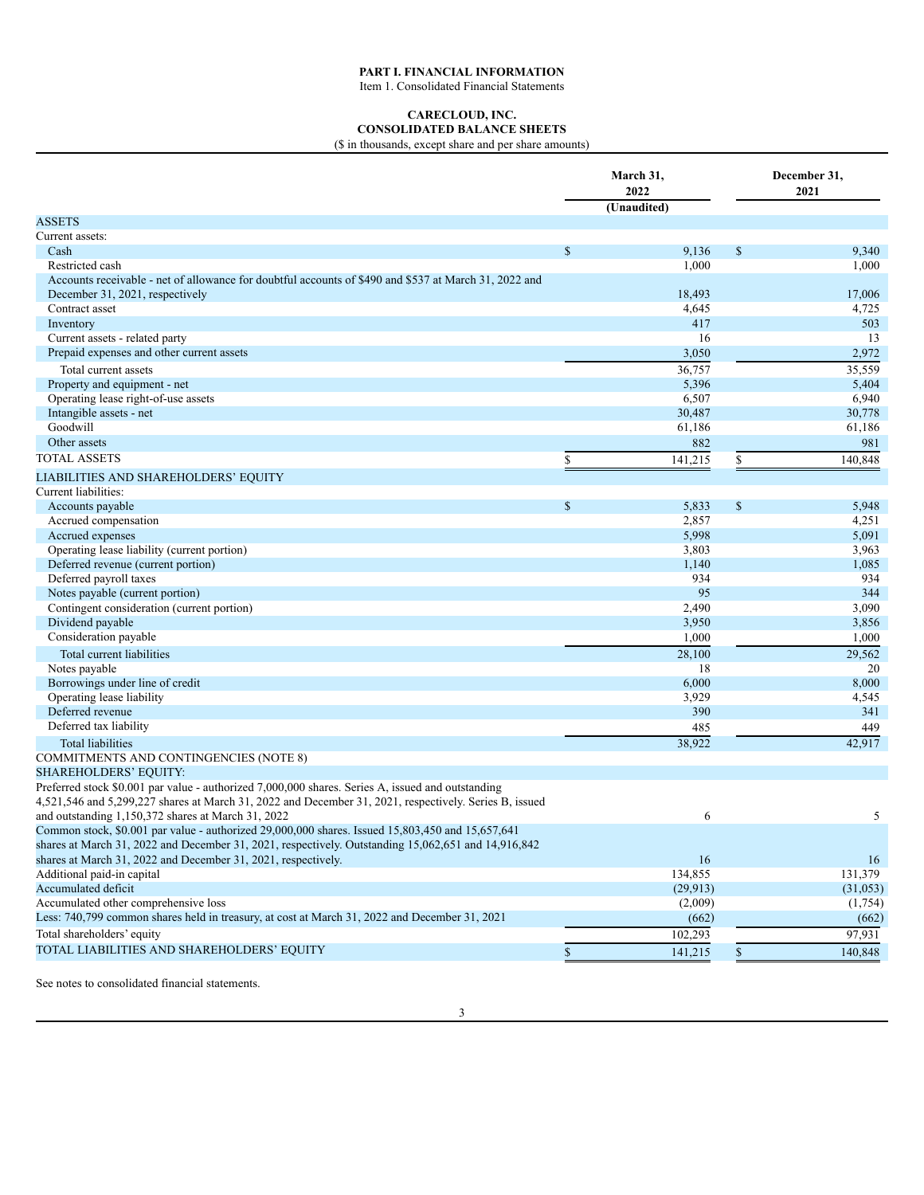# PART I. FINANCIAL INFORMATION

Item 1. Consolidated Financial Statements

## CARECLOUD, INC.
## CONSOLIDATED BALANCE SHEETS

($ in thousands, except share and per share amounts)

| | March 31, 2022 (Unaudited) | December 31, 2021 |
|---|---|---|
| ASSETS | | |
| Current assets: | | |
| Cash | $ 9,136 | $ 9,340 |
| Restricted cash | 1,000 | 1,000 |
| Accounts receivable - net of allowance for doubtful accounts of $490 and $537 at March 31, 2022 and December 31, 2021, respectively | 18,493 | 17,006 |
| Contract asset | 4,645 | 4,725 |
| Inventory | 417 | 503 |
| Current assets - related party | 16 | 13 |
| Prepaid expenses and other current assets | 3,050 | 2,972 |
| Total current assets | 36,757 | 35,559 |
| Property and equipment - net | 5,396 | 5,404 |
| Operating lease right-of-use assets | 6,507 | 6,940 |
| Intangible assets - net | 30,487 | 30,778 |
| Goodwill | 61,186 | 61,186 |
| Other assets | 882 | 981 |
| TOTAL ASSETS | $ 141,215 | $ 140,848 |
| LIABILITIES AND SHAREHOLDERS' EQUITY | | |
| Current liabilities: | | |
| Accounts payable | $ 5,833 | $ 5,948 |
| Accrued compensation | 2,857 | 4,251 |
| Accrued expenses | 5,998 | 5,091 |
| Operating lease liability (current portion) | 3,803 | 3,963 |
| Deferred revenue (current portion) | 1,140 | 1,085 |
| Deferred payroll taxes | 934 | 934 |
| Notes payable (current portion) | 95 | 344 |
| Contingent consideration (current portion) | 2,490 | 3,090 |
| Dividend payable | 3,950 | 3,856 |
| Consideration payable | 1,000 | 1,000 |
| Total current liabilities | 28,100 | 29,562 |
| Notes payable | 18 | 20 |
| Borrowings under line of credit | 6,000 | 8,000 |
| Operating lease liability | 3,929 | 4,545 |
| Deferred revenue | 390 | 341 |
| Deferred tax liability | 485 | 449 |
| Total liabilities | 38,922 | 42,917 |
| COMMITMENTS AND CONTINGENCIES (NOTE 8) | | |
| SHAREHOLDERS' EQUITY: | | |
| Preferred stock $0.001 par value - authorized 7,000,000 shares. Series A, issued and outstanding 4,521,546 and 5,299,227 shares at March 31, 2022 and December 31, 2021, respectively. Series B, issued and outstanding 1,150,372 shares at March 31, 2022 | 6 | 5 |
| Common stock, $0.001 par value - authorized 29,000,000 shares. Issued 15,803,450 and 15,657,641 shares at March 31, 2022 and December 31, 2021, respectively. Outstanding 15,062,651 and 14,916,842 shares at March 31, 2022 and December 31, 2021, respectively. | 16 | 16 |
| Additional paid-in capital | 134,855 | 131,379 |
| Accumulated deficit | (29,913) | (31,053) |
| Accumulated other comprehensive loss | (2,009) | (1,754) |
| Less: 740,799 common shares held in treasury, at cost at March 31, 2022 and December 31, 2021 | (662) | (662) |
| Total shareholders' equity | 102,293 | 97,931 |
| TOTAL LIABILITIES AND SHAREHOLDERS' EQUITY | $ 141,215 | $ 140,848 |

See notes to consolidated financial statements.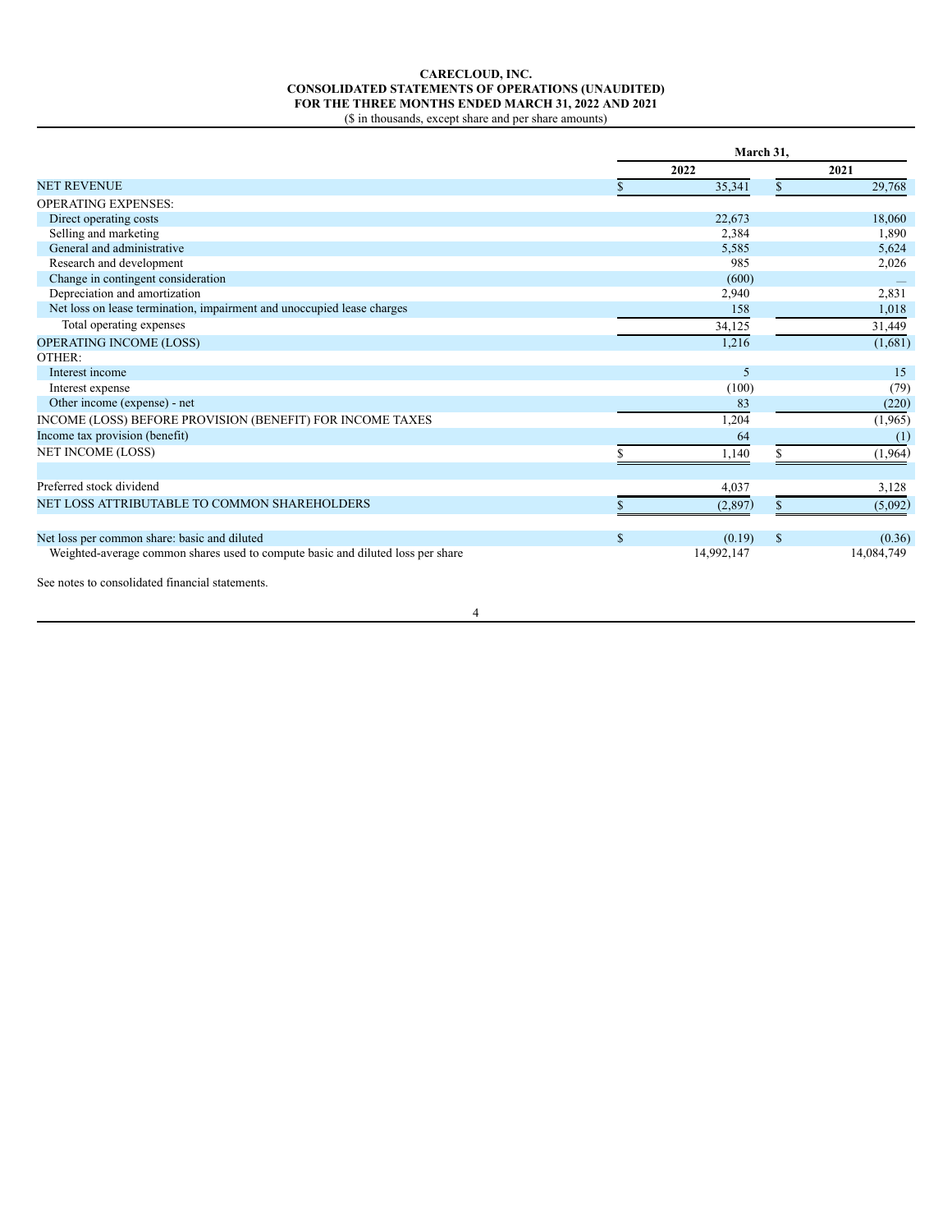**CARECLOUD, INC.**
**CONSOLIDATED STATEMENTS OF OPERATIONS (UNAUDITED)**
**FOR THE THREE MONTHS ENDED MARCH 31, 2022 AND 2021**
($ in thousands, except share and per share amounts)

| | March 31, | |
|---|---|---|
| | **2022** | **2021** |
| NET REVENUE | $ 35,341 | $ 29,768 |
| OPERATING EXPENSES: | | |
| Direct operating costs | 22,673 | 18,060 |
| Selling and marketing | 2,384 | 1,890 |
| General and administrative | 5,585 | 5,624 |
| Research and development | 985 | 2,026 |
| Change in contingent consideration | (600) | — |
| Depreciation and amortization | 2,940 | 2,831 |
| Net loss on lease termination, impairment and unoccupied lease charges | 158 | 1,018 |
| Total operating expenses | 34,125 | 31,449 |
| OPERATING INCOME (LOSS) | 1,216 | (1,681) |
| OTHER: | | |
| Interest income | 5 | 15 |
| Interest expense | (100) | (79) |
| Other income (expense) - net | 83 | (220) |
| INCOME (LOSS) BEFORE PROVISION (BENEFIT) FOR INCOME TAXES | 1,204 | (1,965) |
| Income tax provision (benefit) | 64 | (1) |
| NET INCOME (LOSS) | $ 1,140 | $ (1,964) |
| | | |
| Preferred stock dividend | 4,037 | 3,128 |
| NET LOSS ATTRIBUTABLE TO COMMON SHAREHOLDERS | $ (2,897) | $ (5,092) |
| | | |
| Net loss per common share: basic and diluted | $ (0.19) | $ (0.36) |
| Weighted-average common shares used to compute basic and diluted loss per share | 14,992,147 | 14,084,749 |

See notes to consolidated financial statements.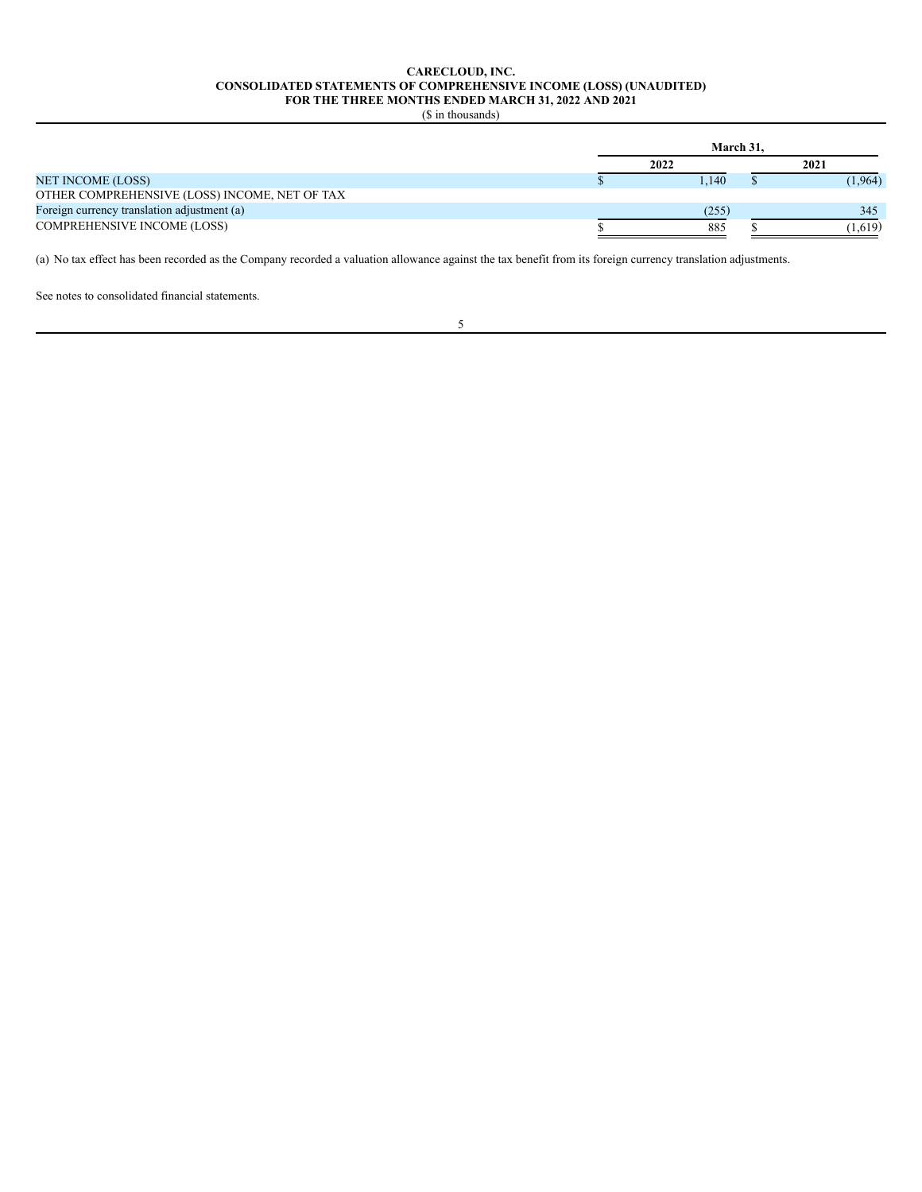**CARECLOUD, INC.**
**CONSOLIDATED STATEMENTS OF COMPREHENSIVE INCOME (LOSS) (UNAUDITED)**
**FOR THE THREE MONTHS ENDED MARCH 31, 2022 AND 2021**
($ in thousands)

| | March 31, | |
|---|---|---|
| | 2022 | 2021 |
| NET INCOME (LOSS) | $ 1,140 | $ (1,964) |
| OTHER COMPREHENSIVE (LOSS) INCOME, NET OF TAX | | |
| Foreign currency translation adjustment (a) | (255) | 345 |
| COMPREHENSIVE INCOME (LOSS) | $ 885 | $ (1,619) |

(a) No tax effect has been recorded as the Company recorded a valuation allowance against the tax benefit from its foreign currency translation adjustments.

See notes to consolidated financial statements.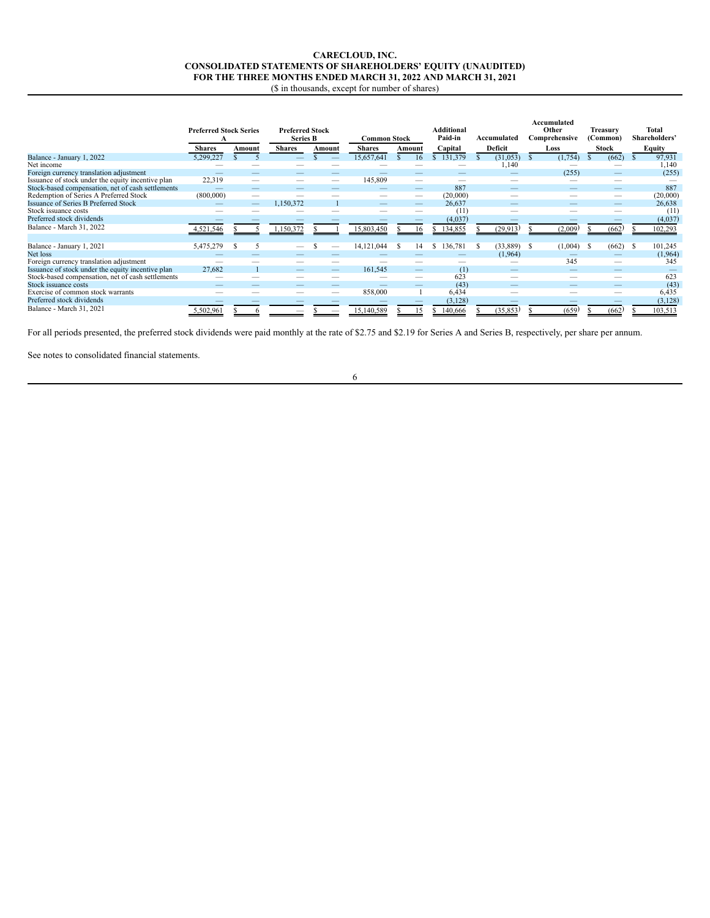# CARECLOUD, INC.
## CONSOLIDATED STATEMENTS OF SHAREHOLDERS' EQUITY (UNAUDITED)
## FOR THE THREE MONTHS ENDED MARCH 31, 2022 AND MARCH 31, 2021

($ in thousands, except for number of shares)

| | Preferred Stock Series A | | Preferred Stock Series B | | Common Stock | | Additional Paid-in | Accumulated | Accumulated Other Comprehensive | Treasury (Common) | Total Shareholders' |
|---|---|---|---|---|---|---|---|---|---|---|---|
| | Shares | Amount | Shares | Amount | Shares | Amount | Capital | Deficit | Loss | Stock | Equity |
| Balance - January 1, 2022 | 5,299,227 | $ 5 | — | $ — | 15,657,641 | $ 16 | $ 131,379 | $ (31,053) | $ (1,754) | $ (662) | $ 97,931 |
| Net income | — | — | — | — | — | — | — | 1,140 | — | — | 1,140 |
| Foreign currency translation adjustment | — | — | — | — | — | — | — | — | (255) | — | (255) |
| Issuance of stock under the equity incentive plan | 22,319 | — | — | — | 145,809 | — | — | — | — | — | — |
| Stock-based compensation, net of cash settlements | — | — | — | — | — | — | 887 | — | — | — | 887 |
| Redemption of Series A Preferred Stock | (800,000) | — | — | — | — | — | (20,000) | — | — | — | (20,000) |
| Issuance of Series B Preferred Stock | — | — | 1,150,372 | 1 | — | — | 26,637 | — | — | — | 26,638 |
| Stock issuance costs | — | — | — | — | — | — | (11) | — | — | — | (11) |
| Preferred stock dividends | — | — | — | — | — | — | (4,037) | — | — | — | (4,037) |
| Balance - March 31, 2022 | 4,521,546 | $ 5 | 1,150,372 | $ 1 | 15,803,450 | $ 16 | $ 134,855 | $ (29,913) | $ (2,009) | $ (662) | $ 102,293 |
| | | | | | | | | | | | |
| Balance - January 1, 2021 | 5,475,279 | $ 5 | — | $ — | 14,121,044 | $ 14 | $ 136,781 | $ (33,889) | $ (1,004) | $ (662) | $ 101,245 |
| Net loss | — | — | — | — | — | — | — | (1,964) | — | — | (1,964) |
| Foreign currency translation adjustment | — | — | — | — | — | — | — | — | 345 | — | 345 |
| Issuance of stock under the equity incentive plan | 27,682 | 1 | — | — | 161,545 | — | (1) | — | — | — | — |
| Stock-based compensation, net of cash settlements | — | — | — | — | — | — | 623 | — | — | — | 623 |
| Stock issuance costs | — | — | — | — | — | — | (43) | — | — | — | (43) |
| Exercise of common stock warrants | — | — | — | — | 858,000 | 1 | 6,434 | — | — | — | 6,435 |
| Preferred stock dividends | — | — | — | — | — | — | (3,128) | — | — | — | (3,128) |
| Balance - March 31, 2021 | 5,502,961 | $ 6 | — | $ — | 15,140,589 | $ 15 | $ 140,666 | $ (35,853) | $ (659) | $ (662) | $ 103,513 |

For all periods presented, the preferred stock dividends were paid monthly at the rate of $2.75 and $2.19 for Series A and Series B, respectively, per share per annum.

See notes to consolidated financial statements.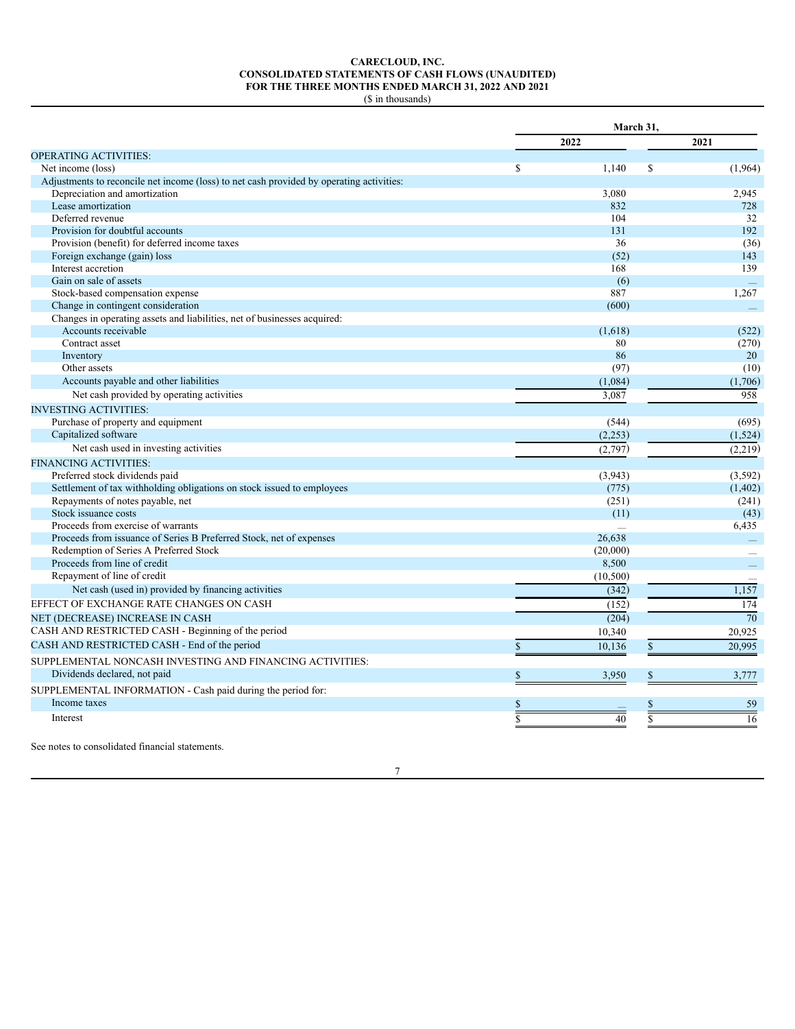**CARECLOUD, INC.**
**CONSOLIDATED STATEMENTS OF CASH FLOWS (UNAUDITED)**
**FOR THE THREE MONTHS ENDED MARCH 31, 2022 AND 2021**
($ in thousands)

| | March 31, | |
|---|---|---|
| | 2022 | 2021 |
| OPERATING ACTIVITIES: | | |
| Net income (loss) | $ 1,140 | $ (1,964) |
| Adjustments to reconcile net income (loss) to net cash provided by operating activities: | | |
| Depreciation and amortization | 3,080 | 2,945 |
| Lease amortization | 832 | 728 |
| Deferred revenue | 104 | 32 |
| Provision for doubtful accounts | 131 | 192 |
| Provision (benefit) for deferred income taxes | 36 | (36) |
| Foreign exchange (gain) loss | (52) | 143 |
| Interest accretion | 168 | 139 |
| Gain on sale of assets | (6) | — |
| Stock-based compensation expense | 887 | 1,267 |
| Change in contingent consideration | (600) | — |
| Changes in operating assets and liabilities, net of businesses acquired: | | |
| Accounts receivable | (1,618) | (522) |
| Contract asset | 80 | (270) |
| Inventory | 86 | 20 |
| Other assets | (97) | (10) |
| Accounts payable and other liabilities | (1,084) | (1,706) |
| Net cash provided by operating activities | 3,087 | 958 |
| INVESTING ACTIVITIES: | | |
| Purchase of property and equipment | (544) | (695) |
| Capitalized software | (2,253) | (1,524) |
| Net cash used in investing activities | (2,797) | (2,219) |
| FINANCING ACTIVITIES: | | |
| Preferred stock dividends paid | (3,943) | (3,592) |
| Settlement of tax withholding obligations on stock issued to employees | (775) | (1,402) |
| Repayments of notes payable, net | (251) | (241) |
| Stock issuance costs | (11) | (43) |
| Proceeds from exercise of warrants | — | 6,435 |
| Proceeds from issuance of Series B Preferred Stock, net of expenses | 26,638 | — |
| Redemption of Series A Preferred Stock | (20,000) | — |
| Proceeds from line of credit | 8,500 | — |
| Repayment of line of credit | (10,500) | — |
| Net cash (used in) provided by financing activities | (342) | 1,157 |
| EFFECT OF EXCHANGE RATE CHANGES ON CASH | (152) | 174 |
| NET (DECREASE) INCREASE IN CASH | (204) | 70 |
| CASH AND RESTRICTED CASH - Beginning of the period | 10,340 | 20,925 |
| CASH AND RESTRICTED CASH - End of the period | $ 10,136 | $ 20,995 |
| SUPPLEMENTAL NONCASH INVESTING AND FINANCING ACTIVITIES: | | |
| Dividends declared, not paid | $ 3,950 | $ 3,777 |
| SUPPLEMENTAL INFORMATION - Cash paid during the period for: | | |
| Income taxes | $ — | $ 59 |
| Interest | $ 40 | $ 16 |

See notes to consolidated financial statements.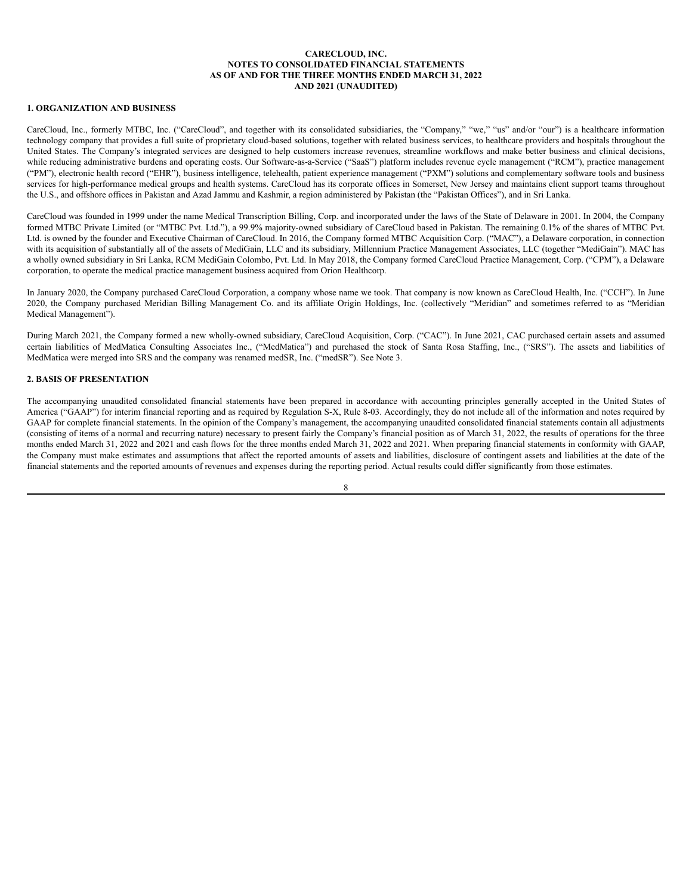**CARECLOUD, INC.**
**NOTES TO CONSOLIDATED FINANCIAL STATEMENTS**
**AS OF AND FOR THE THREE MONTHS ENDED MARCH 31, 2022**
**AND 2021 (UNAUDITED)**

## 1. ORGANIZATION AND BUSINESS

CareCloud, Inc., formerly MTBC, Inc. ("CareCloud", and together with its consolidated subsidiaries, the "Company," "we," "us" and/or "our") is a healthcare information technology company that provides a full suite of proprietary cloud-based solutions, together with related business services, to healthcare providers and hospitals throughout the United States. The Company's integrated services are designed to help customers increase revenues, streamline workflows and make better business and clinical decisions, while reducing administrative burdens and operating costs. Our Software-as-a-Service ("SaaS") platform includes revenue cycle management ("RCM"), practice management ("PM"), electronic health record ("EHR"), business intelligence, telehealth, patient experience management ("PXM") solutions and complementary software tools and business services for high-performance medical groups and health systems. CareCloud has its corporate offices in Somerset, New Jersey and maintains client support teams throughout the U.S., and offshore offices in Pakistan and Azad Jammu and Kashmir, a region administered by Pakistan (the "Pakistan Offices"), and in Sri Lanka.

CareCloud was founded in 1999 under the name Medical Transcription Billing, Corp. and incorporated under the laws of the State of Delaware in 2001. In 2004, the Company formed MTBC Private Limited (or "MTBC Pvt. Ltd."), a 99.9% majority-owned subsidiary of CareCloud based in Pakistan. The remaining 0.1% of the shares of MTBC Pvt. Ltd. is owned by the founder and Executive Chairman of CareCloud. In 2016, the Company formed MTBC Acquisition Corp. ("MAC"), a Delaware corporation, in connection with its acquisition of substantially all of the assets of MediGain, LLC and its subsidiary, Millennium Practice Management Associates, LLC (together "MediGain"). MAC has a wholly owned subsidiary in Sri Lanka, RCM MediGain Colombo, Pvt. Ltd. In May 2018, the Company formed CareCloud Practice Management, Corp. ("CPM"), a Delaware corporation, to operate the medical practice management business acquired from Orion Healthcorp.

In January 2020, the Company purchased CareCloud Corporation, a company whose name we took. That company is now known as CareCloud Health, Inc. ("CCH"). In June 2020, the Company purchased Meridian Billing Management Co. and its affiliate Origin Holdings, Inc. (collectively "Meridian" and sometimes referred to as "Meridian Medical Management").

During March 2021, the Company formed a new wholly-owned subsidiary, CareCloud Acquisition, Corp. ("CAC"). In June 2021, CAC purchased certain assets and assumed certain liabilities of MedMatica Consulting Associates Inc., ("MedMatica") and purchased the stock of Santa Rosa Staffing, Inc., ("SRS"). The assets and liabilities of MedMatica were merged into SRS and the company was renamed medSR, Inc. ("medSR"). See Note 3.

## 2. BASIS OF PRESENTATION

The accompanying unaudited consolidated financial statements have been prepared in accordance with accounting principles generally accepted in the United States of America ("GAAP") for interim financial reporting and as required by Regulation S-X, Rule 8-03. Accordingly, they do not include all of the information and notes required by GAAP for complete financial statements. In the opinion of the Company's management, the accompanying unaudited consolidated financial statements contain all adjustments (consisting of items of a normal and recurring nature) necessary to present fairly the Company's financial position as of March 31, 2022, the results of operations for the three months ended March 31, 2022 and 2021 and cash flows for the three months ended March 31, 2022 and 2021. When preparing financial statements in conformity with GAAP, the Company must make estimates and assumptions that affect the reported amounts of assets and liabilities, disclosure of contingent assets and liabilities at the date of the financial statements and the reported amounts of revenues and expenses during the reporting period. Actual results could differ significantly from those estimates.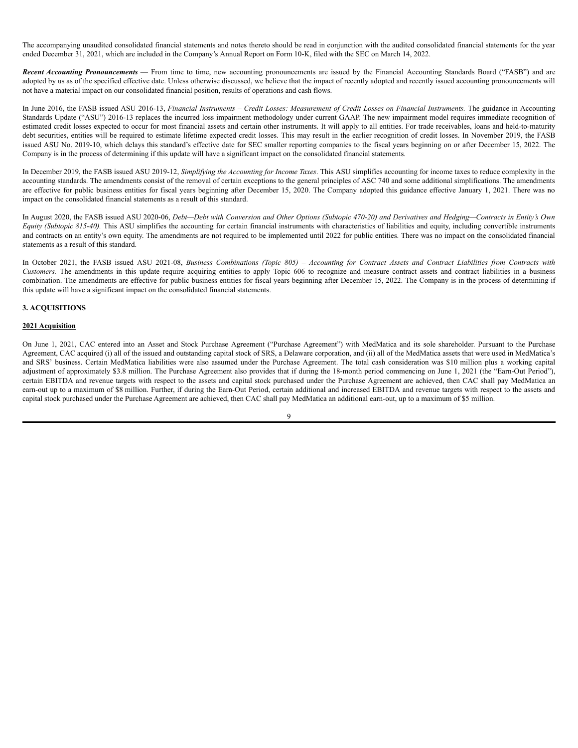The accompanying unaudited consolidated financial statements and notes thereto should be read in conjunction with the audited consolidated financial statements for the year ended December 31, 2021, which are included in the Company's Annual Report on Form 10-K, filed with the SEC on March 14, 2022.

***Recent Accounting Pronouncements*** — From time to time, new accounting pronouncements are issued by the Financial Accounting Standards Board ("FASB") and are adopted by us as of the specified effective date. Unless otherwise discussed, we believe that the impact of recently adopted and recently issued accounting pronouncements will not have a material impact on our consolidated financial position, results of operations and cash flows.

In June 2016, the FASB issued ASU 2016-13, *Financial Instruments – Credit Losses: Measurement of Credit Losses on Financial Instruments.* The guidance in Accounting Standards Update ("ASU") 2016-13 replaces the incurred loss impairment methodology under current GAAP. The new impairment model requires immediate recognition of estimated credit losses expected to occur for most financial assets and certain other instruments. It will apply to all entities. For trade receivables, loans and held-to-maturity debt securities, entities will be required to estimate lifetime expected credit losses. This may result in the earlier recognition of credit losses. In November 2019, the FASB issued ASU No. 2019-10, which delays this standard's effective date for SEC smaller reporting companies to the fiscal years beginning on or after December 15, 2022. The Company is in the process of determining if this update will have a significant impact on the consolidated financial statements.

In December 2019, the FASB issued ASU 2019-12, *Simplifying the Accounting for Income Taxes*. This ASU simplifies accounting for income taxes to reduce complexity in the accounting standards. The amendments consist of the removal of certain exceptions to the general principles of ASC 740 and some additional simplifications. The amendments are effective for public business entities for fiscal years beginning after December 15, 2020. The Company adopted this guidance effective January 1, 2021. There was no impact on the consolidated financial statements as a result of this standard.

In August 2020, the FASB issued ASU 2020-06, *Debt—Debt with Conversion and Other Options (Subtopic 470-20) and Derivatives and Hedging—Contracts in Entity's Own Equity (Subtopic 815-40).* This ASU simplifies the accounting for certain financial instruments with characteristics of liabilities and equity, including convertible instruments and contracts on an entity's own equity. The amendments are not required to be implemented until 2022 for public entities. There was no impact on the consolidated financial statements as a result of this standard.

In October 2021, the FASB issued ASU 2021-08, *Business Combinations (Topic 805) – Accounting for Contract Assets and Contract Liabilities from Contracts with Customers.* The amendments in this update require acquiring entities to apply Topic 606 to recognize and measure contract assets and contract liabilities in a business combination. The amendments are effective for public business entities for fiscal years beginning after December 15, 2022. The Company is in the process of determining if this update will have a significant impact on the consolidated financial statements.

## 3. ACQUISITIONS

### 2021 Acquisition

On June 1, 2021, CAC entered into an Asset and Stock Purchase Agreement ("Purchase Agreement") with MedMatica and its sole shareholder. Pursuant to the Purchase Agreement, CAC acquired (i) all of the issued and outstanding capital stock of SRS, a Delaware corporation, and (ii) all of the MedMatica assets that were used in MedMatica's and SRS' business. Certain MedMatica liabilities were also assumed under the Purchase Agreement. The total cash consideration was $10 million plus a working capital adjustment of approximately $3.8 million. The Purchase Agreement also provides that if during the 18-month period commencing on June 1, 2021 (the "Earn-Out Period"), certain EBITDA and revenue targets with respect to the assets and capital stock purchased under the Purchase Agreement are achieved, then CAC shall pay MedMatica an earn-out up to a maximum of $8 million. Further, if during the Earn-Out Period, certain additional and increased EBITDA and revenue targets with respect to the assets and capital stock purchased under the Purchase Agreement are achieved, then CAC shall pay MedMatica an additional earn-out, up to a maximum of $5 million.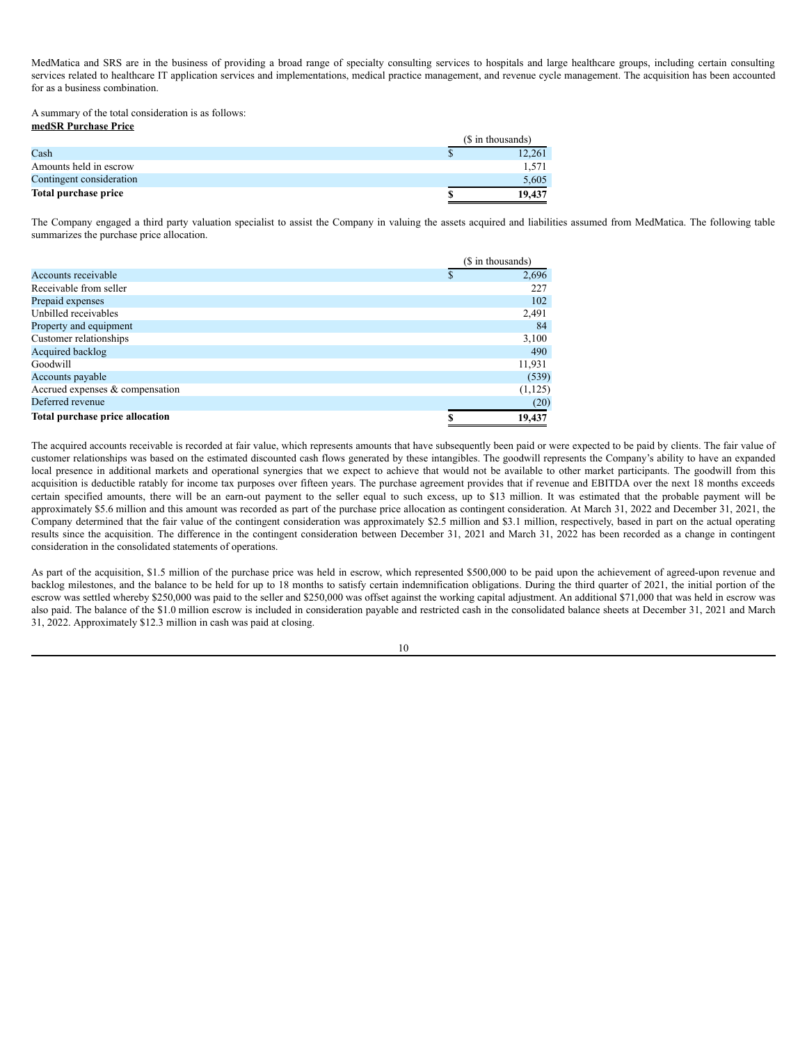MedMatica and SRS are in the business of providing a broad range of specialty consulting services to hospitals and large healthcare groups, including certain consulting services related to healthcare IT application services and implementations, medical practice management, and revenue cycle management. The acquisition has been accounted for as a business combination.

A summary of the total consideration is as follows:

**medSR Purchase Price**

| | ($ in thousands) |
|---|---|
| Cash | $ 12,261 |
| Amounts held in escrow | 1,571 |
| Contingent consideration | 5,605 |
| **Total purchase price** | **$ 19,437** |

The Company engaged a third party valuation specialist to assist the Company in valuing the assets acquired and liabilities assumed from MedMatica. The following table summarizes the purchase price allocation.

| | ($ in thousands) |
|---|---|
| Accounts receivable | $ 2,696 |
| Receivable from seller | 227 |
| Prepaid expenses | 102 |
| Unbilled receivables | 2,491 |
| Property and equipment | 84 |
| Customer relationships | 3,100 |
| Acquired backlog | 490 |
| Goodwill | 11,931 |
| Accounts payable | (539) |
| Accrued expenses & compensation | (1,125) |
| Deferred revenue | (20) |
| **Total purchase price allocation** | **$ 19,437** |

The acquired accounts receivable is recorded at fair value, which represents amounts that have subsequently been paid or were expected to be paid by clients. The fair value of customer relationships was based on the estimated discounted cash flows generated by these intangibles. The goodwill represents the Company's ability to have an expanded local presence in additional markets and operational synergies that we expect to achieve that would not be available to other market participants. The goodwill from this acquisition is deductible ratably for income tax purposes over fifteen years. The purchase agreement provides that if revenue and EBITDA over the next 18 months exceeds certain specified amounts, there will be an earn-out payment to the seller equal to such excess, up to $13 million. It was estimated that the probable payment will be approximately $5.6 million and this amount was recorded as part of the purchase price allocation as contingent consideration. At March 31, 2022 and December 31, 2021, the Company determined that the fair value of the contingent consideration was approximately $2.5 million and $3.1 million, respectively, based in part on the actual operating results since the acquisition. The difference in the contingent consideration between December 31, 2021 and March 31, 2022 has been recorded as a change in contingent consideration in the consolidated statements of operations.

As part of the acquisition, $1.5 million of the purchase price was held in escrow, which represented $500,000 to be paid upon the achievement of agreed-upon revenue and backlog milestones, and the balance to be held for up to 18 months to satisfy certain indemnification obligations. During the third quarter of 2021, the initial portion of the escrow was settled whereby $250,000 was paid to the seller and $250,000 was offset against the working capital adjustment. An additional $71,000 that was held in escrow was also paid. The balance of the $1.0 million escrow is included in consideration payable and restricted cash in the consolidated balance sheets at December 31, 2021 and March 31, 2022. Approximately $12.3 million in cash was paid at closing.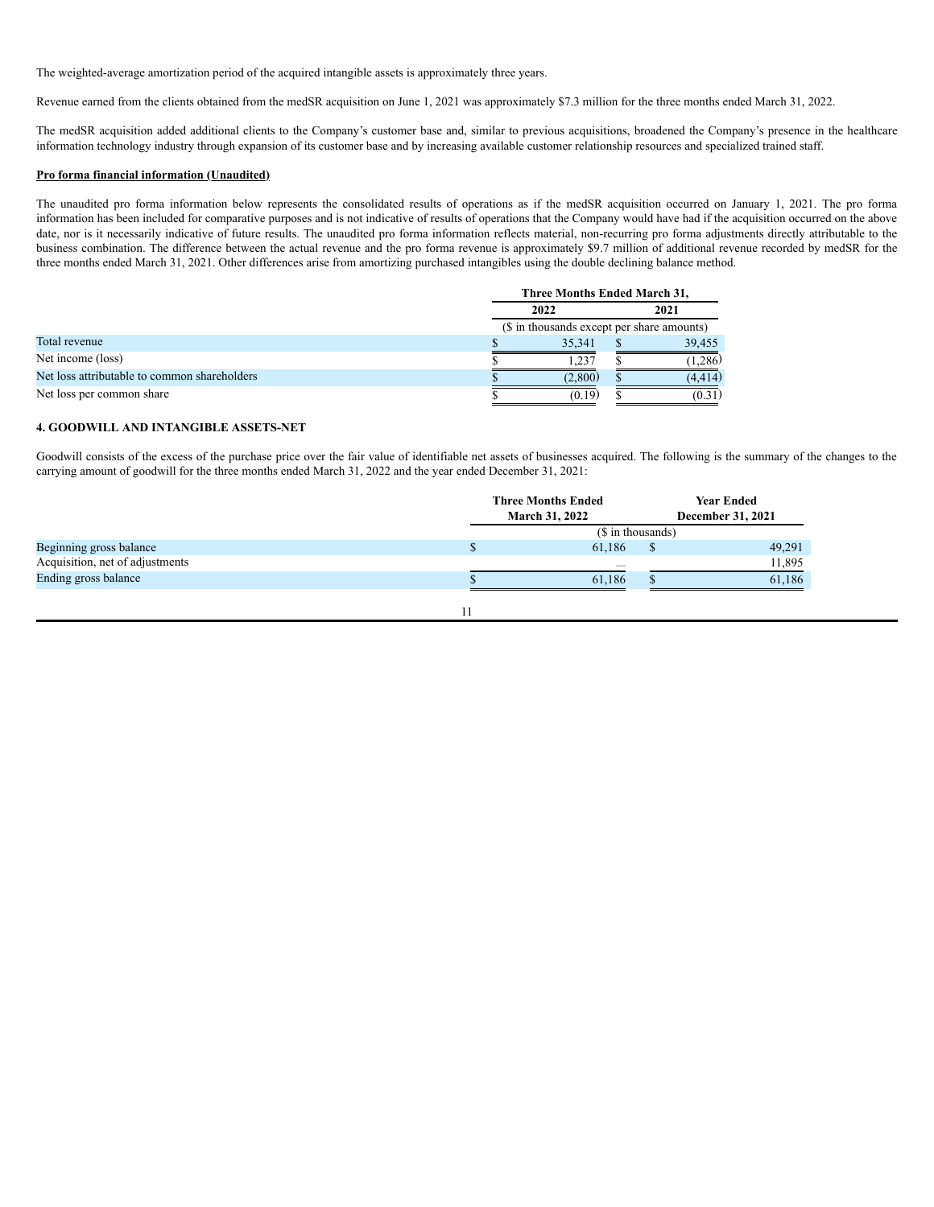The weighted-average amortization period of the acquired intangible assets is approximately three years.

Revenue earned from the clients obtained from the medSR acquisition on June 1, 2021 was approximately $7.3 million for the three months ended March 31, 2022.

The medSR acquisition added additional clients to the Company's customer base and, similar to previous acquisitions, broadened the Company's presence in the healthcare information technology industry through expansion of its customer base and by increasing available customer relationship resources and specialized trained staff.

**Pro forma financial information (Unaudited)**

The unaudited pro forma information below represents the consolidated results of operations as if the medSR acquisition occurred on January 1, 2021. The pro forma information has been included for comparative purposes and is not indicative of results of operations that the Company would have had if the acquisition occurred on the above date, nor is it necessarily indicative of future results. The unaudited pro forma information reflects material, non-recurring pro forma adjustments directly attributable to the business combination. The difference between the actual revenue and the pro forma revenue is approximately $9.7 million of additional revenue recorded by medSR for the three months ended March 31, 2021. Other differences arise from amortizing purchased intangibles using the double declining balance method.

| | Three Months Ended March 31, | |
|---|---|---|
| | 2022 | 2021 |
| | ($ in thousands except per share amounts) | |
| Total revenue | $ 35,341 | $ 39,455 |
| Net income (loss) | $ 1,237 | $ (1,286) |
| Net loss attributable to common shareholders | $ (2,800) | $ (4,414) |
| Net loss per common share | $ (0.19) | $ (0.31) |

**4. GOODWILL AND INTANGIBLE ASSETS-NET**

Goodwill consists of the excess of the purchase price over the fair value of identifiable net assets of businesses acquired. The following is the summary of the changes to the carrying amount of goodwill for the three months ended March 31, 2022 and the year ended December 31, 2021:

| | Three Months Ended March 31, 2022 | Year Ended December 31, 2021 |
|---|---|---|
| | ($ in thousands) | |
| Beginning gross balance | $ 61,186 | $ 49,291 |
| Acquisition, net of adjustments | — | 11,895 |
| Ending gross balance | $ 61,186 | $ 61,186 |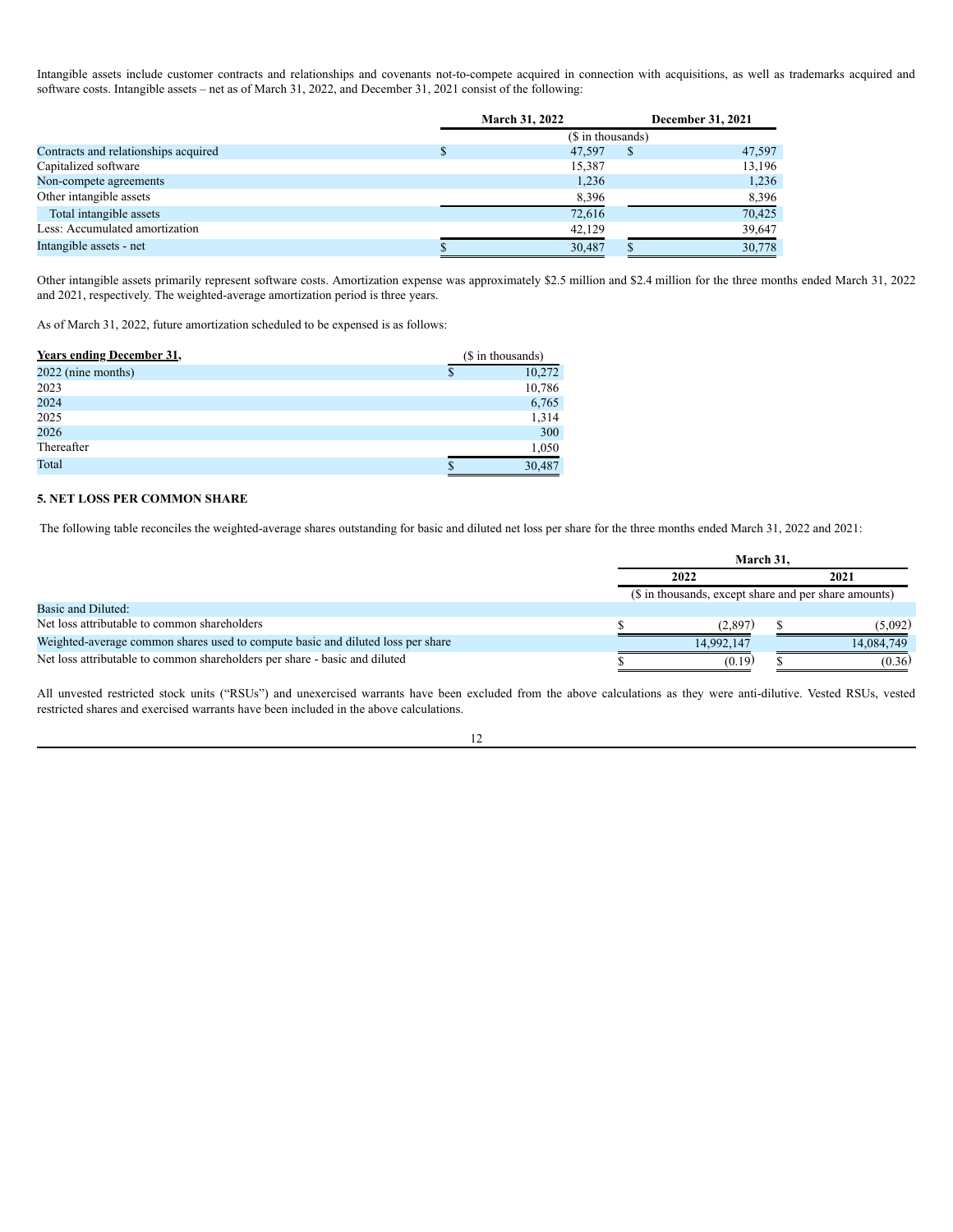Intangible assets include customer contracts and relationships and covenants not-to-compete acquired in connection with acquisitions, as well as trademarks acquired and software costs. Intangible assets – net as of March 31, 2022, and December 31, 2021 consist of the following:

| | March 31, 2022 | December 31, 2021 |
|---|---|---|
| | ($ in thousands) | |
| Contracts and relationships acquired | $ 47,597 | $ 47,597 |
| Capitalized software | 15,387 | 13,196 |
| Non-compete agreements | 1,236 | 1,236 |
| Other intangible assets | 8,396 | 8,396 |
| Total intangible assets | 72,616 | 70,425 |
| Less: Accumulated amortization | 42,129 | 39,647 |
| Intangible assets - net | $ 30,487 | $ 30,778 |

Other intangible assets primarily represent software costs. Amortization expense was approximately $2.5 million and $2.4 million for the three months ended March 31, 2022 and 2021, respectively. The weighted-average amortization period is three years.

As of March 31, 2022, future amortization scheduled to be expensed is as follows:

| Years ending December 31, | ($ in thousands) |
|---|---|
| 2022 (nine months) | $ 10,272 |
| 2023 | 10,786 |
| 2024 | 6,765 |
| 2025 | 1,314 |
| 2026 | 300 |
| Thereafter | 1,050 |
| Total | $ 30,487 |

## 5. NET LOSS PER COMMON SHARE

The following table reconciles the weighted-average shares outstanding for basic and diluted net loss per share for the three months ended March 31, 2022 and 2021:

| | March 31, | |
|---|---|---|
| | 2022 | 2021 |
| | ($ in thousands, except share and per share amounts) | |
| Basic and Diluted: | | |
| Net loss attributable to common shareholders | $ (2,897) | $ (5,092) |
| Weighted-average common shares used to compute basic and diluted loss per share | 14,992,147 | 14,084,749 |
| Net loss attributable to common shareholders per share - basic and diluted | $ (0.19) | $ (0.36) |

All unvested restricted stock units ("RSUs") and unexercised warrants have been excluded from the above calculations as they were anti-dilutive. Vested RSUs, vested restricted shares and exercised warrants have been included in the above calculations.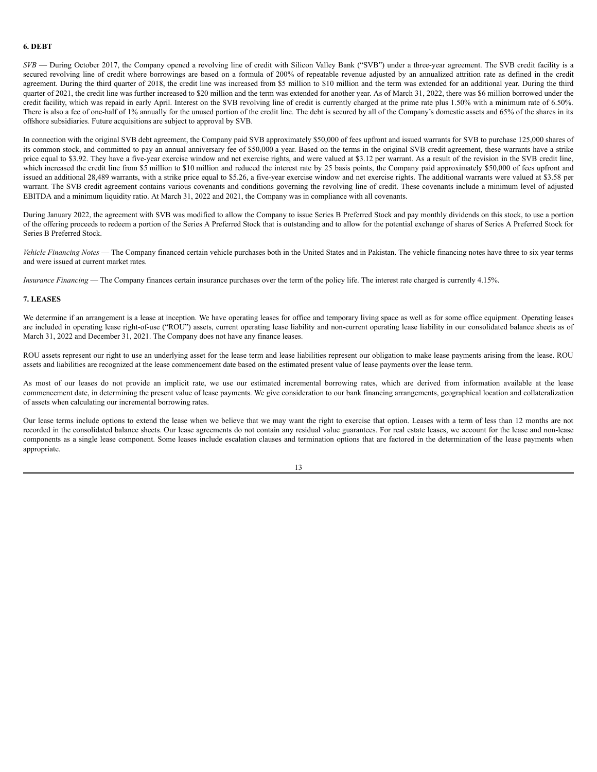**6. DEBT**

*SVB* — During October 2017, the Company opened a revolving line of credit with Silicon Valley Bank ("SVB") under a three-year agreement. The SVB credit facility is a secured revolving line of credit where borrowings are based on a formula of 200% of repeatable revenue adjusted by an annualized attrition rate as defined in the credit agreement. During the third quarter of 2018, the credit line was increased from $5 million to $10 million and the term was extended for an additional year. During the third quarter of 2021, the credit line was further increased to $20 million and the term was extended for another year. As of March 31, 2022, there was $6 million borrowed under the credit facility, which was repaid in early April. Interest on the SVB revolving line of credit is currently charged at the prime rate plus 1.50% with a minimum rate of 6.50%. There is also a fee of one-half of 1% annually for the unused portion of the credit line. The debt is secured by all of the Company's domestic assets and 65% of the shares in its offshore subsidiaries. Future acquisitions are subject to approval by SVB.

In connection with the original SVB debt agreement, the Company paid SVB approximately $50,000 of fees upfront and issued warrants for SVB to purchase 125,000 shares of its common stock, and committed to pay an annual anniversary fee of $50,000 a year. Based on the terms in the original SVB credit agreement, these warrants have a strike price equal to $3.92. They have a five-year exercise window and net exercise rights, and were valued at $3.12 per warrant. As a result of the revision in the SVB credit line, which increased the credit line from $5 million to $10 million and reduced the interest rate by 25 basis points, the Company paid approximately $50,000 of fees upfront and issued an additional 28,489 warrants, with a strike price equal to $5.26, a five-year exercise window and net exercise rights. The additional warrants were valued at $3.58 per warrant. The SVB credit agreement contains various covenants and conditions governing the revolving line of credit. These covenants include a minimum level of adjusted EBITDA and a minimum liquidity ratio. At March 31, 2022 and 2021, the Company was in compliance with all covenants.

During January 2022, the agreement with SVB was modified to allow the Company to issue Series B Preferred Stock and pay monthly dividends on this stock, to use a portion of the offering proceeds to redeem a portion of the Series A Preferred Stock that is outstanding and to allow for the potential exchange of shares of Series A Preferred Stock for Series B Preferred Stock.

*Vehicle Financing Notes* — The Company financed certain vehicle purchases both in the United States and in Pakistan. The vehicle financing notes have three to six year terms and were issued at current market rates.

*Insurance Financing* — The Company finances certain insurance purchases over the term of the policy life. The interest rate charged is currently 4.15%.

**7. LEASES**

We determine if an arrangement is a lease at inception. We have operating leases for office and temporary living space as well as for some office equipment. Operating leases are included in operating lease right-of-use ("ROU") assets, current operating lease liability and non-current operating lease liability in our consolidated balance sheets as of March 31, 2022 and December 31, 2021. The Company does not have any finance leases.

ROU assets represent our right to use an underlying asset for the lease term and lease liabilities represent our obligation to make lease payments arising from the lease. ROU assets and liabilities are recognized at the lease commencement date based on the estimated present value of lease payments over the lease term.

As most of our leases do not provide an implicit rate, we use our estimated incremental borrowing rates, which are derived from information available at the lease commencement date, in determining the present value of lease payments. We give consideration to our bank financing arrangements, geographical location and collateralization of assets when calculating our incremental borrowing rates.

Our lease terms include options to extend the lease when we believe that we may want the right to exercise that option. Leases with a term of less than 12 months are not recorded in the consolidated balance sheets. Our lease agreements do not contain any residual value guarantees. For real estate leases, we account for the lease and non-lease components as a single lease component. Some leases include escalation clauses and termination options that are factored in the determination of the lease payments when appropriate.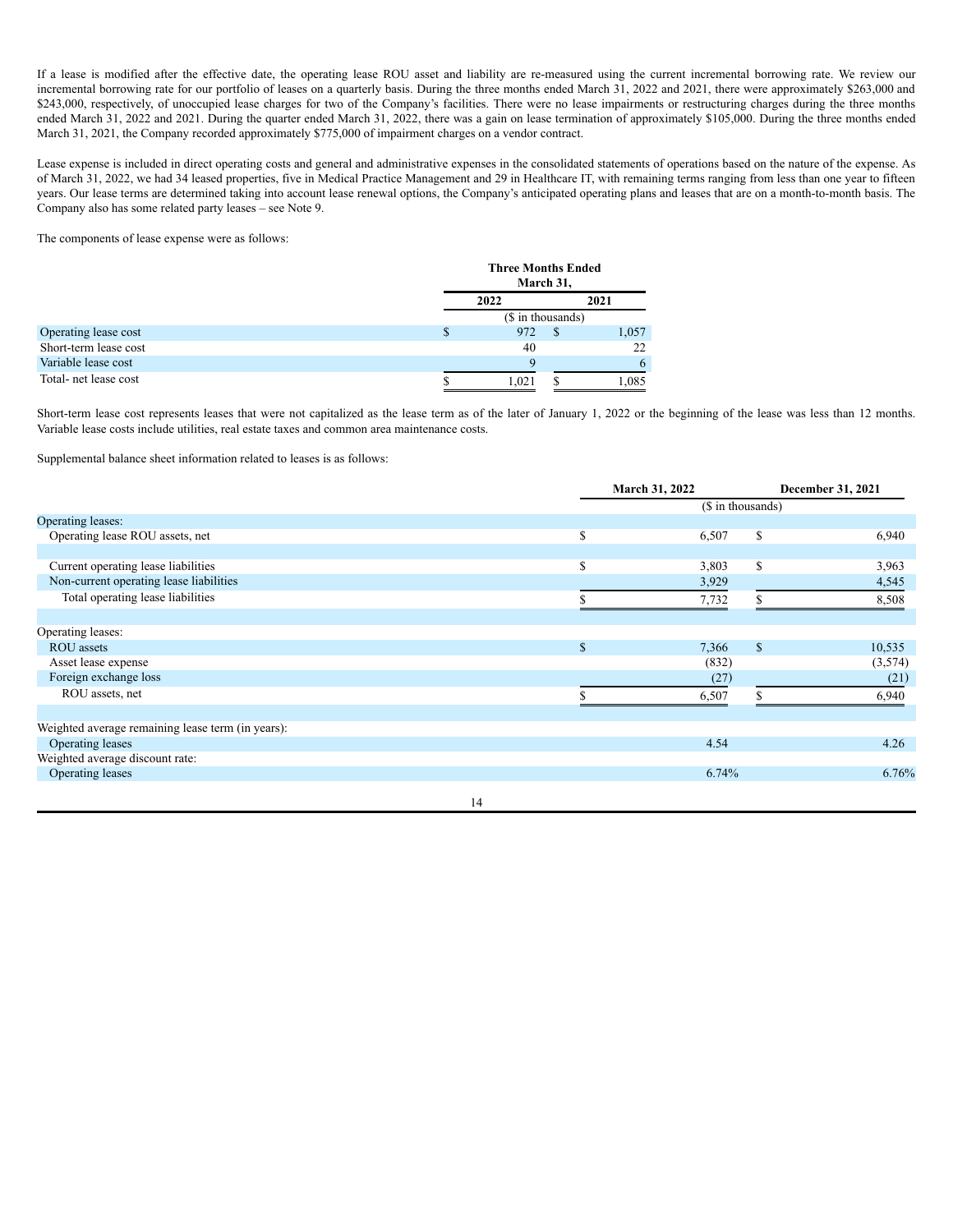If a lease is modified after the effective date, the operating lease ROU asset and liability are re-measured using the current incremental borrowing rate. We review our incremental borrowing rate for our portfolio of leases on a quarterly basis. During the three months ended March 31, 2022 and 2021, there were approximately $263,000 and $243,000, respectively, of unoccupied lease charges for two of the Company's facilities. There were no lease impairments or restructuring charges during the three months ended March 31, 2022 and 2021. During the quarter ended March 31, 2022, there was a gain on lease termination of approximately $105,000. During the three months ended March 31, 2021, the Company recorded approximately $775,000 of impairment charges on a vendor contract.

Lease expense is included in direct operating costs and general and administrative expenses in the consolidated statements of operations based on the nature of the expense. As of March 31, 2022, we had 34 leased properties, five in Medical Practice Management and 29 in Healthcare IT, with remaining terms ranging from less than one year to fifteen years. Our lease terms are determined taking into account lease renewal options, the Company's anticipated operating plans and leases that are on a month-to-month basis. The Company also has some related party leases – see Note 9.

The components of lease expense were as follows:

| | Three Months Ended March 31, | |
|---|---|---|
| | 2022 | 2021 |
| | ($ in thousands) | |
| Operating lease cost | $ 972 | $ 1,057 |
| Short-term lease cost | 40 | 22 |
| Variable lease cost | 9 | 6 |
| Total- net lease cost | $ 1,021 | $ 1,085 |

Short-term lease cost represents leases that were not capitalized as the lease term as of the later of January 1, 2022 or the beginning of the lease was less than 12 months. Variable lease costs include utilities, real estate taxes and common area maintenance costs.

Supplemental balance sheet information related to leases is as follows:

| | March 31, 2022 | December 31, 2021 |
|---|---|---|
| | ($ in thousands) | |
| Operating leases: | | |
| Operating lease ROU assets, net | $ 6,507 | $ 6,940 |
| | | |
| Current operating lease liabilities | $ 3,803 | $ 3,963 |
| Non-current operating lease liabilities | 3,929 | 4,545 |
| Total operating lease liabilities | $ 7,732 | $ 8,508 |
| | | |
| Operating leases: | | |
| ROU assets | $ 7,366 | $ 10,535 |
| Asset lease expense | (832) | (3,574) |
| Foreign exchange loss | (27) | (21) |
| ROU assets, net | $ 6,507 | $ 6,940 |
| | | |
| Weighted average remaining lease term (in years): | | |
| Operating leases | 4.54 | 4.26 |
| Weighted average discount rate: | | |
| Operating leases | 6.74% | 6.76% |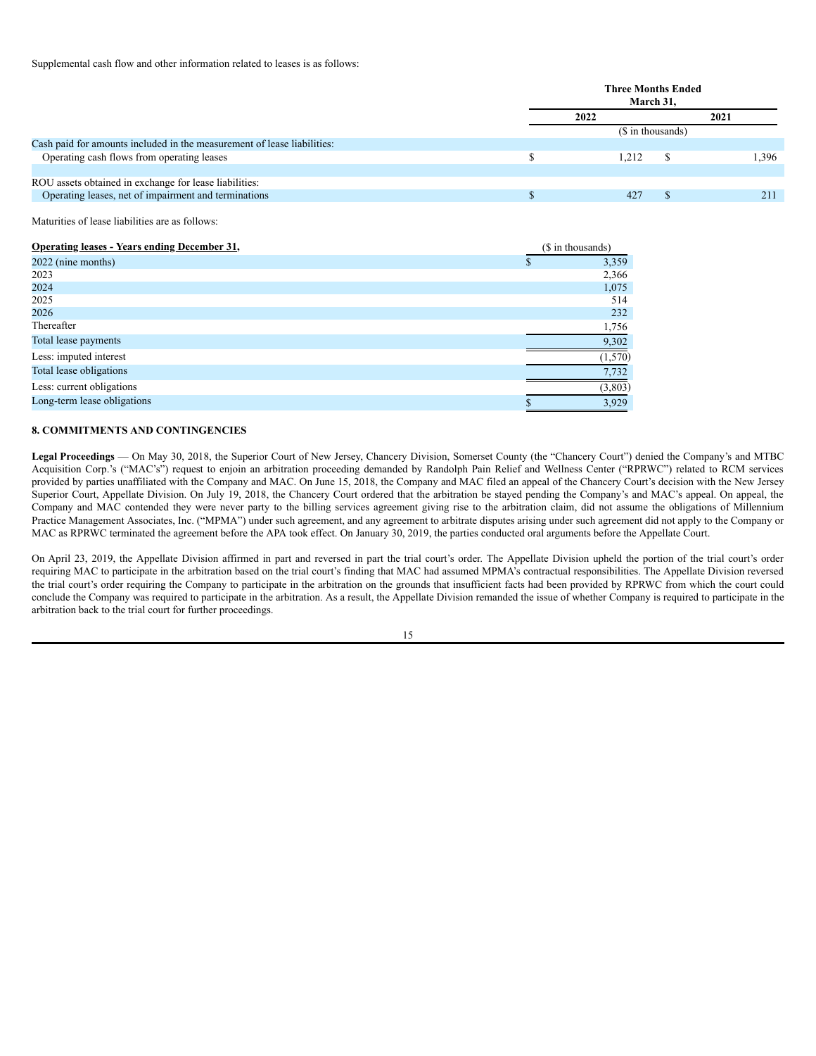Supplemental cash flow and other information related to leases is as follows:

| | Three Months Ended March 31, | |
|---|---|---|
| | 2022 | 2021 |
| | ($ in thousands) | |
| Cash paid for amounts included in the measurement of lease liabilities: | | |
| Operating cash flows from operating leases | $ 1,212 | $ 1,396 |
| | | |
| ROU assets obtained in exchange for lease liabilities: | | |
| Operating leases, net of impairment and terminations | $ 427 | $ 211 |

Maturities of lease liabilities are as follows:

| **Operating leases - Years ending December 31,** | ($ in thousands) |
|---|---|
| 2022 (nine months) | $ 3,359 |
| 2023 | 2,366 |
| 2024 | 1,075 |
| 2025 | 514 |
| 2026 | 232 |
| Thereafter | 1,756 |
| Total lease payments | 9,302 |
| Less: imputed interest | (1,570) |
| Total lease obligations | 7,732 |
| Less: current obligations | (3,803) |
| Long-term lease obligations | $ 3,929 |

**8. COMMITMENTS AND CONTINGENCIES**

**Legal Proceedings** — On May 30, 2018, the Superior Court of New Jersey, Chancery Division, Somerset County (the "Chancery Court") denied the Company's and MTBC Acquisition Corp.'s ("MAC's") request to enjoin an arbitration proceeding demanded by Randolph Pain Relief and Wellness Center ("RPRWC") related to RCM services provided by parties unaffiliated with the Company and MAC. On June 15, 2018, the Company and MAC filed an appeal of the Chancery Court's decision with the New Jersey Superior Court, Appellate Division. On July 19, 2018, the Chancery Court ordered that the arbitration be stayed pending the Company's and MAC's appeal. On appeal, the Company and MAC contended they were never party to the billing services agreement giving rise to the arbitration claim, did not assume the obligations of Millennium Practice Management Associates, Inc. ("MPMA") under such agreement, and any agreement to arbitrate disputes arising under such agreement did not apply to the Company or MAC as RPRWC terminated the agreement before the APA took effect. On January 30, 2019, the parties conducted oral arguments before the Appellate Court.

On April 23, 2019, the Appellate Division affirmed in part and reversed in part the trial court's order. The Appellate Division upheld the portion of the trial court's order requiring MAC to participate in the arbitration based on the trial court's finding that MAC had assumed MPMA's contractual responsibilities. The Appellate Division reversed the trial court's order requiring the Company to participate in the arbitration on the grounds that insufficient facts had been provided by RPRWC from which the court could conclude the Company was required to participate in the arbitration. As a result, the Appellate Division remanded the issue of whether Company is required to participate in the arbitration back to the trial court for further proceedings.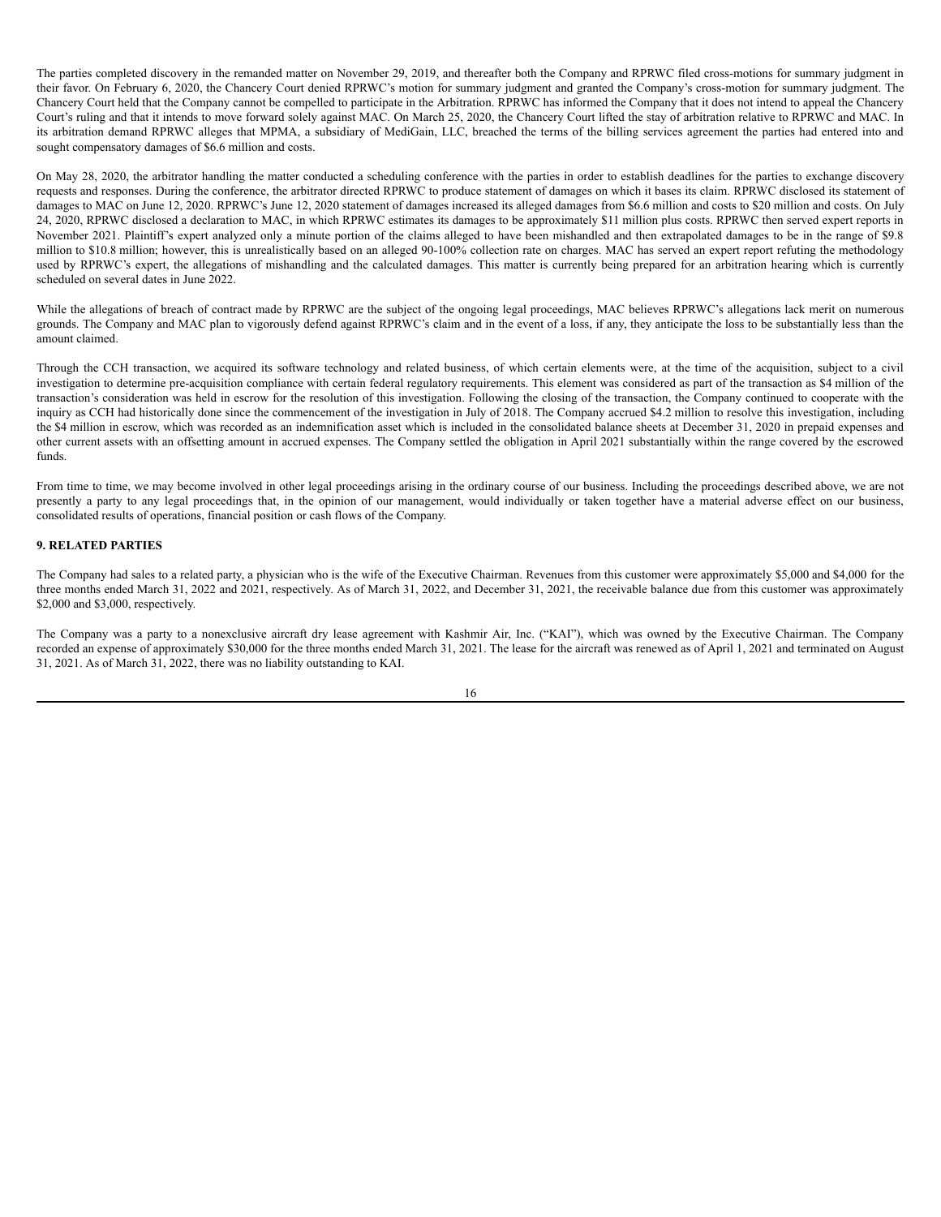The parties completed discovery in the remanded matter on November 29, 2019, and thereafter both the Company and RPRWC filed cross-motions for summary judgment in their favor. On February 6, 2020, the Chancery Court denied RPRWC's motion for summary judgment and granted the Company's cross-motion for summary judgment. The Chancery Court held that the Company cannot be compelled to participate in the Arbitration. RPRWC has informed the Company that it does not intend to appeal the Chancery Court's ruling and that it intends to move forward solely against MAC. On March 25, 2020, the Chancery Court lifted the stay of arbitration relative to RPRWC and MAC. In its arbitration demand RPRWC alleges that MPMA, a subsidiary of MediGain, LLC, breached the terms of the billing services agreement the parties had entered into and sought compensatory damages of $6.6 million and costs.

On May 28, 2020, the arbitrator handling the matter conducted a scheduling conference with the parties in order to establish deadlines for the parties to exchange discovery requests and responses. During the conference, the arbitrator directed RPRWC to produce statement of damages on which it bases its claim. RPRWC disclosed its statement of damages to MAC on June 12, 2020. RPRWC's June 12, 2020 statement of damages increased its alleged damages from $6.6 million and costs to $20 million and costs. On July 24, 2020, RPRWC disclosed a declaration to MAC, in which RPRWC estimates its damages to be approximately $11 million plus costs. RPRWC then served expert reports in November 2021. Plaintiff's expert analyzed only a minute portion of the claims alleged to have been mishandled and then extrapolated damages to be in the range of $9.8 million to $10.8 million; however, this is unrealistically based on an alleged 90-100% collection rate on charges. MAC has served an expert report refuting the methodology used by RPRWC's expert, the allegations of mishandling and the calculated damages. This matter is currently being prepared for an arbitration hearing which is currently scheduled on several dates in June 2022.

While the allegations of breach of contract made by RPRWC are the subject of the ongoing legal proceedings, MAC believes RPRWC's allegations lack merit on numerous grounds. The Company and MAC plan to vigorously defend against RPRWC's claim and in the event of a loss, if any, they anticipate the loss to be substantially less than the amount claimed.

Through the CCH transaction, we acquired its software technology and related business, of which certain elements were, at the time of the acquisition, subject to a civil investigation to determine pre-acquisition compliance with certain federal regulatory requirements. This element was considered as part of the transaction as $4 million of the transaction's consideration was held in escrow for the resolution of this investigation. Following the closing of the transaction, the Company continued to cooperate with the inquiry as CCH had historically done since the commencement of the investigation in July of 2018. The Company accrued $4.2 million to resolve this investigation, including the $4 million in escrow, which was recorded as an indemnification asset which is included in the consolidated balance sheets at December 31, 2020 in prepaid expenses and other current assets with an offsetting amount in accrued expenses. The Company settled the obligation in April 2021 substantially within the range covered by the escrowed funds.

From time to time, we may become involved in other legal proceedings arising in the ordinary course of our business. Including the proceedings described above, we are not presently a party to any legal proceedings that, in the opinion of our management, would individually or taken together have a material adverse effect on our business, consolidated results of operations, financial position or cash flows of the Company.

**9. RELATED PARTIES**

The Company had sales to a related party, a physician who is the wife of the Executive Chairman. Revenues from this customer were approximately $5,000 and $4,000 for the three months ended March 31, 2022 and 2021, respectively. As of March 31, 2022, and December 31, 2021, the receivable balance due from this customer was approximately $2,000 and $3,000, respectively.

The Company was a party to a nonexclusive aircraft dry lease agreement with Kashmir Air, Inc. ("KAI"), which was owned by the Executive Chairman. The Company recorded an expense of approximately $30,000 for the three months ended March 31, 2021. The lease for the aircraft was renewed as of April 1, 2021 and terminated on August 31, 2021. As of March 31, 2022, there was no liability outstanding to KAI.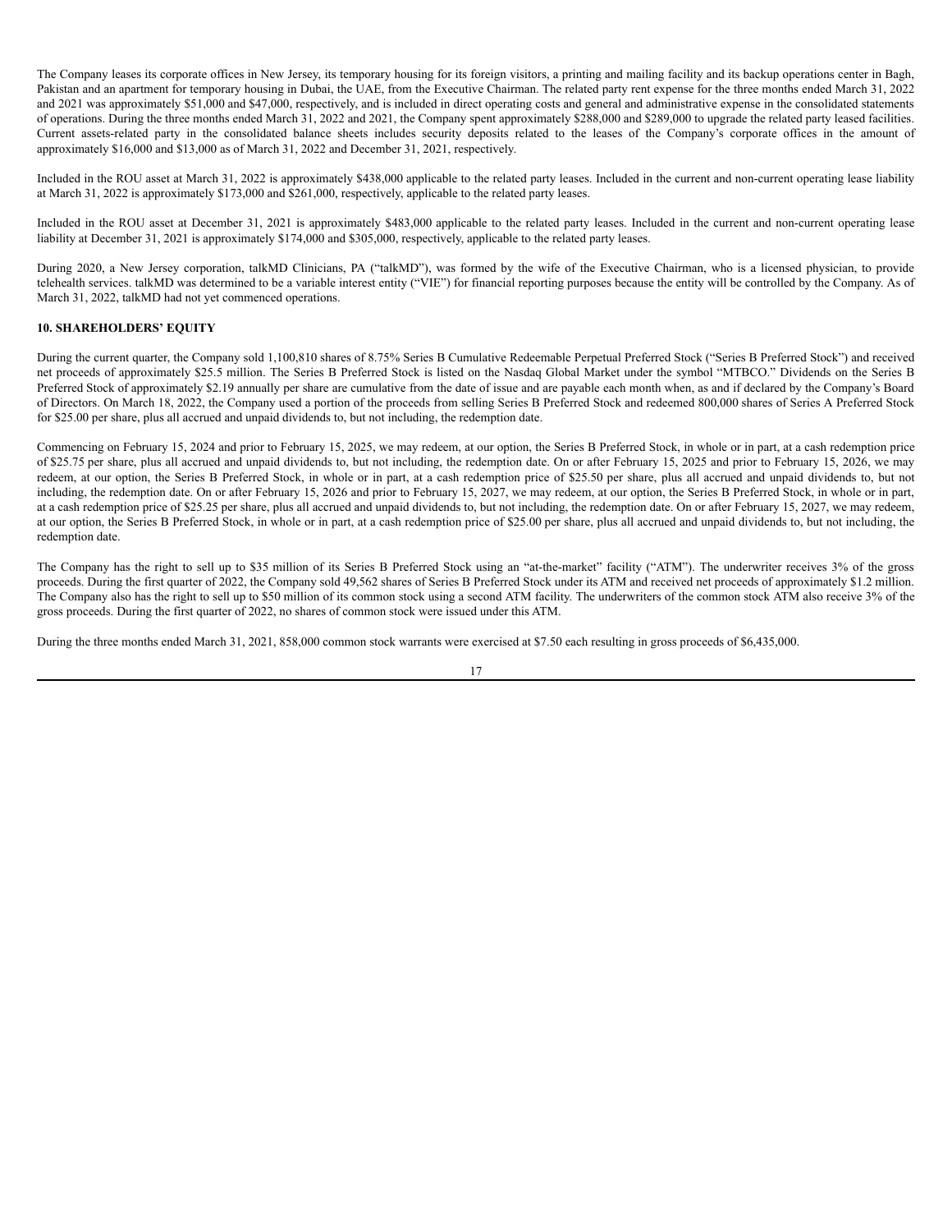The Company leases its corporate offices in New Jersey, its temporary housing for its foreign visitors, a printing and mailing facility and its backup operations center in Bagh, Pakistan and an apartment for temporary housing in Dubai, the UAE, from the Executive Chairman. The related party rent expense for the three months ended March 31, 2022 and 2021 was approximately $51,000 and $47,000, respectively, and is included in direct operating costs and general and administrative expense in the consolidated statements of operations. During the three months ended March 31, 2022 and 2021, the Company spent approximately $288,000 and $289,000 to upgrade the related party leased facilities. Current assets-related party in the consolidated balance sheets includes security deposits related to the leases of the Company's corporate offices in the amount of approximately $16,000 and $13,000 as of March 31, 2022 and December 31, 2021, respectively.

Included in the ROU asset at March 31, 2022 is approximately $438,000 applicable to the related party leases. Included in the current and non-current operating lease liability at March 31, 2022 is approximately $173,000 and $261,000, respectively, applicable to the related party leases.

Included in the ROU asset at December 31, 2021 is approximately $483,000 applicable to the related party leases. Included in the current and non-current operating lease liability at December 31, 2021 is approximately $174,000 and $305,000, respectively, applicable to the related party leases.

During 2020, a New Jersey corporation, talkMD Clinicians, PA ("talkMD"), was formed by the wife of the Executive Chairman, who is a licensed physician, to provide telehealth services. talkMD was determined to be a variable interest entity ("VIE") for financial reporting purposes because the entity will be controlled by the Company. As of March 31, 2022, talkMD had not yet commenced operations.

**10. SHAREHOLDERS' EQUITY**

During the current quarter, the Company sold 1,100,810 shares of 8.75% Series B Cumulative Redeemable Perpetual Preferred Stock ("Series B Preferred Stock") and received net proceeds of approximately $25.5 million. The Series B Preferred Stock is listed on the Nasdaq Global Market under the symbol "MTBCO." Dividends on the Series B Preferred Stock of approximately $2.19 annually per share are cumulative from the date of issue and are payable each month when, as and if declared by the Company's Board of Directors. On March 18, 2022, the Company used a portion of the proceeds from selling Series B Preferred Stock and redeemed 800,000 shares of Series A Preferred Stock for $25.00 per share, plus all accrued and unpaid dividends to, but not including, the redemption date.

Commencing on February 15, 2024 and prior to February 15, 2025, we may redeem, at our option, the Series B Preferred Stock, in whole or in part, at a cash redemption price of $25.75 per share, plus all accrued and unpaid dividends to, but not including, the redemption date. On or after February 15, 2025 and prior to February 15, 2026, we may redeem, at our option, the Series B Preferred Stock, in whole or in part, at a cash redemption price of $25.50 per share, plus all accrued and unpaid dividends to, but not including, the redemption date. On or after February 15, 2026 and prior to February 15, 2027, we may redeem, at our option, the Series B Preferred Stock, in whole or in part, at a cash redemption price of $25.25 per share, plus all accrued and unpaid dividends to, but not including, the redemption date. On or after February 15, 2027, we may redeem, at our option, the Series B Preferred Stock, in whole or in part, at a cash redemption price of $25.00 per share, plus all accrued and unpaid dividends to, but not including, the redemption date.

The Company has the right to sell up to $35 million of its Series B Preferred Stock using an "at-the-market" facility ("ATM"). The underwriter receives 3% of the gross proceeds. During the first quarter of 2022, the Company sold 49,562 shares of Series B Preferred Stock under its ATM and received net proceeds of approximately $1.2 million. The Company also has the right to sell up to $50 million of its common stock using a second ATM facility. The underwriters of the common stock ATM also receive 3% of the gross proceeds. During the first quarter of 2022, no shares of common stock were issued under this ATM.

During the three months ended March 31, 2021, 858,000 common stock warrants were exercised at $7.50 each resulting in gross proceeds of $6,435,000.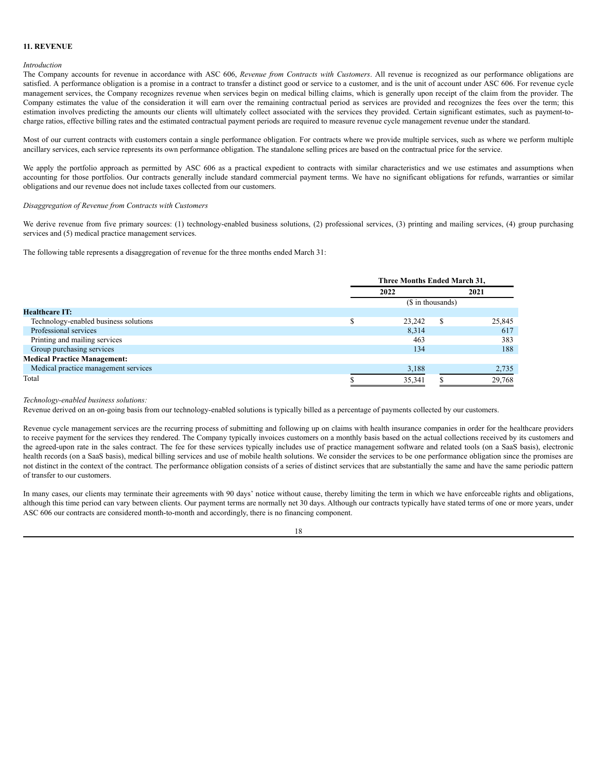**11. REVENUE**

*Introduction*

The Company accounts for revenue in accordance with ASC 606, *Revenue from Contracts with Customers*. All revenue is recognized as our performance obligations are satisfied. A performance obligation is a promise in a contract to transfer a distinct good or service to a customer, and is the unit of account under ASC 606. For revenue cycle management services, the Company recognizes revenue when services begin on medical billing claims, which is generally upon receipt of the claim from the provider. The Company estimates the value of the consideration it will earn over the remaining contractual period as services are provided and recognizes the fees over the term; this estimation involves predicting the amounts our clients will ultimately collect associated with the services they provided. Certain significant estimates, such as payment-to-charge ratios, effective billing rates and the estimated contractual payment periods are required to measure revenue cycle management revenue under the standard.

Most of our current contracts with customers contain a single performance obligation. For contracts where we provide multiple services, such as where we perform multiple ancillary services, each service represents its own performance obligation. The standalone selling prices are based on the contractual price for the service.

We apply the portfolio approach as permitted by ASC 606 as a practical expedient to contracts with similar characteristics and we use estimates and assumptions when accounting for those portfolios. Our contracts generally include standard commercial payment terms. We have no significant obligations for refunds, warranties or similar obligations and our revenue does not include taxes collected from our customers.

*Disaggregation of Revenue from Contracts with Customers*

We derive revenue from five primary sources: (1) technology-enabled business solutions, (2) professional services, (3) printing and mailing services, (4) group purchasing services and (5) medical practice management services.

The following table represents a disaggregation of revenue for the three months ended March 31:

| | Three Months Ended March 31, | |
|---|---|---|
| | 2022 | 2021 |
| | ($ in thousands) | |
| **Healthcare IT:** | | |
| Technology-enabled business solutions | $ 23,242 | $ 25,845 |
| Professional services | 8,314 | 617 |
| Printing and mailing services | 463 | 383 |
| Group purchasing services | 134 | 188 |
| **Medical Practice Management:** | | |
| Medical practice management services | 3,188 | 2,735 |
| Total | $ 35,341 | $ 29,768 |

*Technology-enabled business solutions:*

Revenue derived on an on-going basis from our technology-enabled solutions is typically billed as a percentage of payments collected by our customers.

Revenue cycle management services are the recurring process of submitting and following up on claims with health insurance companies in order for the healthcare providers to receive payment for the services they rendered. The Company typically invoices customers on a monthly basis based on the actual collections received by its customers and the agreed-upon rate in the sales contract. The fee for these services typically includes use of practice management software and related tools (on a SaaS basis), electronic health records (on a SaaS basis), medical billing services and use of mobile health solutions. We consider the services to be one performance obligation since the promises are not distinct in the context of the contract. The performance obligation consists of a series of distinct services that are substantially the same and have the same periodic pattern of transfer to our customers.

In many cases, our clients may terminate their agreements with 90 days' notice without cause, thereby limiting the term in which we have enforceable rights and obligations, although this time period can vary between clients. Our payment terms are normally net 30 days. Although our contracts typically have stated terms of one or more years, under ASC 606 our contracts are considered month-to-month and accordingly, there is no financing component.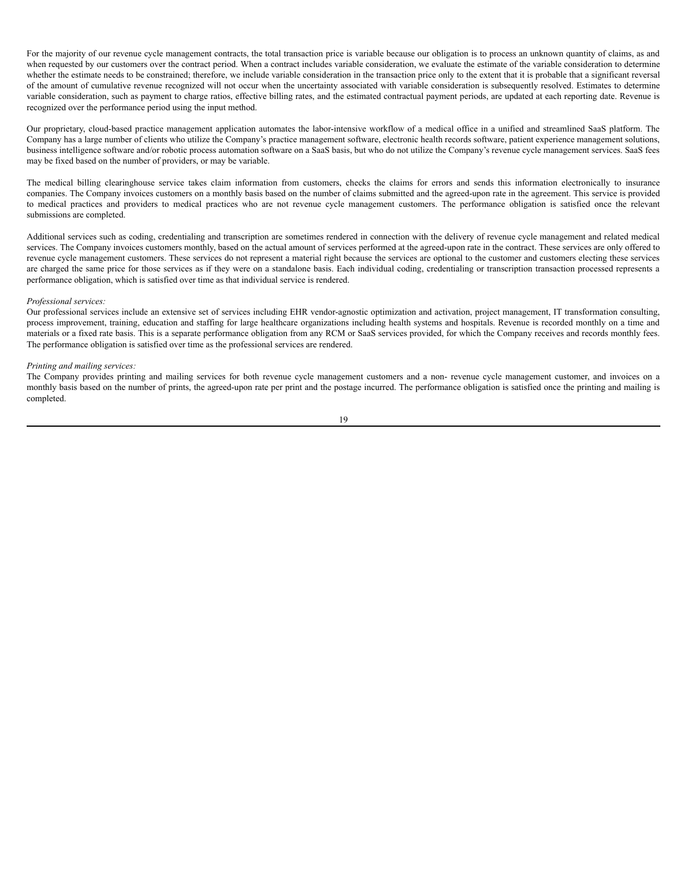For the majority of our revenue cycle management contracts, the total transaction price is variable because our obligation is to process an unknown quantity of claims, as and when requested by our customers over the contract period. When a contract includes variable consideration, we evaluate the estimate of the variable consideration to determine whether the estimate needs to be constrained; therefore, we include variable consideration in the transaction price only to the extent that it is probable that a significant reversal of the amount of cumulative revenue recognized will not occur when the uncertainty associated with variable consideration is subsequently resolved. Estimates to determine variable consideration, such as payment to charge ratios, effective billing rates, and the estimated contractual payment periods, are updated at each reporting date. Revenue is recognized over the performance period using the input method.

Our proprietary, cloud-based practice management application automates the labor-intensive workflow of a medical office in a unified and streamlined SaaS platform. The Company has a large number of clients who utilize the Company's practice management software, electronic health records software, patient experience management solutions, business intelligence software and/or robotic process automation software on a SaaS basis, but who do not utilize the Company's revenue cycle management services. SaaS fees may be fixed based on the number of providers, or may be variable.

The medical billing clearinghouse service takes claim information from customers, checks the claims for errors and sends this information electronically to insurance companies. The Company invoices customers on a monthly basis based on the number of claims submitted and the agreed-upon rate in the agreement. This service is provided to medical practices and providers to medical practices who are not revenue cycle management customers. The performance obligation is satisfied once the relevant submissions are completed.

Additional services such as coding, credentialing and transcription are sometimes rendered in connection with the delivery of revenue cycle management and related medical services. The Company invoices customers monthly, based on the actual amount of services performed at the agreed-upon rate in the contract. These services are only offered to revenue cycle management customers. These services do not represent a material right because the services are optional to the customer and customers electing these services are charged the same price for those services as if they were on a standalone basis. Each individual coding, credentialing or transcription transaction processed represents a performance obligation, which is satisfied over time as that individual service is rendered.

*Professional services:*
Our professional services include an extensive set of services including EHR vendor-agnostic optimization and activation, project management, IT transformation consulting, process improvement, training, education and staffing for large healthcare organizations including health systems and hospitals. Revenue is recorded monthly on a time and materials or a fixed rate basis. This is a separate performance obligation from any RCM or SaaS services provided, for which the Company receives and records monthly fees. The performance obligation is satisfied over time as the professional services are rendered.

*Printing and mailing services:*
The Company provides printing and mailing services for both revenue cycle management customers and a non- revenue cycle management customer, and invoices on a monthly basis based on the number of prints, the agreed-upon rate per print and the postage incurred. The performance obligation is satisfied once the printing and mailing is completed.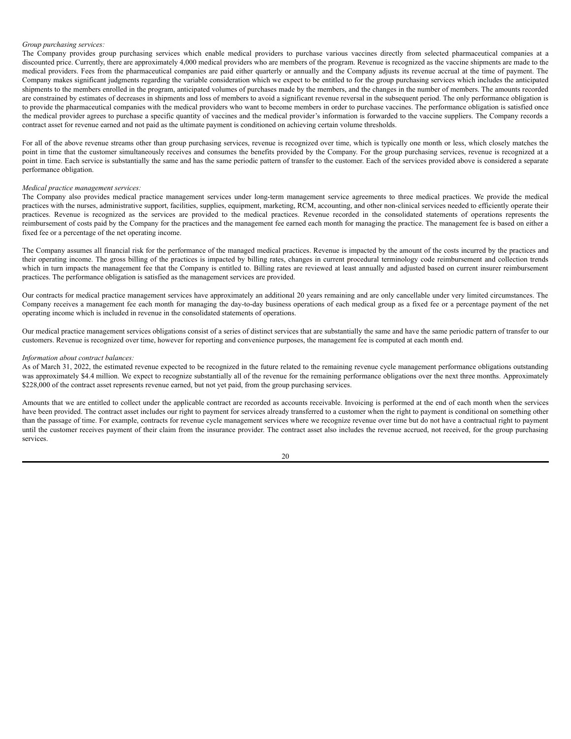*Group purchasing services:*

The Company provides group purchasing services which enable medical providers to purchase various vaccines directly from selected pharmaceutical companies at a discounted price. Currently, there are approximately 4,000 medical providers who are members of the program. Revenue is recognized as the vaccine shipments are made to the medical providers. Fees from the pharmaceutical companies are paid either quarterly or annually and the Company adjusts its revenue accrual at the time of payment. The Company makes significant judgments regarding the variable consideration which we expect to be entitled to for the group purchasing services which includes the anticipated shipments to the members enrolled in the program, anticipated volumes of purchases made by the members, and the changes in the number of members. The amounts recorded are constrained by estimates of decreases in shipments and loss of members to avoid a significant revenue reversal in the subsequent period. The only performance obligation is to provide the pharmaceutical companies with the medical providers who want to become members in order to purchase vaccines. The performance obligation is satisfied once the medical provider agrees to purchase a specific quantity of vaccines and the medical provider's information is forwarded to the vaccine suppliers. The Company records a contract asset for revenue earned and not paid as the ultimate payment is conditioned on achieving certain volume thresholds.

For all of the above revenue streams other than group purchasing services, revenue is recognized over time, which is typically one month or less, which closely matches the point in time that the customer simultaneously receives and consumes the benefits provided by the Company. For the group purchasing services, revenue is recognized at a point in time. Each service is substantially the same and has the same periodic pattern of transfer to the customer. Each of the services provided above is considered a separate performance obligation.

*Medical practice management services:*

The Company also provides medical practice management services under long-term management service agreements to three medical practices. We provide the medical practices with the nurses, administrative support, facilities, supplies, equipment, marketing, RCM, accounting, and other non-clinical services needed to efficiently operate their practices. Revenue is recognized as the services are provided to the medical practices. Revenue recorded in the consolidated statements of operations represents the reimbursement of costs paid by the Company for the practices and the management fee earned each month for managing the practice. The management fee is based on either a fixed fee or a percentage of the net operating income.

The Company assumes all financial risk for the performance of the managed medical practices. Revenue is impacted by the amount of the costs incurred by the practices and their operating income. The gross billing of the practices is impacted by billing rates, changes in current procedural terminology code reimbursement and collection trends which in turn impacts the management fee that the Company is entitled to. Billing rates are reviewed at least annually and adjusted based on current insurer reimbursement practices. The performance obligation is satisfied as the management services are provided.

Our contracts for medical practice management services have approximately an additional 20 years remaining and are only cancellable under very limited circumstances. The Company receives a management fee each month for managing the day-to-day business operations of each medical group as a fixed fee or a percentage payment of the net operating income which is included in revenue in the consolidated statements of operations.

Our medical practice management services obligations consist of a series of distinct services that are substantially the same and have the same periodic pattern of transfer to our customers. Revenue is recognized over time, however for reporting and convenience purposes, the management fee is computed at each month end.

*Information about contract balances:*

As of March 31, 2022, the estimated revenue expected to be recognized in the future related to the remaining revenue cycle management performance obligations outstanding was approximately $4.4 million. We expect to recognize substantially all of the revenue for the remaining performance obligations over the next three months. Approximately $228,000 of the contract asset represents revenue earned, but not yet paid, from the group purchasing services.

Amounts that we are entitled to collect under the applicable contract are recorded as accounts receivable. Invoicing is performed at the end of each month when the services have been provided. The contract asset includes our right to payment for services already transferred to a customer when the right to payment is conditional on something other than the passage of time. For example, contracts for revenue cycle management services where we recognize revenue over time but do not have a contractual right to payment until the customer receives payment of their claim from the insurance provider. The contract asset also includes the revenue accrued, not received, for the group purchasing services.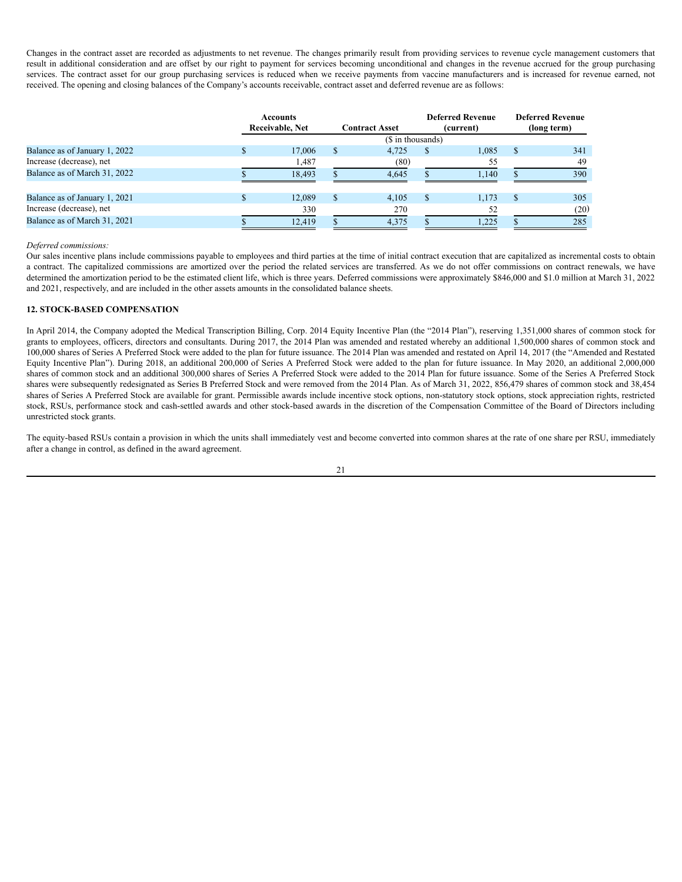Changes in the contract asset are recorded as adjustments to net revenue. The changes primarily result from providing services to revenue cycle management customers that result in additional consideration and are offset by our right to payment for services becoming unconditional and changes in the revenue accrued for the group purchasing services. The contract asset for our group purchasing services is reduced when we receive payments from vaccine manufacturers and is increased for revenue earned, not received. The opening and closing balances of the Company's accounts receivable, contract asset and deferred revenue are as follows:

| | Accounts Receivable, Net | Contract Asset | Deferred Revenue (current) | Deferred Revenue (long term) |
|---|---|---|---|---|
| | ($ in thousands) | | | |
| Balance as of January 1, 2022 | $ 17,006 | $ 4,725 | $ 1,085 | $ 341 |
| Increase (decrease), net | 1,487 | (80) | 55 | 49 |
| Balance as of March 31, 2022 | $ 18,493 | $ 4,645 | $ 1,140 | $ 390 |
| | | | | |
| Balance as of January 1, 2021 | $ 12,089 | $ 4,105 | $ 1,173 | $ 305 |
| Increase (decrease), net | 330 | 270 | 52 | (20) |
| Balance as of March 31, 2021 | $ 12,419 | $ 4,375 | $ 1,225 | $ 285 |

*Deferred commissions:*

Our sales incentive plans include commissions payable to employees and third parties at the time of initial contract execution that are capitalized as incremental costs to obtain a contract. The capitalized commissions are amortized over the period the related services are transferred. As we do not offer commissions on contract renewals, we have determined the amortization period to be the estimated client life, which is three years. Deferred commissions were approximately $846,000 and $1.0 million at March 31, 2022 and 2021, respectively, and are included in the other assets amounts in the consolidated balance sheets.

## 12. STOCK-BASED COMPENSATION

In April 2014, the Company adopted the Medical Transcription Billing, Corp. 2014 Equity Incentive Plan (the "2014 Plan"), reserving 1,351,000 shares of common stock for grants to employees, officers, directors and consultants. During 2017, the 2014 Plan was amended and restated whereby an additional 1,500,000 shares of common stock and 100,000 shares of Series A Preferred Stock were added to the plan for future issuance. The 2014 Plan was amended and restated on April 14, 2017 (the "Amended and Restated Equity Incentive Plan"). During 2018, an additional 200,000 of Series A Preferred Stock were added to the plan for future issuance. In May 2020, an additional 2,000,000 shares of common stock and an additional 300,000 shares of Series A Preferred Stock were added to the 2014 Plan for future issuance. Some of the Series A Preferred Stock shares were subsequently redesignated as Series B Preferred Stock and were removed from the 2014 Plan. As of March 31, 2022, 856,479 shares of common stock and 38,454 shares of Series A Preferred Stock are available for grant. Permissible awards include incentive stock options, non-statutory stock options, stock appreciation rights, restricted stock, RSUs, performance stock and cash-settled awards and other stock-based awards in the discretion of the Compensation Committee of the Board of Directors including unrestricted stock grants.

The equity-based RSUs contain a provision in which the units shall immediately vest and become converted into common shares at the rate of one share per RSU, immediately after a change in control, as defined in the award agreement.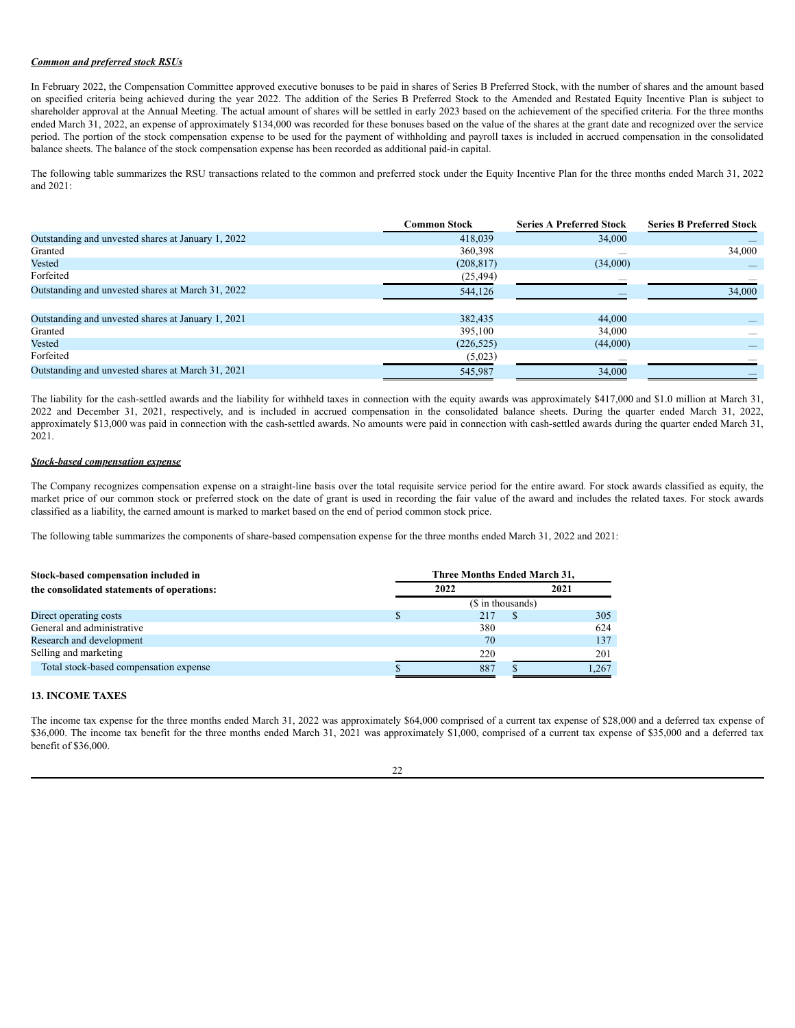***Common and preferred stock RSUs***

In February 2022, the Compensation Committee approved executive bonuses to be paid in shares of Series B Preferred Stock, with the number of shares and the amount based on specified criteria being achieved during the year 2022. The addition of the Series B Preferred Stock to the Amended and Restated Equity Incentive Plan is subject to shareholder approval at the Annual Meeting. The actual amount of shares will be settled in early 2023 based on the achievement of the specified criteria. For the three months ended March 31, 2022, an expense of approximately $134,000 was recorded for these bonuses based on the value of the shares at the grant date and recognized over the service period. The portion of the stock compensation expense to be used for the payment of withholding and payroll taxes is included in accrued compensation in the consolidated balance sheets. The balance of the stock compensation expense has been recorded as additional paid-in capital.

The following table summarizes the RSU transactions related to the common and preferred stock under the Equity Incentive Plan for the three months ended March 31, 2022 and 2021:

| | Common Stock | Series A Preferred Stock | Series B Preferred Stock |
|---|---|---|---|
| Outstanding and unvested shares at January 1, 2022 | 418,039 | 34,000 | — |
| Granted | 360,398 | — | 34,000 |
| Vested | (208,817) | (34,000) | — |
| Forfeited | (25,494) | — | — |
| Outstanding and unvested shares at March 31, 2022 | 544,126 | — | 34,000 |
| | | | |
| Outstanding and unvested shares at January 1, 2021 | 382,435 | 44,000 | — |
| Granted | 395,100 | 34,000 | — |
| Vested | (226,525) | (44,000) | — |
| Forfeited | (5,023) | — | — |
| Outstanding and unvested shares at March 31, 2021 | 545,987 | 34,000 | — |

The liability for the cash-settled awards and the liability for withheld taxes in connection with the equity awards was approximately $417,000 and $1.0 million at March 31, 2022 and December 31, 2021, respectively, and is included in accrued compensation in the consolidated balance sheets. During the quarter ended March 31, 2022, approximately $13,000 was paid in connection with the cash-settled awards. No amounts were paid in connection with cash-settled awards during the quarter ended March 31, 2021.

***Stock-based compensation expense***

The Company recognizes compensation expense on a straight-line basis over the total requisite service period for the entire award. For stock awards classified as equity, the market price of our common stock or preferred stock on the date of grant is used in recording the fair value of the award and includes the related taxes. For stock awards classified as a liability, the earned amount is marked to market based on the end of period common stock price.

The following table summarizes the components of share-based compensation expense for the three months ended March 31, 2022 and 2021:

| **Stock-based compensation included in the consolidated statements of operations:** | **Three Months Ended March 31,** | |
|---|---|---|
| | **2022** | **2021** |
| | ($ in thousands) | |
| Direct operating costs | $ 217 | $ 305 |
| General and administrative | 380 | 624 |
| Research and development | 70 | 137 |
| Selling and marketing | 220 | 201 |
| Total stock-based compensation expense | $ 887 | $ 1,267 |

**13. INCOME TAXES**

The income tax expense for the three months ended March 31, 2022 was approximately $64,000 comprised of a current tax expense of $28,000 and a deferred tax expense of $36,000. The income tax benefit for the three months ended March 31, 2021 was approximately $1,000, comprised of a current tax expense of $35,000 and a deferred tax benefit of $36,000.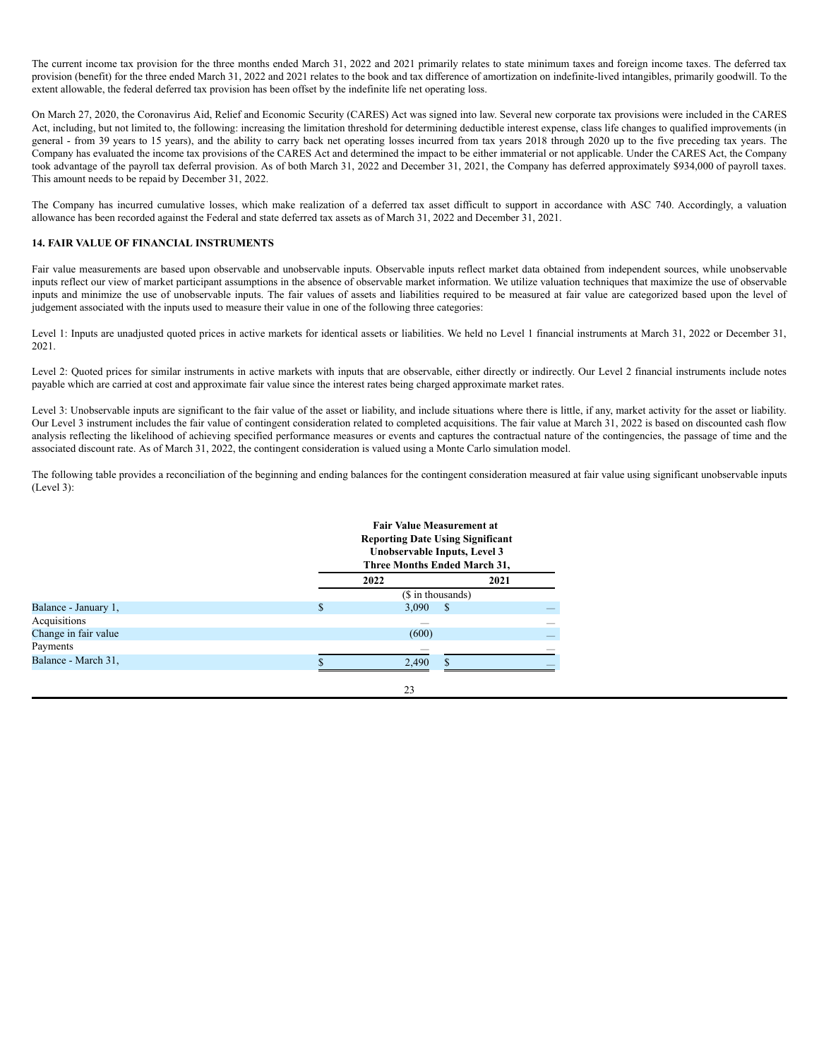The current income tax provision for the three months ended March 31, 2022 and 2021 primarily relates to state minimum taxes and foreign income taxes. The deferred tax provision (benefit) for the three ended March 31, 2022 and 2021 relates to the book and tax difference of amortization on indefinite-lived intangibles, primarily goodwill. To the extent allowable, the federal deferred tax provision has been offset by the indefinite life net operating loss.

On March 27, 2020, the Coronavirus Aid, Relief and Economic Security (CARES) Act was signed into law. Several new corporate tax provisions were included in the CARES Act, including, but not limited to, the following: increasing the limitation threshold for determining deductible interest expense, class life changes to qualified improvements (in general - from 39 years to 15 years), and the ability to carry back net operating losses incurred from tax years 2018 through 2020 up to the five preceding tax years. The Company has evaluated the income tax provisions of the CARES Act and determined the impact to be either immaterial or not applicable. Under the CARES Act, the Company took advantage of the payroll tax deferral provision. As of both March 31, 2022 and December 31, 2021, the Company has deferred approximately $934,000 of payroll taxes. This amount needs to be repaid by December 31, 2022.

The Company has incurred cumulative losses, which make realization of a deferred tax asset difficult to support in accordance with ASC 740. Accordingly, a valuation allowance has been recorded against the Federal and state deferred tax assets as of March 31, 2022 and December 31, 2021.

**14. FAIR VALUE OF FINANCIAL INSTRUMENTS**

Fair value measurements are based upon observable and unobservable inputs. Observable inputs reflect market data obtained from independent sources, while unobservable inputs reflect our view of market participant assumptions in the absence of observable market information. We utilize valuation techniques that maximize the use of observable inputs and minimize the use of unobservable inputs. The fair values of assets and liabilities required to be measured at fair value are categorized based upon the level of judgement associated with the inputs used to measure their value in one of the following three categories:

Level 1: Inputs are unadjusted quoted prices in active markets for identical assets or liabilities. We held no Level 1 financial instruments at March 31, 2022 or December 31, 2021.

Level 2: Quoted prices for similar instruments in active markets with inputs that are observable, either directly or indirectly. Our Level 2 financial instruments include notes payable which are carried at cost and approximate fair value since the interest rates being charged approximate market rates.

Level 3: Unobservable inputs are significant to the fair value of the asset or liability, and include situations where there is little, if any, market activity for the asset or liability. Our Level 3 instrument includes the fair value of contingent consideration related to completed acquisitions. The fair value at March 31, 2022 is based on discounted cash flow analysis reflecting the likelihood of achieving specified performance measures or events and captures the contractual nature of the contingencies, the passage of time and the associated discount rate. As of March 31, 2022, the contingent consideration is valued using a Monte Carlo simulation model.

The following table provides a reconciliation of the beginning and ending balances for the contingent consideration measured at fair value using significant unobservable inputs (Level 3):

| | Fair Value Measurement at Reporting Date Using Significant Unobservable Inputs, Level 3 Three Months Ended March 31, | |
|---|---|---|
| | 2022 | 2021 |
| | ($ in thousands) | |
| Balance - January 1, | $ 3,090 | $ — |
| Acquisitions | — | — |
| Change in fair value | (600) | — |
| Payments | — | — |
| Balance - March 31, | $ 2,490 | $ — |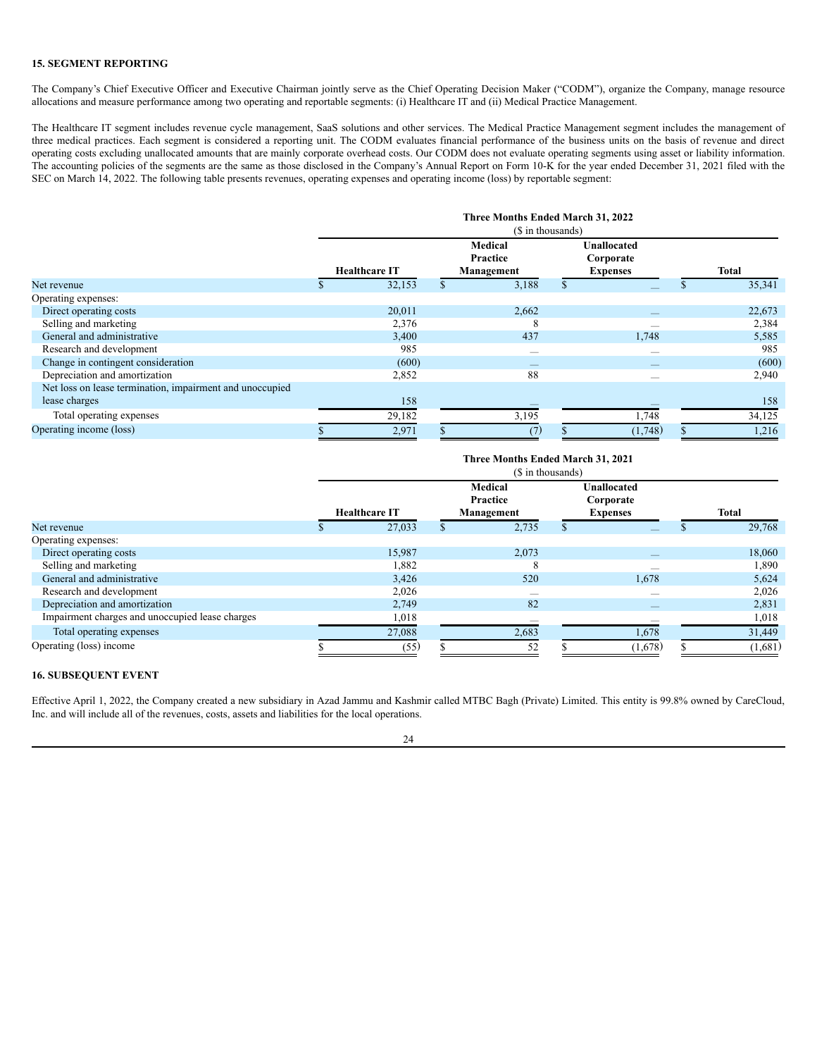### 15. SEGMENT REPORTING

The Company's Chief Executive Officer and Executive Chairman jointly serve as the Chief Operating Decision Maker ("CODM"), organize the Company, manage resource allocations and measure performance among two operating and reportable segments: (i) Healthcare IT and (ii) Medical Practice Management.

The Healthcare IT segment includes revenue cycle management, SaaS solutions and other services. The Medical Practice Management segment includes the management of three medical practices. Each segment is considered a reporting unit. The CODM evaluates financial performance of the business units on the basis of revenue and direct operating costs excluding unallocated amounts that are mainly corporate overhead costs. Our CODM does not evaluate operating segments using asset or liability information. The accounting policies of the segments are the same as those disclosed in the Company's Annual Report on Form 10-K for the year ended December 31, 2021 filed with the SEC on March 14, 2022. The following table presents revenues, operating expenses and operating income (loss) by reportable segment:

| | Three Months Ended March 31, 2022 ($ in thousands) | | | |
|---|---|---|---|---|
| | Healthcare IT | Medical Practice Management | Unallocated Corporate Expenses | Total |
| Net revenue | $ 32,153 | $ 3,188 | $ — | $ 35,341 |
| Operating expenses: | | | | |
| Direct operating costs | 20,011 | 2,662 | — | 22,673 |
| Selling and marketing | 2,376 | 8 | — | 2,384 |
| General and administrative | 3,400 | 437 | 1,748 | 5,585 |
| Research and development | 985 | — | — | 985 |
| Change in contingent consideration | (600) | — | — | (600) |
| Depreciation and amortization | 2,852 | 88 | — | 2,940 |
| Net loss on lease termination, impairment and unoccupied lease charges | 158 | — | — | 158 |
| Total operating expenses | 29,182 | 3,195 | 1,748 | 34,125 |
| Operating income (loss) | $ 2,971 | $ (7) | $ (1,748) | $ 1,216 |

| | Three Months Ended March 31, 2021 ($ in thousands) | | | |
|---|---|---|---|---|
| | Healthcare IT | Medical Practice Management | Unallocated Corporate Expenses | Total |
| Net revenue | $ 27,033 | $ 2,735 | $ — | $ 29,768 |
| Operating expenses: | | | | |
| Direct operating costs | 15,987 | 2,073 | — | 18,060 |
| Selling and marketing | 1,882 | 8 | — | 1,890 |
| General and administrative | 3,426 | 520 | 1,678 | 5,624 |
| Research and development | 2,026 | — | — | 2,026 |
| Depreciation and amortization | 2,749 | 82 | — | 2,831 |
| Impairment charges and unoccupied lease charges | 1,018 | — | — | 1,018 |
| Total operating expenses | 27,088 | 2,683 | 1,678 | 31,449 |
| Operating (loss) income | $ (55) | $ 52 | $ (1,678) | $ (1,681) |

### 16. SUBSEQUENT EVENT

Effective April 1, 2022, the Company created a new subsidiary in Azad Jammu and Kashmir called MTBC Bagh (Private) Limited. This entity is 99.8% owned by CareCloud, Inc. and will include all of the revenues, costs, assets and liabilities for the local operations.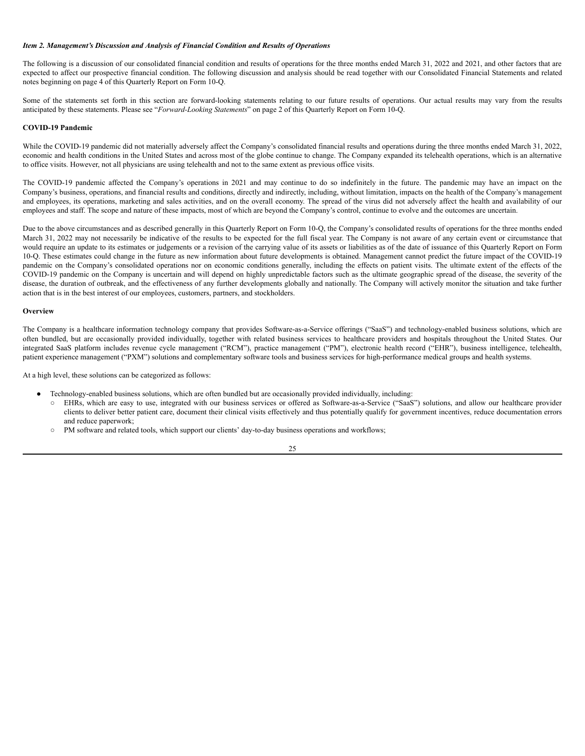### *Item 2. Management's Discussion and Analysis of Financial Condition and Results of Operations*

The following is a discussion of our consolidated financial condition and results of operations for the three months ended March 31, 2022 and 2021, and other factors that are expected to affect our prospective financial condition. The following discussion and analysis should be read together with our Consolidated Financial Statements and related notes beginning on page 4 of this Quarterly Report on Form 10-Q.

Some of the statements set forth in this section are forward-looking statements relating to our future results of operations. Our actual results may vary from the results anticipated by these statements. Please see "*Forward-Looking Statements*" on page 2 of this Quarterly Report on Form 10-Q.

**COVID-19 Pandemic**

While the COVID-19 pandemic did not materially adversely affect the Company's consolidated financial results and operations during the three months ended March 31, 2022, economic and health conditions in the United States and across most of the globe continue to change. The Company expanded its telehealth operations, which is an alternative to office visits. However, not all physicians are using telehealth and not to the same extent as previous office visits.

The COVID-19 pandemic affected the Company's operations in 2021 and may continue to do so indefinitely in the future. The pandemic may have an impact on the Company's business, operations, and financial results and conditions, directly and indirectly, including, without limitation, impacts on the health of the Company's management and employees, its operations, marketing and sales activities, and on the overall economy. The spread of the virus did not adversely affect the health and availability of our employees and staff. The scope and nature of these impacts, most of which are beyond the Company's control, continue to evolve and the outcomes are uncertain.

Due to the above circumstances and as described generally in this Quarterly Report on Form 10-Q, the Company's consolidated results of operations for the three months ended March 31, 2022 may not necessarily be indicative of the results to be expected for the full fiscal year. The Company is not aware of any certain event or circumstance that would require an update to its estimates or judgements or a revision of the carrying value of its assets or liabilities as of the date of issuance of this Quarterly Report on Form 10-Q. These estimates could change in the future as new information about future developments is obtained. Management cannot predict the future impact of the COVID-19 pandemic on the Company's consolidated operations nor on economic conditions generally, including the effects on patient visits. The ultimate extent of the effects of the COVID-19 pandemic on the Company is uncertain and will depend on highly unpredictable factors such as the ultimate geographic spread of the disease, the severity of the disease, the duration of outbreak, and the effectiveness of any further developments globally and nationally. The Company will actively monitor the situation and take further action that is in the best interest of our employees, customers, partners, and stockholders.

**Overview**

The Company is a healthcare information technology company that provides Software-as-a-Service offerings ("SaaS") and technology-enabled business solutions, which are often bundled, but are occasionally provided individually, together with related business services to healthcare providers and hospitals throughout the United States. Our integrated SaaS platform includes revenue cycle management ("RCM"), practice management ("PM"), electronic health record ("EHR"), business intelligence, telehealth, patient experience management ("PXM") solutions and complementary software tools and business services for high-performance medical groups and health systems.

At a high level, these solutions can be categorized as follows:

- Technology-enabled business solutions, which are often bundled but are occasionally provided individually, including:
  - EHRs, which are easy to use, integrated with our business services or offered as Software-as-a-Service ("SaaS") solutions, and allow our healthcare provider clients to deliver better patient care, document their clinical visits effectively and thus potentially qualify for government incentives, reduce documentation errors and reduce paperwork;
  - PM software and related tools, which support our clients' day-to-day business operations and workflows;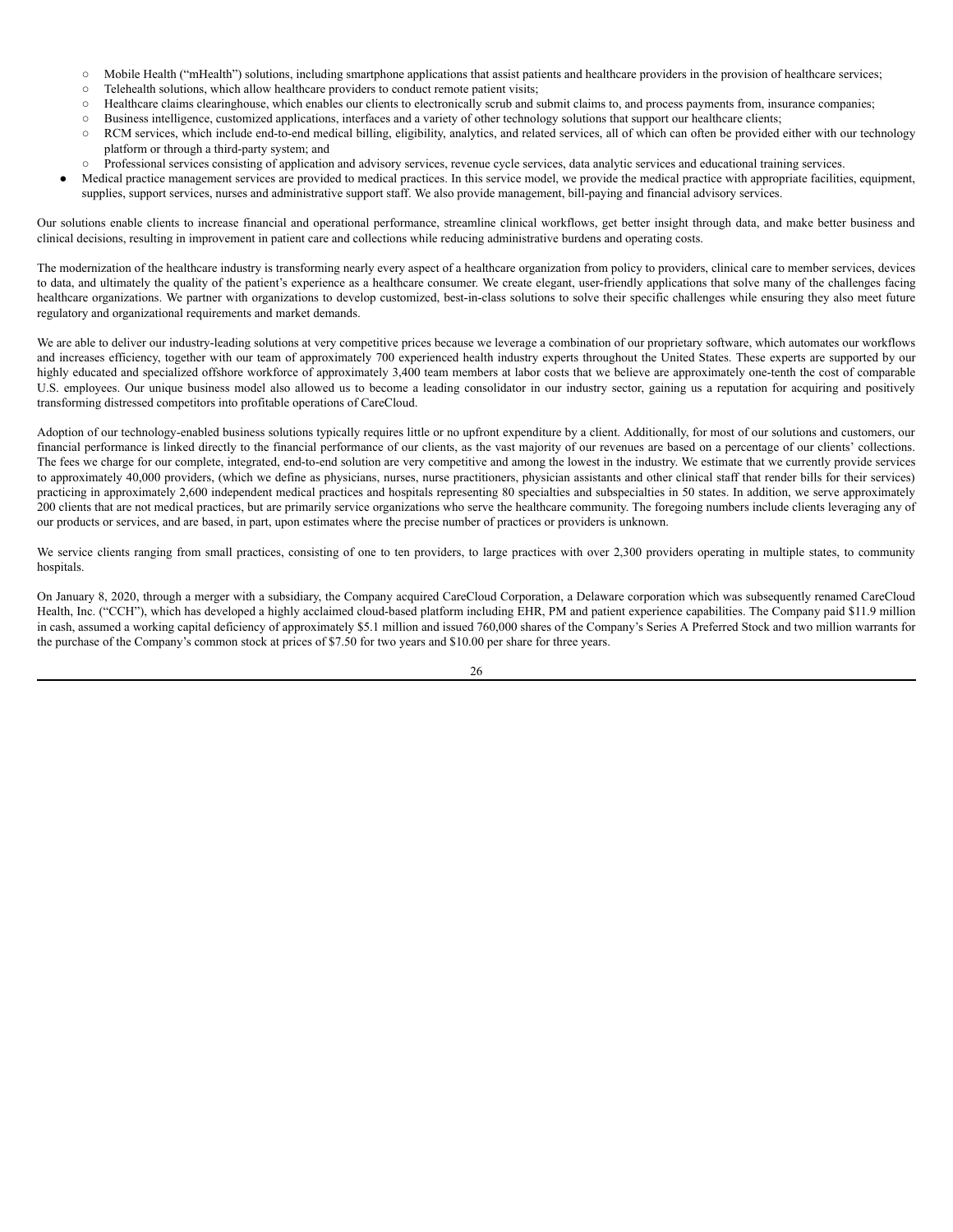- Mobile Health ("mHealth") solutions, including smartphone applications that assist patients and healthcare providers in the provision of healthcare services;
  - Telehealth solutions, which allow healthcare providers to conduct remote patient visits;
  - Healthcare claims clearinghouse, which enables our clients to electronically scrub and submit claims to, and process payments from, insurance companies;
  - Business intelligence, customized applications, interfaces and a variety of other technology solutions that support our healthcare clients;
  - RCM services, which include end-to-end medical billing, eligibility, analytics, and related services, all of which can often be provided either with our technology platform or through a third-party system; and
  - Professional services consisting of application and advisory services, revenue cycle services, data analytic services and educational training services.
- Medical practice management services are provided to medical practices. In this service model, we provide the medical practice with appropriate facilities, equipment, supplies, support services, nurses and administrative support staff. We also provide management, bill-paying and financial advisory services.

Our solutions enable clients to increase financial and operational performance, streamline clinical workflows, get better insight through data, and make better business and clinical decisions, resulting in improvement in patient care and collections while reducing administrative burdens and operating costs.

The modernization of the healthcare industry is transforming nearly every aspect of a healthcare organization from policy to providers, clinical care to member services, devices to data, and ultimately the quality of the patient's experience as a healthcare consumer. We create elegant, user-friendly applications that solve many of the challenges facing healthcare organizations. We partner with organizations to develop customized, best-in-class solutions to solve their specific challenges while ensuring they also meet future regulatory and organizational requirements and market demands.

We are able to deliver our industry-leading solutions at very competitive prices because we leverage a combination of our proprietary software, which automates our workflows and increases efficiency, together with our team of approximately 700 experienced health industry experts throughout the United States. These experts are supported by our highly educated and specialized offshore workforce of approximately 3,400 team members at labor costs that we believe are approximately one-tenth the cost of comparable U.S. employees. Our unique business model also allowed us to become a leading consolidator in our industry sector, gaining us a reputation for acquiring and positively transforming distressed competitors into profitable operations of CareCloud.

Adoption of our technology-enabled business solutions typically requires little or no upfront expenditure by a client. Additionally, for most of our solutions and customers, our financial performance is linked directly to the financial performance of our clients, as the vast majority of our revenues are based on a percentage of our clients' collections. The fees we charge for our complete, integrated, end-to-end solution are very competitive and among the lowest in the industry. We estimate that we currently provide services to approximately 40,000 providers, (which we define as physicians, nurses, nurse practitioners, physician assistants and other clinical staff that render bills for their services) practicing in approximately 2,600 independent medical practices and hospitals representing 80 specialties and subspecialties in 50 states. In addition, we serve approximately 200 clients that are not medical practices, but are primarily service organizations who serve the healthcare community. The foregoing numbers include clients leveraging any of our products or services, and are based, in part, upon estimates where the precise number of practices or providers is unknown.

We service clients ranging from small practices, consisting of one to ten providers, to large practices with over 2,300 providers operating in multiple states, to community hospitals.

On January 8, 2020, through a merger with a subsidiary, the Company acquired CareCloud Corporation, a Delaware corporation which was subsequently renamed CareCloud Health, Inc. ("CCH"), which has developed a highly acclaimed cloud-based platform including EHR, PM and patient experience capabilities. The Company paid $11.9 million in cash, assumed a working capital deficiency of approximately $5.1 million and issued 760,000 shares of the Company's Series A Preferred Stock and two million warrants for the purchase of the Company's common stock at prices of $7.50 for two years and $10.00 per share for three years.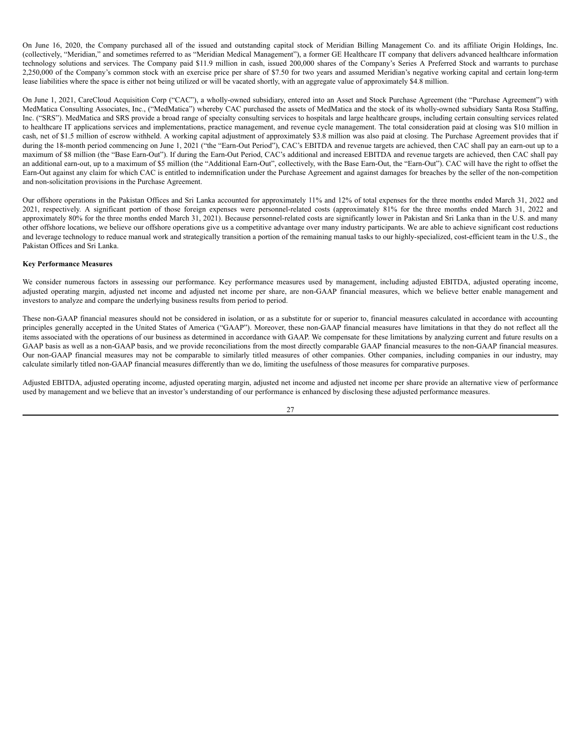On June 16, 2020, the Company purchased all of the issued and outstanding capital stock of Meridian Billing Management Co. and its affiliate Origin Holdings, Inc. (collectively, "Meridian," and sometimes referred to as "Meridian Medical Management"), a former GE Healthcare IT company that delivers advanced healthcare information technology solutions and services. The Company paid $11.9 million in cash, issued 200,000 shares of the Company's Series A Preferred Stock and warrants to purchase 2,250,000 of the Company's common stock with an exercise price per share of $7.50 for two years and assumed Meridian's negative working capital and certain long-term lease liabilities where the space is either not being utilized or will be vacated shortly, with an aggregate value of approximately $4.8 million.

On June 1, 2021, CareCloud Acquisition Corp ("CAC"), a wholly-owned subsidiary, entered into an Asset and Stock Purchase Agreement (the "Purchase Agreement") with MedMatica Consulting Associates, Inc., ("MedMatica") whereby CAC purchased the assets of MedMatica and the stock of its wholly-owned subsidiary Santa Rosa Staffing, Inc. ("SRS"). MedMatica and SRS provide a broad range of specialty consulting services to hospitals and large healthcare groups, including certain consulting services related to healthcare IT applications services and implementations, practice management, and revenue cycle management. The total consideration paid at closing was $10 million in cash, net of $1.5 million of escrow withheld. A working capital adjustment of approximately $3.8 million was also paid at closing. The Purchase Agreement provides that if during the 18-month period commencing on June 1, 2021 ("the "Earn-Out Period"), CAC's EBITDA and revenue targets are achieved, then CAC shall pay an earn-out up to a maximum of $8 million (the "Base Earn-Out"). If during the Earn-Out Period, CAC's additional and increased EBITDA and revenue targets are achieved, then CAC shall pay an additional earn-out, up to a maximum of $5 million (the "Additional Earn-Out", collectively, with the Base Earn-Out, the "Earn-Out"). CAC will have the right to offset the Earn-Out against any claim for which CAC is entitled to indemnification under the Purchase Agreement and against damages for breaches by the seller of the non-competition and non-solicitation provisions in the Purchase Agreement.

Our offshore operations in the Pakistan Offices and Sri Lanka accounted for approximately 11% and 12% of total expenses for the three months ended March 31, 2022 and 2021, respectively. A significant portion of those foreign expenses were personnel-related costs (approximately 81% for the three months ended March 31, 2022 and approximately 80% for the three months ended March 31, 2021). Because personnel-related costs are significantly lower in Pakistan and Sri Lanka than in the U.S. and many other offshore locations, we believe our offshore operations give us a competitive advantage over many industry participants. We are able to achieve significant cost reductions and leverage technology to reduce manual work and strategically transition a portion of the remaining manual tasks to our highly-specialized, cost-efficient team in the U.S., the Pakistan Offices and Sri Lanka.

**Key Performance Measures**

We consider numerous factors in assessing our performance. Key performance measures used by management, including adjusted EBITDA, adjusted operating income, adjusted operating margin, adjusted net income and adjusted net income per share, are non-GAAP financial measures, which we believe better enable management and investors to analyze and compare the underlying business results from period to period.

These non-GAAP financial measures should not be considered in isolation, or as a substitute for or superior to, financial measures calculated in accordance with accounting principles generally accepted in the United States of America ("GAAP"). Moreover, these non-GAAP financial measures have limitations in that they do not reflect all the items associated with the operations of our business as determined in accordance with GAAP. We compensate for these limitations by analyzing current and future results on a GAAP basis as well as a non-GAAP basis, and we provide reconciliations from the most directly comparable GAAP financial measures to the non-GAAP financial measures. Our non-GAAP financial measures may not be comparable to similarly titled measures of other companies. Other companies, including companies in our industry, may calculate similarly titled non-GAAP financial measures differently than we do, limiting the usefulness of those measures for comparative purposes.

Adjusted EBITDA, adjusted operating income, adjusted operating margin, adjusted net income and adjusted net income per share provide an alternative view of performance used by management and we believe that an investor's understanding of our performance is enhanced by disclosing these adjusted performance measures.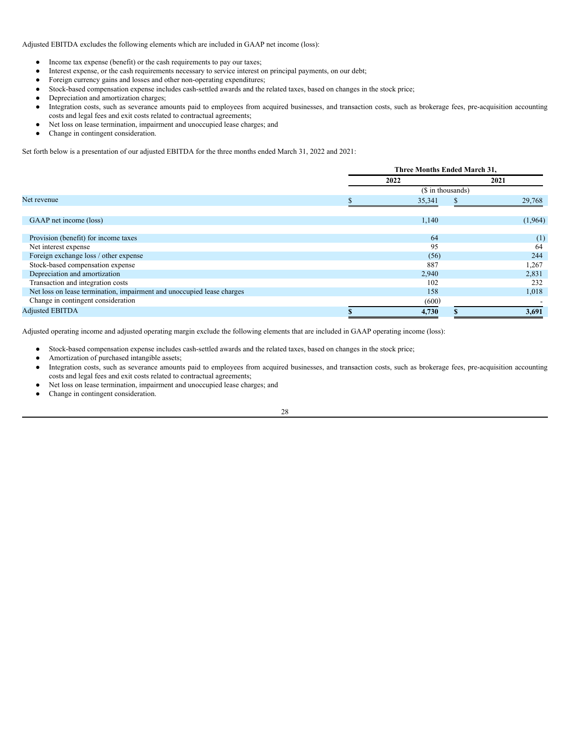Adjusted EBITDA excludes the following elements which are included in GAAP net income (loss):

- Income tax expense (benefit) or the cash requirements to pay our taxes;
- Interest expense, or the cash requirements necessary to service interest on principal payments, on our debt;
- Foreign currency gains and losses and other non-operating expenditures;
- Stock-based compensation expense includes cash-settled awards and the related taxes, based on changes in the stock price;
- Depreciation and amortization charges;
- Integration costs, such as severance amounts paid to employees from acquired businesses, and transaction costs, such as brokerage fees, pre-acquisition accounting costs and legal fees and exit costs related to contractual agreements;
- Net loss on lease termination, impairment and unoccupied lease charges; and
- Change in contingent consideration.

Set forth below is a presentation of our adjusted EBITDA for the three months ended March 31, 2022 and 2021:

| | Three Months Ended March 31, | |
|---|---|---|
| | 2022 | 2021 |
| | ($ in thousands) | |
| Net revenue | $ 35,341 | $ 29,768 |
| GAAP net income (loss) | 1,140 | (1,964) |
| Provision (benefit) for income taxes | 64 | (1) |
| Net interest expense | 95 | 64 |
| Foreign exchange loss / other expense | (56) | 244 |
| Stock-based compensation expense | 887 | 1,267 |
| Depreciation and amortization | 2,940 | 2,831 |
| Transaction and integration costs | 102 | 232 |
| Net loss on lease termination, impairment and unoccupied lease charges | 158 | 1,018 |
| Change in contingent consideration | (600) | - |
| Adjusted EBITDA | **$ 4,730** | **$ 3,691** |

Adjusted operating income and adjusted operating margin exclude the following elements that are included in GAAP operating income (loss):

- Stock-based compensation expense includes cash-settled awards and the related taxes, based on changes in the stock price;
- Amortization of purchased intangible assets;
- Integration costs, such as severance amounts paid to employees from acquired businesses, and transaction costs, such as brokerage fees, pre-acquisition accounting costs and legal fees and exit costs related to contractual agreements;
- Net loss on lease termination, impairment and unoccupied lease charges; and
- Change in contingent consideration.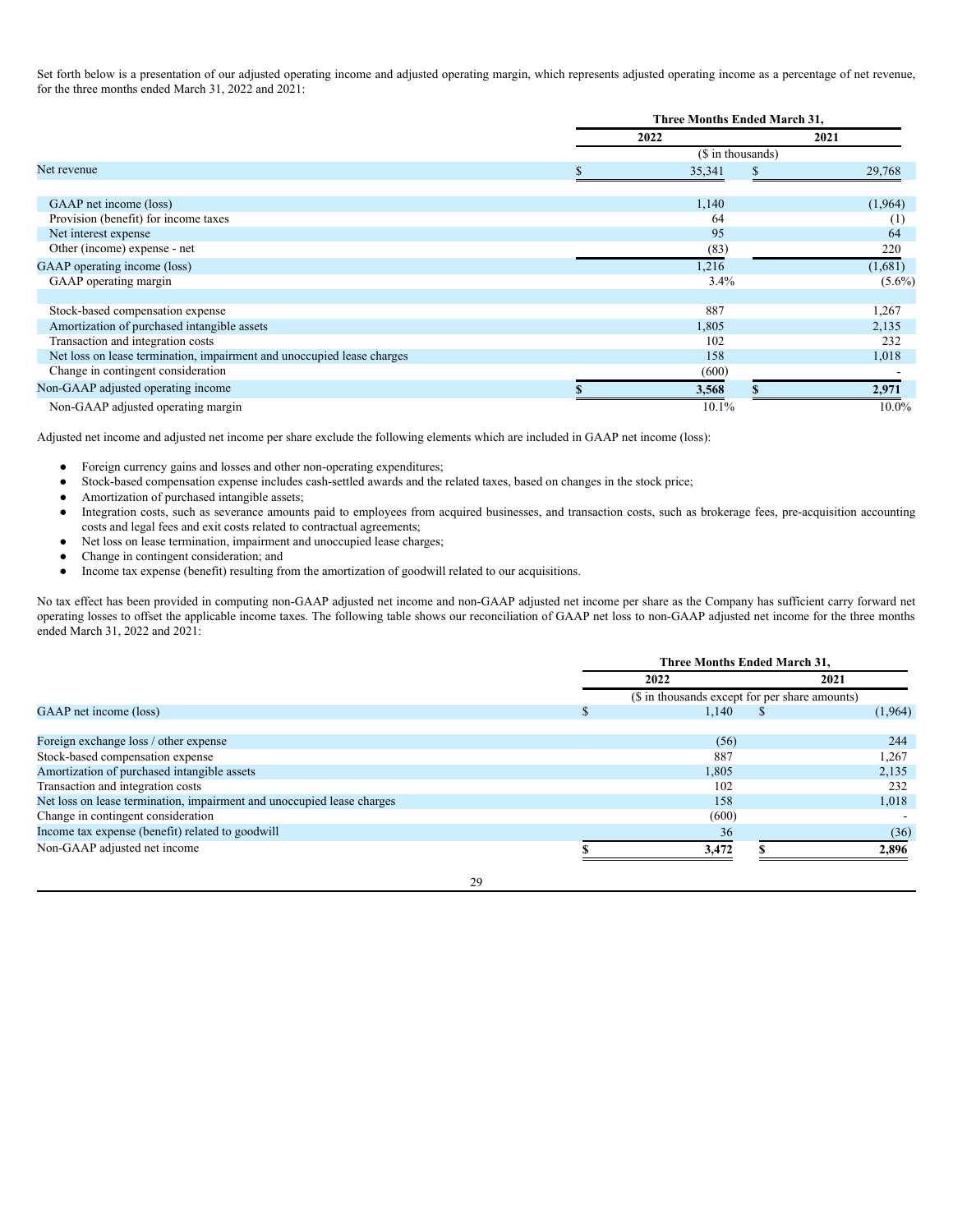Set forth below is a presentation of our adjusted operating income and adjusted operating margin, which represents adjusted operating income as a percentage of net revenue, for the three months ended March 31, 2022 and 2021:

| | Three Months Ended March 31, | |
|---|---|---|
| | 2022 | 2021 |
| | ($ in thousands) | |
| Net revenue | $ 35,341 | $ 29,768 |
| | | |
| GAAP net income (loss) | 1,140 | (1,964) |
| Provision (benefit) for income taxes | 64 | (1) |
| Net interest expense | 95 | 64 |
| Other (income) expense - net | (83) | 220 |
| GAAP operating income (loss) | 1,216 | (1,681) |
| GAAP operating margin | 3.4% | (5.6%) |
| | | |
| Stock-based compensation expense | 887 | 1,267 |
| Amortization of purchased intangible assets | 1,805 | 2,135 |
| Transaction and integration costs | 102 | 232 |
| Net loss on lease termination, impairment and unoccupied lease charges | 158 | 1,018 |
| Change in contingent consideration | (600) | - |
| Non-GAAP adjusted operating income | **$ 3,568** | **$ 2,971** |
| Non-GAAP adjusted operating margin | 10.1% | 10.0% |

Adjusted net income and adjusted net income per share exclude the following elements which are included in GAAP net income (loss):

- Foreign currency gains and losses and other non-operating expenditures;
- Stock-based compensation expense includes cash-settled awards and the related taxes, based on changes in the stock price;
- Amortization of purchased intangible assets;
- Integration costs, such as severance amounts paid to employees from acquired businesses, and transaction costs, such as brokerage fees, pre-acquisition accounting costs and legal fees and exit costs related to contractual agreements;
- Net loss on lease termination, impairment and unoccupied lease charges;
- Change in contingent consideration; and
- Income tax expense (benefit) resulting from the amortization of goodwill related to our acquisitions.

No tax effect has been provided in computing non-GAAP adjusted net income and non-GAAP adjusted net income per share as the Company has sufficient carry forward net operating losses to offset the applicable income taxes. The following table shows our reconciliation of GAAP net loss to non-GAAP adjusted net income for the three months ended March 31, 2022 and 2021:

| | Three Months Ended March 31, | |
|---|---|---|
| | 2022 | 2021 |
| | ($ in thousands except for per share amounts) | |
| GAAP net income (loss) | $ 1,140 | $ (1,964) |
| | | |
| Foreign exchange loss / other expense | (56) | 244 |
| Stock-based compensation expense | 887 | 1,267 |
| Amortization of purchased intangible assets | 1,805 | 2,135 |
| Transaction and integration costs | 102 | 232 |
| Net loss on lease termination, impairment and unoccupied lease charges | 158 | 1,018 |
| Change in contingent consideration | (600) | - |
| Income tax expense (benefit) related to goodwill | 36 | (36) |
| Non-GAAP adjusted net income | **$ 3,472** | **$ 2,896** |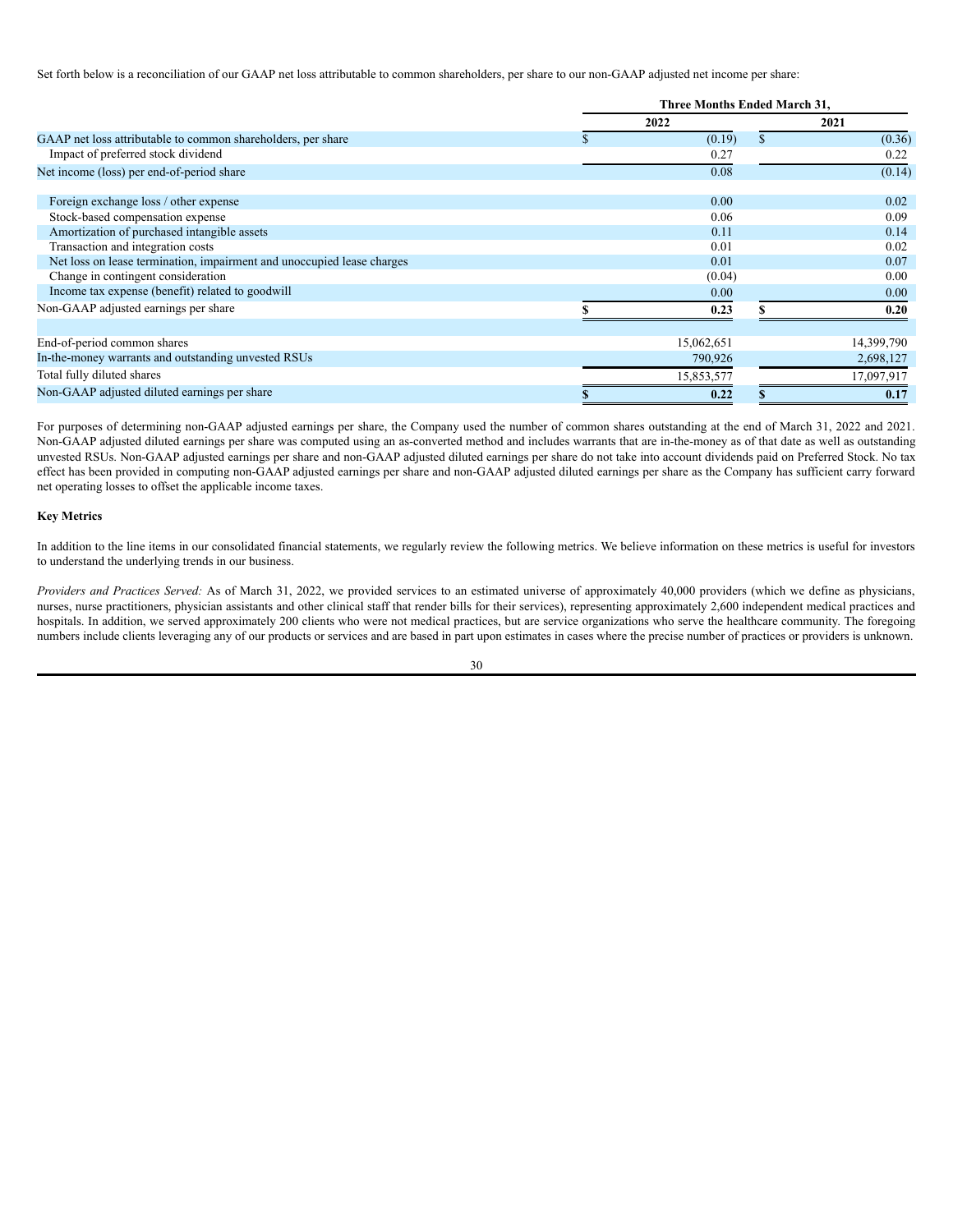Set forth below is a reconciliation of our GAAP net loss attributable to common shareholders, per share to our non-GAAP adjusted net income per share:

| | Three Months Ended March 31, | |
|---|---|---|
| | 2022 | 2021 |
| GAAP net loss attributable to common shareholders, per share | $ (0.19) | $ (0.36) |
| Impact of preferred stock dividend | 0.27 | 0.22 |
| Net income (loss) per end-of-period share | 0.08 | (0.14) |
| | | |
| Foreign exchange loss / other expense | 0.00 | 0.02 |
| Stock-based compensation expense | 0.06 | 0.09 |
| Amortization of purchased intangible assets | 0.11 | 0.14 |
| Transaction and integration costs | 0.01 | 0.02 |
| Net loss on lease termination, impairment and unoccupied lease charges | 0.01 | 0.07 |
| Change in contingent consideration | (0.04) | 0.00 |
| Income tax expense (benefit) related to goodwill | 0.00 | 0.00 |
| Non-GAAP adjusted earnings per share | **$ 0.23** | **$ 0.20** |
| | | |
| End-of-period common shares | 15,062,651 | 14,399,790 |
| In-the-money warrants and outstanding unvested RSUs | 790,926 | 2,698,127 |
| Total fully diluted shares | 15,853,577 | 17,097,917 |
| Non-GAAP adjusted diluted earnings per share | **$ 0.22** | **$ 0.17** |

For purposes of determining non-GAAP adjusted earnings per share, the Company used the number of common shares outstanding at the end of March 31, 2022 and 2021. Non-GAAP adjusted diluted earnings per share was computed using an as-converted method and includes warrants that are in-the-money as of that date as well as outstanding unvested RSUs. Non-GAAP adjusted earnings per share and non-GAAP adjusted diluted earnings per share do not take into account dividends paid on Preferred Stock. No tax effect has been provided in computing non-GAAP adjusted earnings per share and non-GAAP adjusted diluted earnings per share as the Company has sufficient carry forward net operating losses to offset the applicable income taxes.

**Key Metrics**

In addition to the line items in our consolidated financial statements, we regularly review the following metrics. We believe information on these metrics is useful for investors to understand the underlying trends in our business.

*Providers and Practices Served:* As of March 31, 2022, we provided services to an estimated universe of approximately 40,000 providers (which we define as physicians, nurses, nurse practitioners, physician assistants and other clinical staff that render bills for their services), representing approximately 2,600 independent medical practices and hospitals. In addition, we served approximately 200 clients who were not medical practices, but are service organizations who serve the healthcare community. The foregoing numbers include clients leveraging any of our products or services and are based in part upon estimates in cases where the precise number of practices or providers is unknown.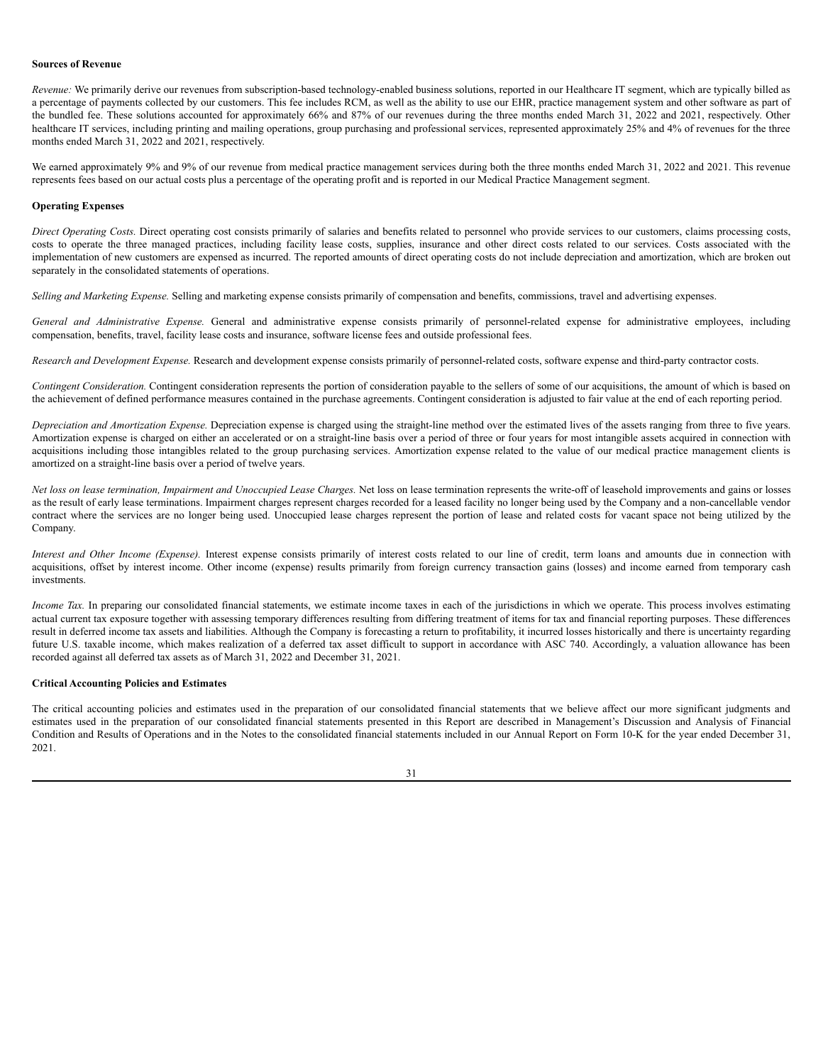**Sources of Revenue**

*Revenue:* We primarily derive our revenues from subscription-based technology-enabled business solutions, reported in our Healthcare IT segment, which are typically billed as a percentage of payments collected by our customers. This fee includes RCM, as well as the ability to use our EHR, practice management system and other software as part of the bundled fee. These solutions accounted for approximately 66% and 87% of our revenues during the three months ended March 31, 2022 and 2021, respectively. Other healthcare IT services, including printing and mailing operations, group purchasing and professional services, represented approximately 25% and 4% of revenues for the three months ended March 31, 2022 and 2021, respectively.

We earned approximately 9% and 9% of our revenue from medical practice management services during both the three months ended March 31, 2022 and 2021. This revenue represents fees based on our actual costs plus a percentage of the operating profit and is reported in our Medical Practice Management segment.

**Operating Expenses**

*Direct Operating Costs.* Direct operating cost consists primarily of salaries and benefits related to personnel who provide services to our customers, claims processing costs, costs to operate the three managed practices, including facility lease costs, supplies, insurance and other direct costs related to our services. Costs associated with the implementation of new customers are expensed as incurred. The reported amounts of direct operating costs do not include depreciation and amortization, which are broken out separately in the consolidated statements of operations.

*Selling and Marketing Expense.* Selling and marketing expense consists primarily of compensation and benefits, commissions, travel and advertising expenses.

*General and Administrative Expense.* General and administrative expense consists primarily of personnel-related expense for administrative employees, including compensation, benefits, travel, facility lease costs and insurance, software license fees and outside professional fees.

*Research and Development Expense.* Research and development expense consists primarily of personnel-related costs, software expense and third-party contractor costs.

*Contingent Consideration.* Contingent consideration represents the portion of consideration payable to the sellers of some of our acquisitions, the amount of which is based on the achievement of defined performance measures contained in the purchase agreements. Contingent consideration is adjusted to fair value at the end of each reporting period.

*Depreciation and Amortization Expense.* Depreciation expense is charged using the straight-line method over the estimated lives of the assets ranging from three to five years. Amortization expense is charged on either an accelerated or on a straight-line basis over a period of three or four years for most intangible assets acquired in connection with acquisitions including those intangibles related to the group purchasing services. Amortization expense related to the value of our medical practice management clients is amortized on a straight-line basis over a period of twelve years.

*Net loss on lease termination, Impairment and Unoccupied Lease Charges.* Net loss on lease termination represents the write-off of leasehold improvements and gains or losses as the result of early lease terminations. Impairment charges represent charges recorded for a leased facility no longer being used by the Company and a non-cancellable vendor contract where the services are no longer being used. Unoccupied lease charges represent the portion of lease and related costs for vacant space not being utilized by the Company.

*Interest and Other Income (Expense).* Interest expense consists primarily of interest costs related to our line of credit, term loans and amounts due in connection with acquisitions, offset by interest income. Other income (expense) results primarily from foreign currency transaction gains (losses) and income earned from temporary cash investments.

*Income Tax.* In preparing our consolidated financial statements, we estimate income taxes in each of the jurisdictions in which we operate. This process involves estimating actual current tax exposure together with assessing temporary differences resulting from differing treatment of items for tax and financial reporting purposes. These differences result in deferred income tax assets and liabilities. Although the Company is forecasting a return to profitability, it incurred losses historically and there is uncertainty regarding future U.S. taxable income, which makes realization of a deferred tax asset difficult to support in accordance with ASC 740. Accordingly, a valuation allowance has been recorded against all deferred tax assets as of March 31, 2022 and December 31, 2021.

**Critical Accounting Policies and Estimates**

The critical accounting policies and estimates used in the preparation of our consolidated financial statements that we believe affect our more significant judgments and estimates used in the preparation of our consolidated financial statements presented in this Report are described in Management's Discussion and Analysis of Financial Condition and Results of Operations and in the Notes to the consolidated financial statements included in our Annual Report on Form 10-K for the year ended December 31, 2021.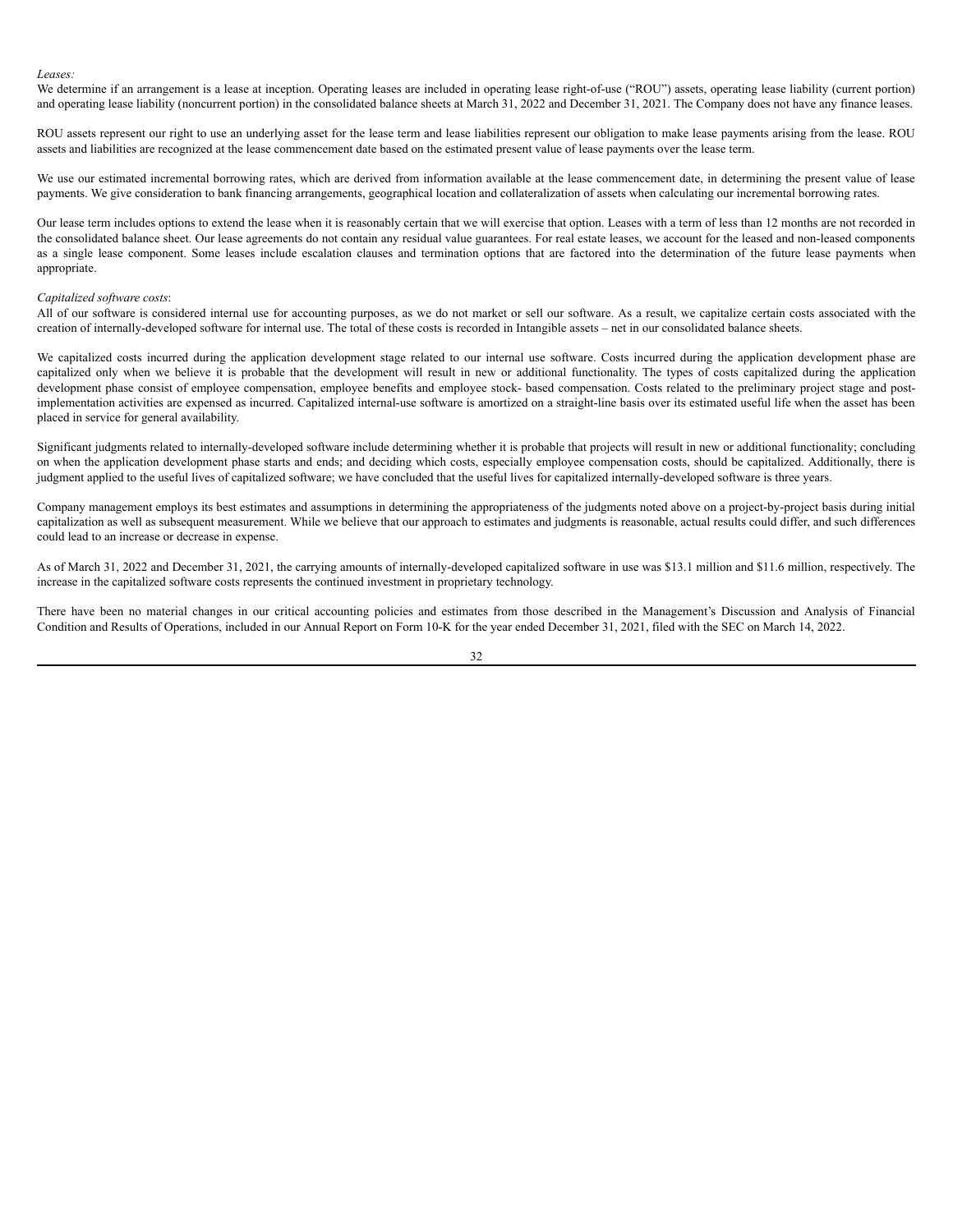*Leases:*

We determine if an arrangement is a lease at inception. Operating leases are included in operating lease right-of-use ("ROU") assets, operating lease liability (current portion) and operating lease liability (noncurrent portion) in the consolidated balance sheets at March 31, 2022 and December 31, 2021. The Company does not have any finance leases.

ROU assets represent our right to use an underlying asset for the lease term and lease liabilities represent our obligation to make lease payments arising from the lease. ROU assets and liabilities are recognized at the lease commencement date based on the estimated present value of lease payments over the lease term.

We use our estimated incremental borrowing rates, which are derived from information available at the lease commencement date, in determining the present value of lease payments. We give consideration to bank financing arrangements, geographical location and collateralization of assets when calculating our incremental borrowing rates.

Our lease term includes options to extend the lease when it is reasonably certain that we will exercise that option. Leases with a term of less than 12 months are not recorded in the consolidated balance sheet. Our lease agreements do not contain any residual value guarantees. For real estate leases, we account for the leased and non-leased components as a single lease component. Some leases include escalation clauses and termination options that are factored into the determination of the future lease payments when appropriate.

*Capitalized software costs*:

All of our software is considered internal use for accounting purposes, as we do not market or sell our software. As a result, we capitalize certain costs associated with the creation of internally-developed software for internal use. The total of these costs is recorded in Intangible assets – net in our consolidated balance sheets.

We capitalized costs incurred during the application development stage related to our internal use software. Costs incurred during the application development phase are capitalized only when we believe it is probable that the development will result in new or additional functionality. The types of costs capitalized during the application development phase consist of employee compensation, employee benefits and employee stock- based compensation. Costs related to the preliminary project stage and post-implementation activities are expensed as incurred. Capitalized internal-use software is amortized on a straight-line basis over its estimated useful life when the asset has been placed in service for general availability.

Significant judgments related to internally-developed software include determining whether it is probable that projects will result in new or additional functionality; concluding on when the application development phase starts and ends; and deciding which costs, especially employee compensation costs, should be capitalized. Additionally, there is judgment applied to the useful lives of capitalized software; we have concluded that the useful lives for capitalized internally-developed software is three years.

Company management employs its best estimates and assumptions in determining the appropriateness of the judgments noted above on a project-by-project basis during initial capitalization as well as subsequent measurement. While we believe that our approach to estimates and judgments is reasonable, actual results could differ, and such differences could lead to an increase or decrease in expense.

As of March 31, 2022 and December 31, 2021, the carrying amounts of internally-developed capitalized software in use was $13.1 million and $11.6 million, respectively. The increase in the capitalized software costs represents the continued investment in proprietary technology.

There have been no material changes in our critical accounting policies and estimates from those described in the Management's Discussion and Analysis of Financial Condition and Results of Operations, included in our Annual Report on Form 10-K for the year ended December 31, 2021, filed with the SEC on March 14, 2022.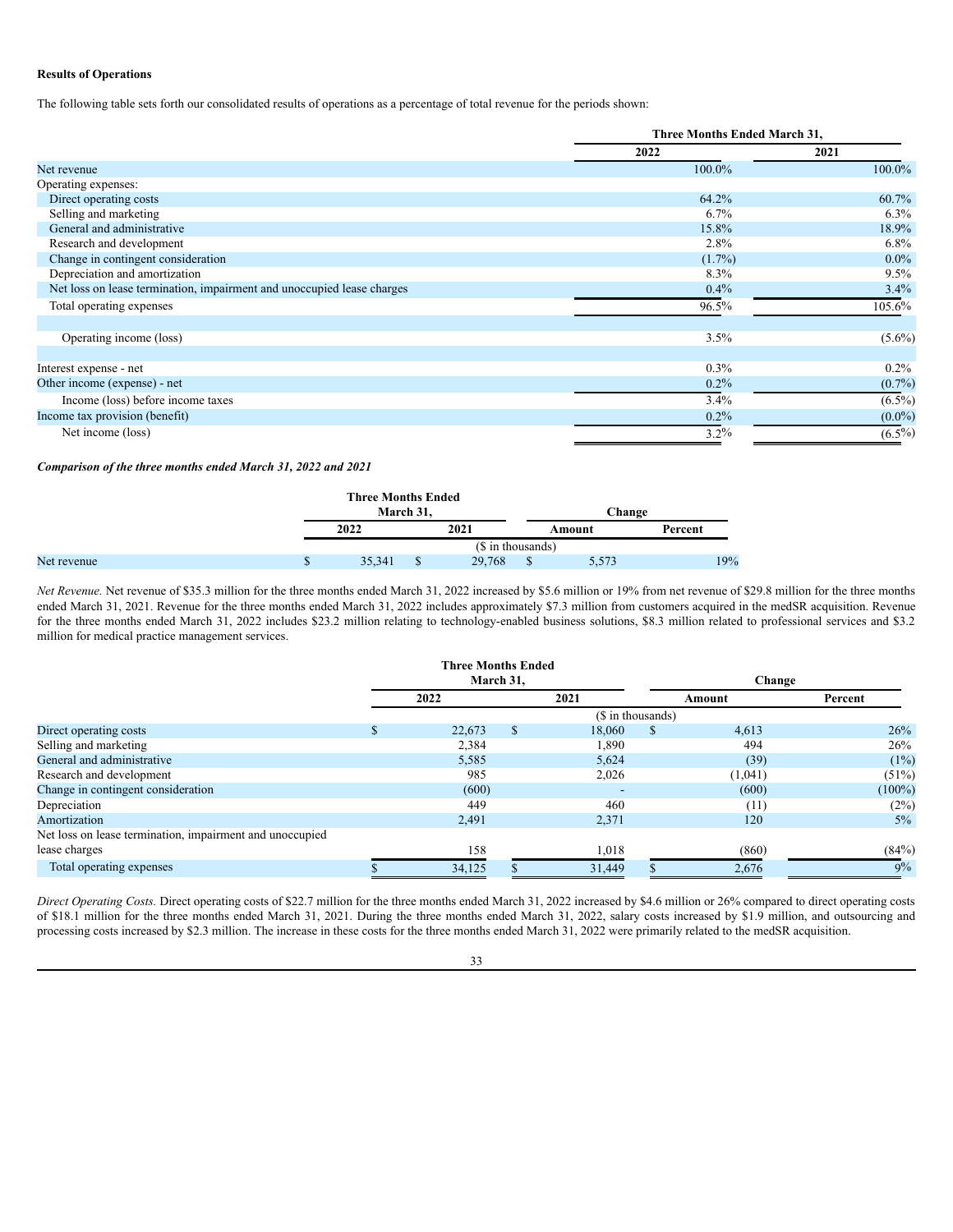**Results of Operations**

The following table sets forth our consolidated results of operations as a percentage of total revenue for the periods shown:

| | Three Months Ended March 31, | |
|---|---|---|
| | 2022 | 2021 |
| Net revenue | 100.0% | 100.0% |
| Operating expenses: | | |
| Direct operating costs | 64.2% | 60.7% |
| Selling and marketing | 6.7% | 6.3% |
| General and administrative | 15.8% | 18.9% |
| Research and development | 2.8% | 6.8% |
| Change in contingent consideration | (1.7%) | 0.0% |
| Depreciation and amortization | 8.3% | 9.5% |
| Net loss on lease termination, impairment and unoccupied lease charges | 0.4% | 3.4% |
| Total operating expenses | 96.5% | 105.6% |
| Operating income (loss) | 3.5% | (5.6%) |
| Interest expense - net | 0.3% | 0.2% |
| Other income (expense) - net | 0.2% | (0.7%) |
| Income (loss) before income taxes | 3.4% | (6.5%) |
| Income tax provision (benefit) | 0.2% | (0.0%) |
| Net income (loss) | 3.2% | (6.5%) |

***Comparison of the three months ended March 31, 2022 and 2021***

| | Three Months Ended March 31, | | Change | |
|---|---|---|---|---|
| | 2022 | 2021 | Amount | Percent |
| | ($ in thousands) | | | |
| Net revenue | $ 35,341 | $ 29,768 | $ 5,573 | 19% |

*Net Revenue.* Net revenue of $35.3 million for the three months ended March 31, 2022 increased by $5.6 million or 19% from net revenue of $29.8 million for the three months ended March 31, 2021. Revenue for the three months ended March 31, 2022 includes approximately $7.3 million from customers acquired in the medSR acquisition. Revenue for the three months ended March 31, 2022 includes $23.2 million relating to technology-enabled business solutions, $8.3 million related to professional services and $3.2 million for medical practice management services.

| | Three Months Ended March 31, | | Change | |
|---|---|---|---|---|
| | 2022 | 2021 | Amount | Percent |
| | ($ in thousands) | | | |
| Direct operating costs | $ 22,673 | $ 18,060 | $ 4,613 | 26% |
| Selling and marketing | 2,384 | 1,890 | 494 | 26% |
| General and administrative | 5,585 | 5,624 | (39) | (1%) |
| Research and development | 985 | 2,026 | (1,041) | (51%) |
| Change in contingent consideration | (600) | - | (600) | (100%) |
| Depreciation | 449 | 460 | (11) | (2%) |
| Amortization | 2,491 | 2,371 | 120 | 5% |
| Net loss on lease termination, impairment and unoccupied lease charges | 158 | 1,018 | (860) | (84%) |
| Total operating expenses | $ 34,125 | $ 31,449 | $ 2,676 | 9% |

*Direct Operating Costs.* Direct operating costs of $22.7 million for the three months ended March 31, 2022 increased by $4.6 million or 26% compared to direct operating costs of $18.1 million for the three months ended March 31, 2021. During the three months ended March 31, 2022, salary costs increased by $1.9 million, and outsourcing and processing costs increased by $2.3 million. The increase in these costs for the three months ended March 31, 2022 were primarily related to the medSR acquisition.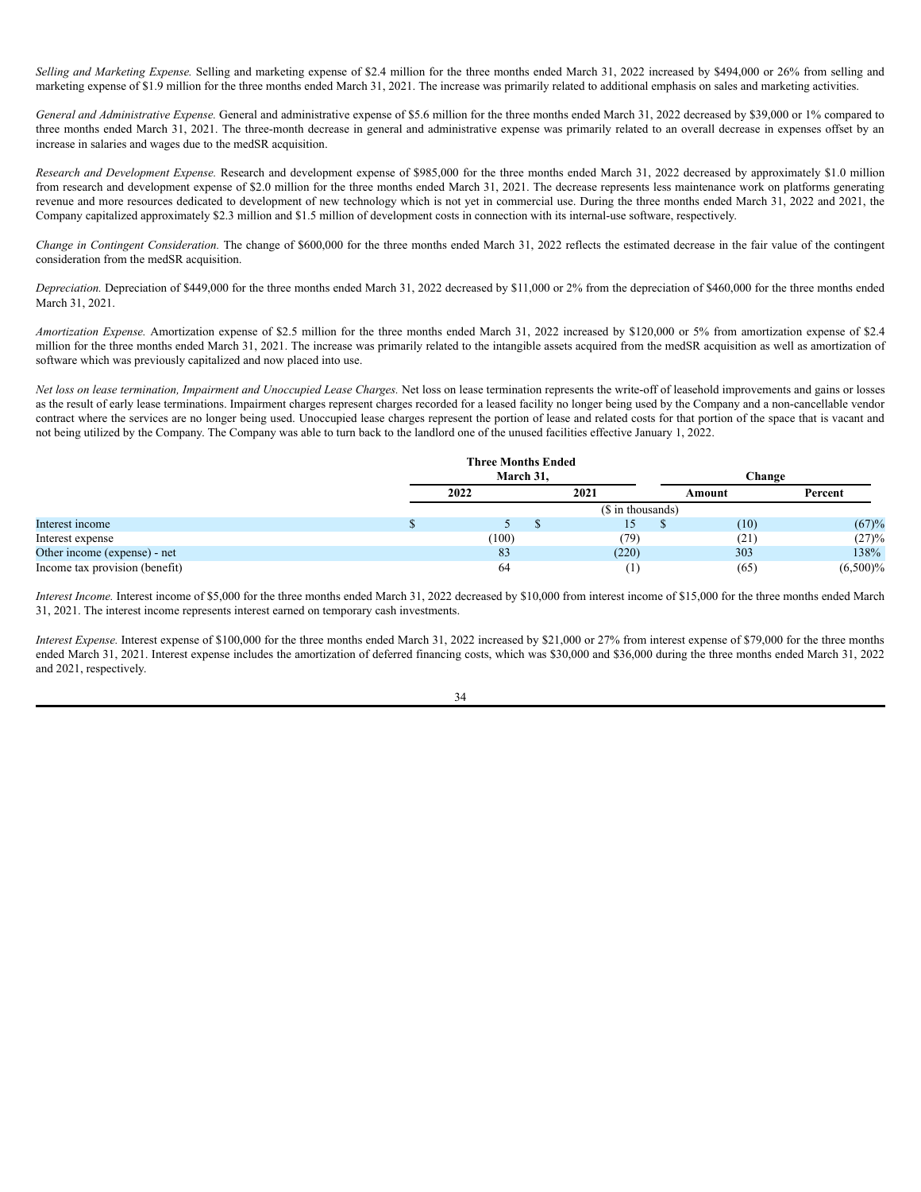*Selling and Marketing Expense.* Selling and marketing expense of $2.4 million for the three months ended March 31, 2022 increased by $494,000 or 26% from selling and marketing expense of $1.9 million for the three months ended March 31, 2021. The increase was primarily related to additional emphasis on sales and marketing activities.

*General and Administrative Expense.* General and administrative expense of $5.6 million for the three months ended March 31, 2022 decreased by $39,000 or 1% compared to three months ended March 31, 2021. The three-month decrease in general and administrative expense was primarily related to an overall decrease in expenses offset by an increase in salaries and wages due to the medSR acquisition.

*Research and Development Expense.* Research and development expense of $985,000 for the three months ended March 31, 2022 decreased by approximately $1.0 million from research and development expense of $2.0 million for the three months ended March 31, 2021. The decrease represents less maintenance work on platforms generating revenue and more resources dedicated to development of new technology which is not yet in commercial use. During the three months ended March 31, 2022 and 2021, the Company capitalized approximately $2.3 million and $1.5 million of development costs in connection with its internal-use software, respectively.

*Change in Contingent Consideration.* The change of $600,000 for the three months ended March 31, 2022 reflects the estimated decrease in the fair value of the contingent consideration from the medSR acquisition.

*Depreciation.* Depreciation of $449,000 for the three months ended March 31, 2022 decreased by $11,000 or 2% from the depreciation of $460,000 for the three months ended March 31, 2021.

*Amortization Expense.* Amortization expense of $2.5 million for the three months ended March 31, 2022 increased by $120,000 or 5% from amortization expense of $2.4 million for the three months ended March 31, 2021. The increase was primarily related to the intangible assets acquired from the medSR acquisition as well as amortization of software which was previously capitalized and now placed into use.

*Net loss on lease termination, Impairment and Unoccupied Lease Charges.* Net loss on lease termination represents the write-off of leasehold improvements and gains or losses as the result of early lease terminations. Impairment charges represent charges recorded for a leased facility no longer being used by the Company and a non-cancellable vendor contract where the services are no longer being used. Unoccupied lease charges represent the portion of lease and related costs for that portion of the space that is vacant and not being utilized by the Company. The Company was able to turn back to the landlord one of the unused facilities effective January 1, 2022.

| | Three Months Ended March 31, | | Change | |
|---|---|---|---|---|
| | 2022 | 2021 | Amount | Percent |
| | ($ in thousands) | | | |
| Interest income | $ 5 | $ 15 | $ (10) | (67)% |
| Interest expense | (100) | (79) | (21) | (27)% |
| Other income (expense) - net | 83 | (220) | 303 | 138% |
| Income tax provision (benefit) | 64 | (1) | (65) | (6,500)% |

*Interest Income.* Interest income of $5,000 for the three months ended March 31, 2022 decreased by $10,000 from interest income of $15,000 for the three months ended March 31, 2021. The interest income represents interest earned on temporary cash investments.

*Interest Expense.* Interest expense of $100,000 for the three months ended March 31, 2022 increased by $21,000 or 27% from interest expense of $79,000 for the three months ended March 31, 2021. Interest expense includes the amortization of deferred financing costs, which was $30,000 and $36,000 during the three months ended March 31, 2022 and 2021, respectively.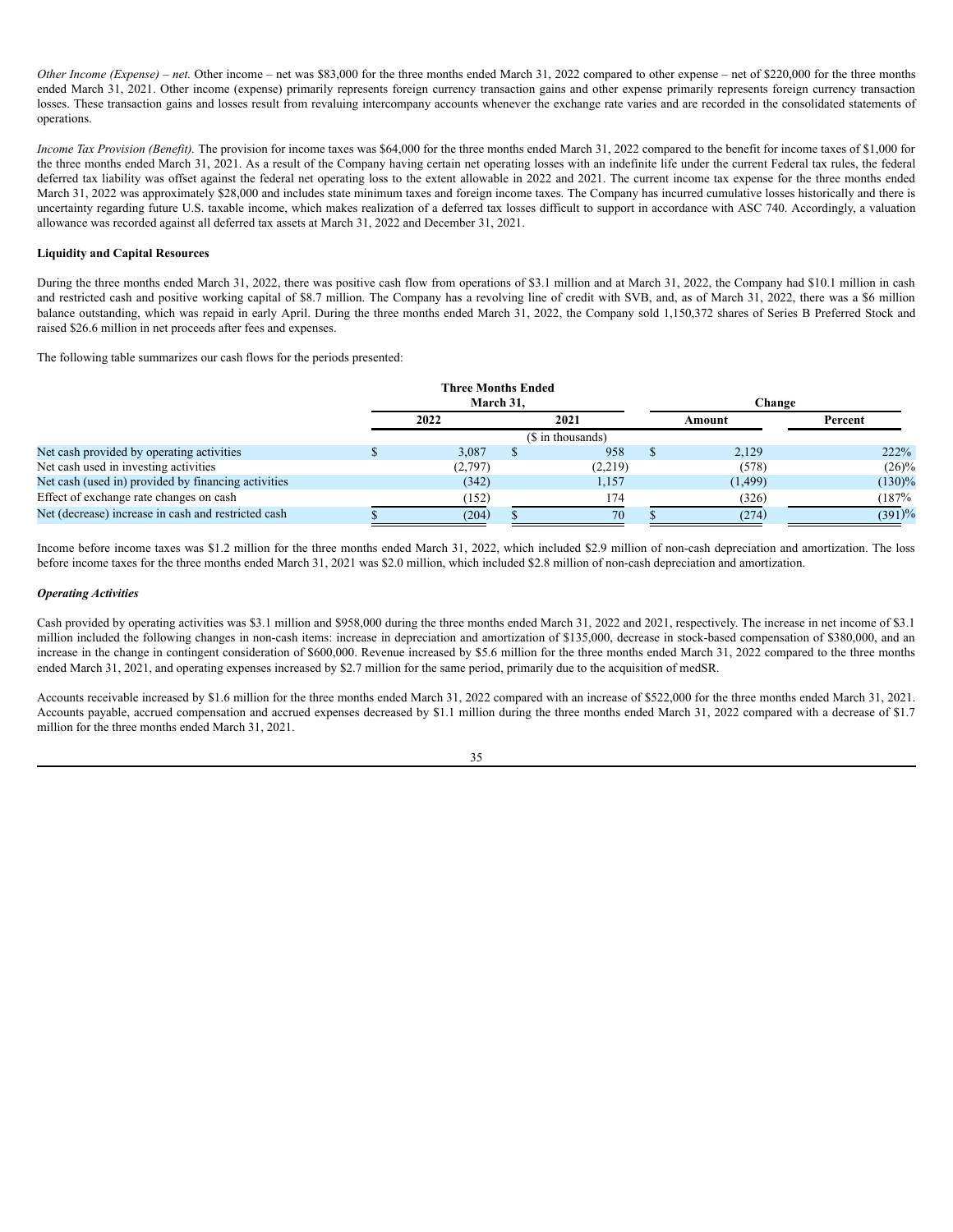*Other Income (Expense) – net.* Other income – net was $83,000 for the three months ended March 31, 2022 compared to other expense – net of $220,000 for the three months ended March 31, 2021. Other income (expense) primarily represents foreign currency transaction gains and other expense primarily represents foreign currency transaction losses. These transaction gains and losses result from revaluing intercompany accounts whenever the exchange rate varies and are recorded in the consolidated statements of operations.

*Income Tax Provision (Benefit).* The provision for income taxes was $64,000 for the three months ended March 31, 2022 compared to the benefit for income taxes of $1,000 for the three months ended March 31, 2021. As a result of the Company having certain net operating losses with an indefinite life under the current Federal tax rules, the federal deferred tax liability was offset against the federal net operating loss to the extent allowable in 2022 and 2021. The current income tax expense for the three months ended March 31, 2022 was approximately $28,000 and includes state minimum taxes and foreign income taxes. The Company has incurred cumulative losses historically and there is uncertainty regarding future U.S. taxable income, which makes realization of a deferred tax losses difficult to support in accordance with ASC 740. Accordingly, a valuation allowance was recorded against all deferred tax assets at March 31, 2022 and December 31, 2021.

**Liquidity and Capital Resources**

During the three months ended March 31, 2022, there was positive cash flow from operations of $3.1 million and at March 31, 2022, the Company had $10.1 million in cash and restricted cash and positive working capital of $8.7 million. The Company has a revolving line of credit with SVB, and, as of March 31, 2022, there was a $6 million balance outstanding, which was repaid in early April. During the three months ended March 31, 2022, the Company sold 1,150,372 shares of Series B Preferred Stock and raised $26.6 million in net proceeds after fees and expenses.

The following table summarizes our cash flows for the periods presented:

| | Three Months Ended March 31, | | Change | |
|---|---|---|---|---|
| | 2022 | 2021 | Amount | Percent |
| | ($ in thousands) | | | |
| Net cash provided by operating activities | $ 3,087 | $ 958 | $ 2,129 | 222% |
| Net cash used in investing activities | (2,797) | (2,219) | (578) | (26)% |
| Net cash (used in) provided by financing activities | (342) | 1,157 | (1,499) | (130)% |
| Effect of exchange rate changes on cash | (152) | 174 | (326) | (187% |
| Net (decrease) increase in cash and restricted cash | $ (204) | $ 70 | $ (274) | (391)% |

Income before income taxes was $1.2 million for the three months ended March 31, 2022, which included $2.9 million of non-cash depreciation and amortization. The loss before income taxes for the three months ended March 31, 2021 was $2.0 million, which included $2.8 million of non-cash depreciation and amortization.

***Operating Activities***

Cash provided by operating activities was $3.1 million and $958,000 during the three months ended March 31, 2022 and 2021, respectively. The increase in net income of $3.1 million included the following changes in non-cash items: increase in depreciation and amortization of $135,000, decrease in stock-based compensation of $380,000, and an increase in the change in contingent consideration of $600,000. Revenue increased by $5.6 million for the three months ended March 31, 2022 compared to the three months ended March 31, 2021, and operating expenses increased by $2.7 million for the same period, primarily due to the acquisition of medSR.

Accounts receivable increased by $1.6 million for the three months ended March 31, 2022 compared with an increase of $522,000 for the three months ended March 31, 2021. Accounts payable, accrued compensation and accrued expenses decreased by $1.1 million during the three months ended March 31, 2022 compared with a decrease of $1.7 million for the three months ended March 31, 2021.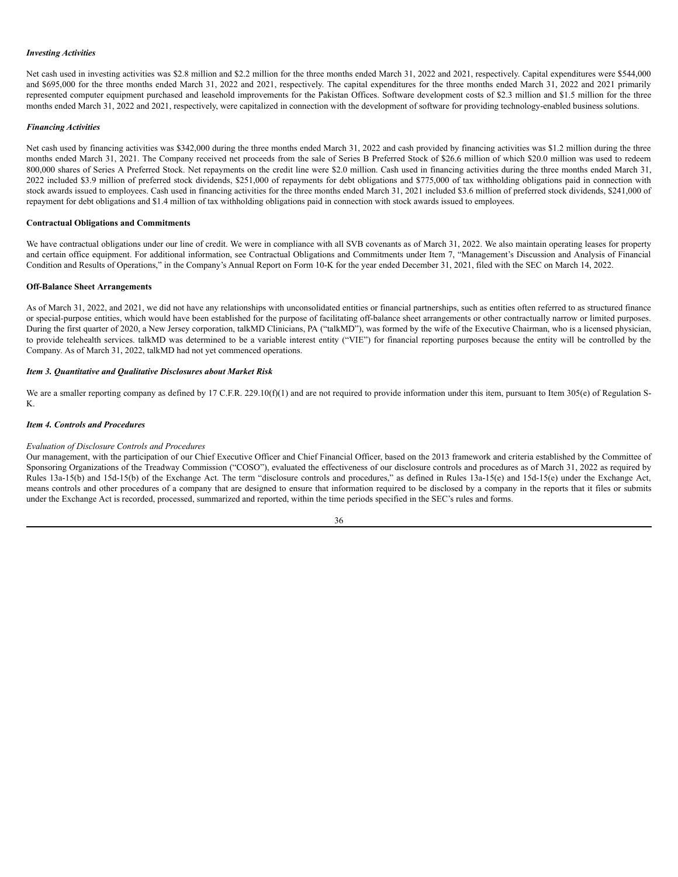***Investing Activities***

Net cash used in investing activities was \$2.8 million and \$2.2 million for the three months ended March 31, 2022 and 2021, respectively. Capital expenditures were \$544,000 and \$695,000 for the three months ended March 31, 2022 and 2021, respectively. The capital expenditures for the three months ended March 31, 2022 and 2021 primarily represented computer equipment purchased and leasehold improvements for the Pakistan Offices. Software development costs of \$2.3 million and \$1.5 million for the three months ended March 31, 2022 and 2021, respectively, were capitalized in connection with the development of software for providing technology-enabled business solutions.

***Financing Activities***

Net cash used by financing activities was \$342,000 during the three months ended March 31, 2022 and cash provided by financing activities was \$1.2 million during the three months ended March 31, 2021. The Company received net proceeds from the sale of Series B Preferred Stock of \$26.6 million of which \$20.0 million was used to redeem 800,000 shares of Series A Preferred Stock. Net repayments on the credit line were \$2.0 million. Cash used in financing activities during the three months ended March 31, 2022 included \$3.9 million of preferred stock dividends, \$251,000 of repayments for debt obligations and \$775,000 of tax withholding obligations paid in connection with stock awards issued to employees. Cash used in financing activities for the three months ended March 31, 2021 included \$3.6 million of preferred stock dividends, \$241,000 of repayment for debt obligations and \$1.4 million of tax withholding obligations paid in connection with stock awards issued to employees.

**Contractual Obligations and Commitments**

We have contractual obligations under our line of credit. We were in compliance with all SVB covenants as of March 31, 2022. We also maintain operating leases for property and certain office equipment. For additional information, see Contractual Obligations and Commitments under Item 7, "Management's Discussion and Analysis of Financial Condition and Results of Operations," in the Company's Annual Report on Form 10-K for the year ended December 31, 2021, filed with the SEC on March 14, 2022.

**Off-Balance Sheet Arrangements**

As of March 31, 2022, and 2021, we did not have any relationships with unconsolidated entities or financial partnerships, such as entities often referred to as structured finance or special-purpose entities, which would have been established for the purpose of facilitating off-balance sheet arrangements or other contractually narrow or limited purposes. During the first quarter of 2020, a New Jersey corporation, talkMD Clinicians, PA ("talkMD"), was formed by the wife of the Executive Chairman, who is a licensed physician, to provide telehealth services. talkMD was determined to be a variable interest entity ("VIE") for financial reporting purposes because the entity will be controlled by the Company. As of March 31, 2022, talkMD had not yet commenced operations.

***Item 3. Quantitative and Qualitative Disclosures about Market Risk***

We are a smaller reporting company as defined by 17 C.F.R. 229.10(f)(1) and are not required to provide information under this item, pursuant to Item 305(e) of Regulation S-K.

***Item 4. Controls and Procedures***

*Evaluation of Disclosure Controls and Procedures*

Our management, with the participation of our Chief Executive Officer and Chief Financial Officer, based on the 2013 framework and criteria established by the Committee of Sponsoring Organizations of the Treadway Commission ("COSO"), evaluated the effectiveness of our disclosure controls and procedures as of March 31, 2022 as required by Rules 13a-15(b) and 15d-15(b) of the Exchange Act. The term "disclosure controls and procedures," as defined in Rules 13a-15(e) and 15d-15(e) under the Exchange Act, means controls and other procedures of a company that are designed to ensure that information required to be disclosed by a company in the reports that it files or submits under the Exchange Act is recorded, processed, summarized and reported, within the time periods specified in the SEC's rules and forms.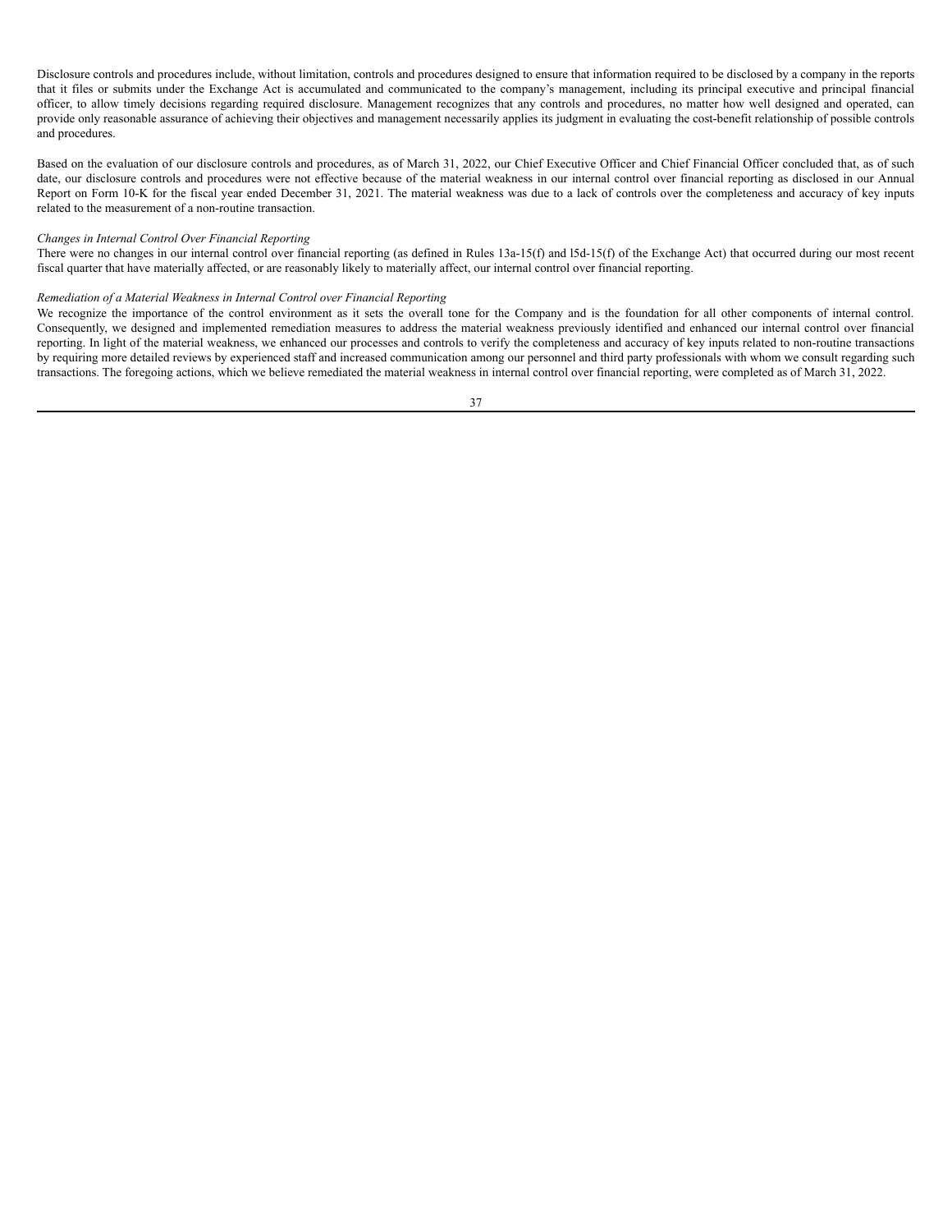Disclosure controls and procedures include, without limitation, controls and procedures designed to ensure that information required to be disclosed by a company in the reports that it files or submits under the Exchange Act is accumulated and communicated to the company's management, including its principal executive and principal financial officer, to allow timely decisions regarding required disclosure. Management recognizes that any controls and procedures, no matter how well designed and operated, can provide only reasonable assurance of achieving their objectives and management necessarily applies its judgment in evaluating the cost-benefit relationship of possible controls and procedures.

Based on the evaluation of our disclosure controls and procedures, as of March 31, 2022, our Chief Executive Officer and Chief Financial Officer concluded that, as of such date, our disclosure controls and procedures were not effective because of the material weakness in our internal control over financial reporting as disclosed in our Annual Report on Form 10-K for the fiscal year ended December 31, 2021. The material weakness was due to a lack of controls over the completeness and accuracy of key inputs related to the measurement of a non-routine transaction.

*Changes in Internal Control Over Financial Reporting*

There were no changes in our internal control over financial reporting (as defined in Rules 13a-15(f) and l5d-15(f) of the Exchange Act) that occurred during our most recent fiscal quarter that have materially affected, or are reasonably likely to materially affect, our internal control over financial reporting.

*Remediation of a Material Weakness in Internal Control over Financial Reporting*

We recognize the importance of the control environment as it sets the overall tone for the Company and is the foundation for all other components of internal control. Consequently, we designed and implemented remediation measures to address the material weakness previously identified and enhanced our internal control over financial reporting. In light of the material weakness, we enhanced our processes and controls to verify the completeness and accuracy of key inputs related to non-routine transactions by requiring more detailed reviews by experienced staff and increased communication among our personnel and third party professionals with whom we consult regarding such transactions. The foregoing actions, which we believe remediated the material weakness in internal control over financial reporting, were completed as of March 31, 2022.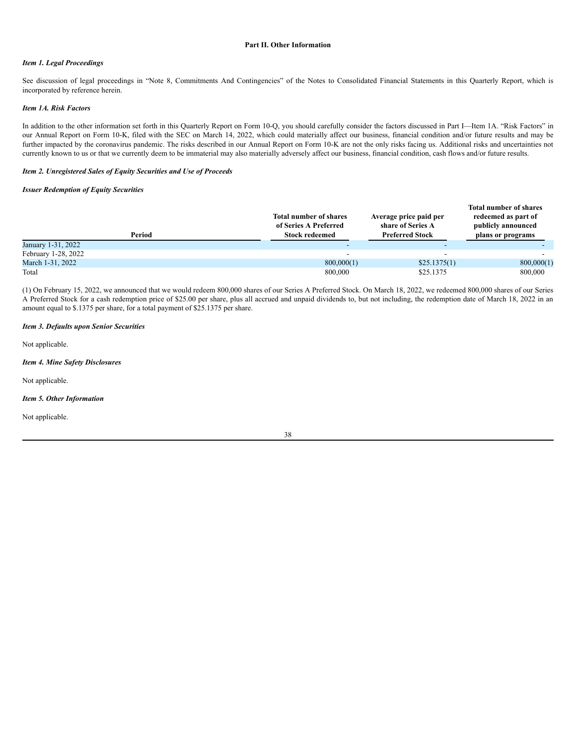## Part II. Other Information

### *Item 1. Legal Proceedings*

See discussion of legal proceedings in "Note 8, Commitments And Contingencies" of the Notes to Consolidated Financial Statements in this Quarterly Report, which is incorporated by reference herein.

### *Item 1A. Risk Factors*

In addition to the other information set forth in this Quarterly Report on Form 10-Q, you should carefully consider the factors discussed in Part I—Item 1A. "Risk Factors" in our Annual Report on Form 10-K, filed with the SEC on March 14, 2022, which could materially affect our business, financial condition and/or future results and may be further impacted by the coronavirus pandemic. The risks described in our Annual Report on Form 10-K are not the only risks facing us. Additional risks and uncertainties not currently known to us or that we currently deem to be immaterial may also materially adversely affect our business, financial condition, cash flows and/or future results.

### *Item 2. Unregistered Sales of Equity Securities and Use of Proceeds*

*Issuer Redemption of Equity Securities*

| Period | Total number of shares of Series A Preferred Stock redeemed | Average price paid per share of Series A Preferred Stock | Total number of shares redeemed as part of publicly announced plans or programs |
|---|---|---|---|
| January 1-31, 2022 | - | - | - |
| February 1-28, 2022 | - | - | - |
| March 1-31, 2022 | 800,000(1) | $25.1375(1) | 800,000(1) |
| Total | 800,000 | $25.1375 | 800,000 |

(1) On February 15, 2022, we announced that we would redeem 800,000 shares of our Series A Preferred Stock. On March 18, 2022, we redeemed 800,000 shares of our Series A Preferred Stock for a cash redemption price of $25.00 per share, plus all accrued and unpaid dividends to, but not including, the redemption date of March 18, 2022 in an amount equal to $.1375 per share, for a total payment of $25.1375 per share.

### *Item 3. Defaults upon Senior Securities*

Not applicable.

### *Item 4. Mine Safety Disclosures*

Not applicable.

### *Item 5. Other Information*

Not applicable.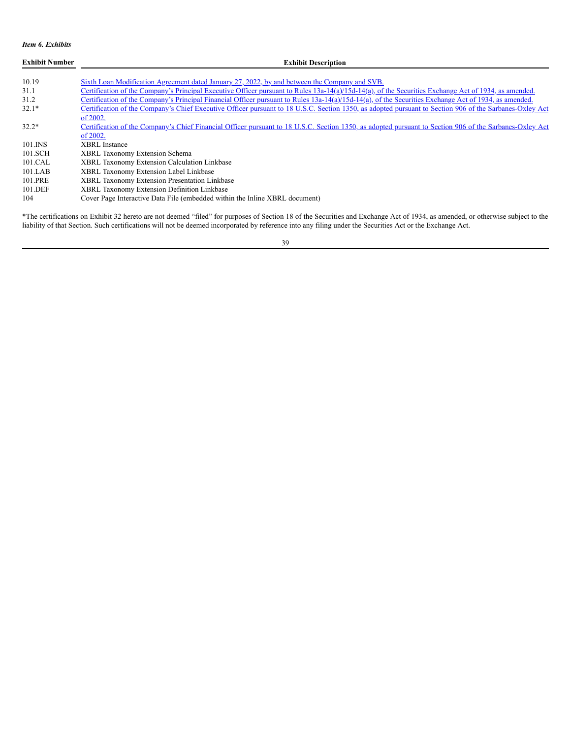*Item 6. Exhibits*

| Exhibit Number | Exhibit Description |
| --- | --- |
| 10.19 | Sixth Loan Modification Agreement dated January 27, 2022, by and between the Company and SVB. |
| 31.1 | Certification of the Company's Principal Executive Officer pursuant to Rules 13a-14(a)/15d-14(a), of the Securities Exchange Act of 1934, as amended. |
| 31.2 | Certification of the Company's Principal Financial Officer pursuant to Rules 13a-14(a)/15d-14(a), of the Securities Exchange Act of 1934, as amended. |
| 32.1* | Certification of the Company's Chief Executive Officer pursuant to 18 U.S.C. Section 1350, as adopted pursuant to Section 906 of the Sarbanes-Oxley Act of 2002. |
| 32.2* | Certification of the Company's Chief Financial Officer pursuant to 18 U.S.C. Section 1350, as adopted pursuant to Section 906 of the Sarbanes-Oxley Act of 2002. |
| 101.INS | XBRL Instance |
| 101.SCH | XBRL Taxonomy Extension Schema |
| 101.CAL | XBRL Taxonomy Extension Calculation Linkbase |
| 101.LAB | XBRL Taxonomy Extension Label Linkbase |
| 101.PRE | XBRL Taxonomy Extension Presentation Linkbase |
| 101.DEF | XBRL Taxonomy Extension Definition Linkbase |
| 104 | Cover Page Interactive Data File (embedded within the Inline XBRL document) |

*The certifications on Exhibit 32 hereto are not deemed "filed" for purposes of Section 18 of the Securities and Exchange Act of 1934, as amended, or otherwise subject to the liability of that Section. Such certifications will not be deemed incorporated by reference into any filing under the Securities Act or the Exchange Act.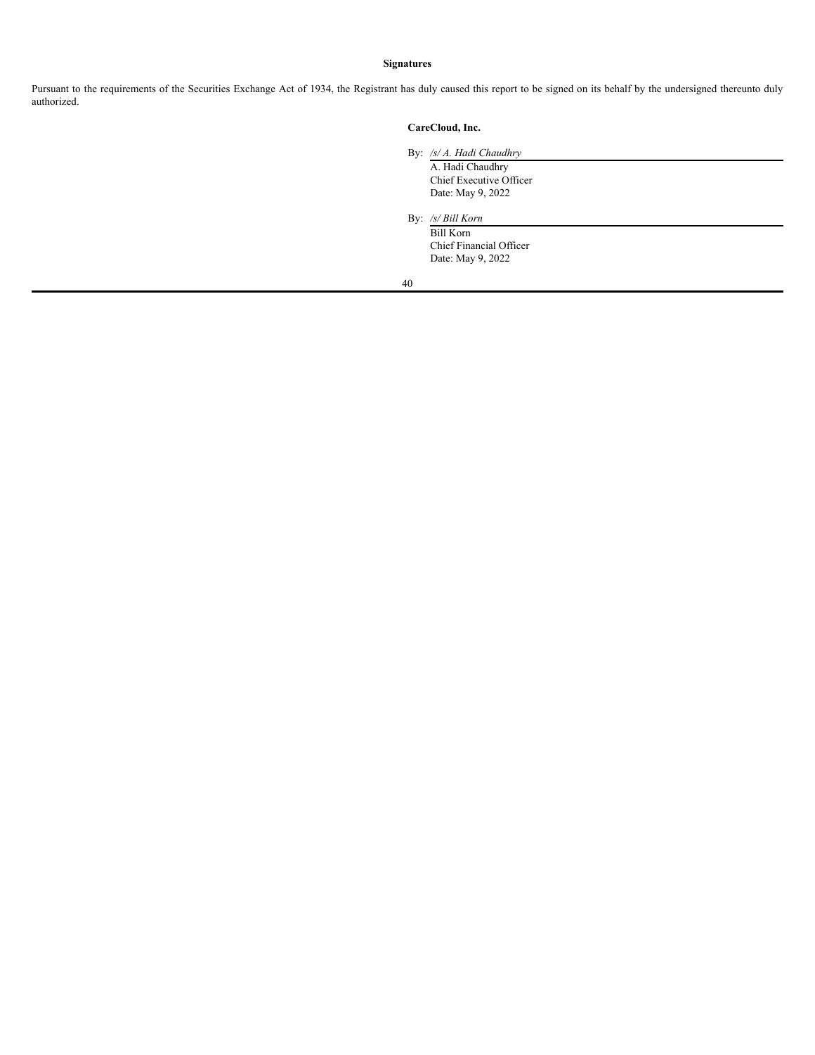## Signatures

Pursuant to the requirements of the Securities Exchange Act of 1934, the Registrant has duly caused this report to be signed on its behalf by the undersigned thereunto duly authorized.

**CareCloud, Inc.**

By: */s/ A. Hadi Chaudhry*
A. Hadi Chaudhry
Chief Executive Officer
Date: May 9, 2022

By: */s/ Bill Korn*
Bill Korn
Chief Financial Officer
Date: May 9, 2022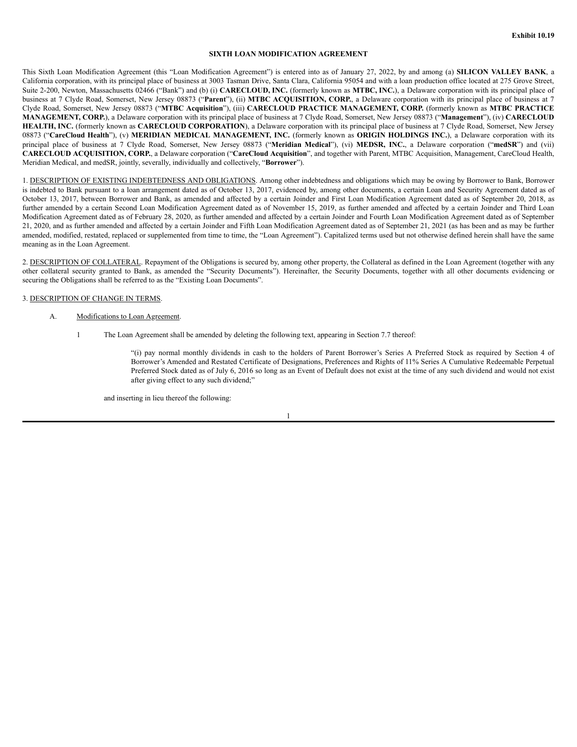Exhibit 10.19

# SIXTH LOAN MODIFICATION AGREEMENT

This Sixth Loan Modification Agreement (this "Loan Modification Agreement") is entered into as of January 27, 2022, by and among (a) **SILICON VALLEY BANK**, a California corporation, with its principal place of business at 3003 Tasman Drive, Santa Clara, California 95054 and with a loan production office located at 275 Grove Street, Suite 2-200, Newton, Massachusetts 02466 ("Bank") and (b) (i) **CARECLOUD, INC.** (formerly known as **MTBC, INC.**), a Delaware corporation with its principal place of business at 7 Clyde Road, Somerset, New Jersey 08873 ("**Parent**"), (ii) **MTBC ACQUISITION, CORP.**, a Delaware corporation with its principal place of business at 7 Clyde Road, Somerset, New Jersey 08873 ("**MTBC Acquisition**"), (iii) **CARECLOUD PRACTICE MANAGEMENT, CORP.** (formerly known as **MTBC PRACTICE MANAGEMENT, CORP.**), a Delaware corporation with its principal place of business at 7 Clyde Road, Somerset, New Jersey 08873 ("**Management**"), (iv) **CARECLOUD HEALTH, INC.** (formerly known as **CARECLOUD CORPORATION**), a Delaware corporation with its principal place of business at 7 Clyde Road, Somerset, New Jersey 08873 ("**CareCloud Health**"), (v) **MERIDIAN MEDICAL MANAGEMENT, INC.** (formerly known as **ORIGIN HOLDINGS INC.**), a Delaware corporation with its principal place of business at 7 Clyde Road, Somerset, New Jersey 08873 ("**Meridian Medical**"), (vi) **MEDSR, INC.**, a Delaware corporation ("**medSR**") and (vii) **CARECLOUD ACQUISITION, CORP.**, a Delaware corporation ("**CareCloud Acquisition**", and together with Parent, MTBC Acquisition, Management, CareCloud Health, Meridian Medical, and medSR, jointly, severally, individually and collectively, "**Borrower**").

1. <u>DESCRIPTION OF EXISTING INDEBTEDNESS AND OBLIGATIONS</u>. Among other indebtedness and obligations which may be owing by Borrower to Bank, Borrower is indebted to Bank pursuant to a loan arrangement dated as of October 13, 2017, evidenced by, among other documents, a certain Loan and Security Agreement dated as of October 13, 2017, between Borrower and Bank, as amended and affected by a certain Joinder and First Loan Modification Agreement dated as of September 20, 2018, as further amended by a certain Second Loan Modification Agreement dated as of November 15, 2019, as further amended and affected by a certain Joinder and Third Loan Modification Agreement dated as of February 28, 2020, as further amended and affected by a certain Joinder and Fourth Loan Modification Agreement dated as of September 21, 2020, and as further amended and affected by a certain Joinder and Fifth Loan Modification Agreement dated as of September 21, 2021 (as has been and as may be further amended, modified, restated, replaced or supplemented from time to time, the "Loan Agreement"). Capitalized terms used but not otherwise defined herein shall have the same meaning as in the Loan Agreement.

2. <u>DESCRIPTION OF COLLATERAL</u>. Repayment of the Obligations is secured by, among other property, the Collateral as defined in the Loan Agreement (together with any other collateral security granted to Bank, as amended the "Security Documents"). Hereinafter, the Security Documents, together with all other documents evidencing or securing the Obligations shall be referred to as the "Existing Loan Documents".

3. <u>DESCRIPTION OF CHANGE IN TERMS</u>.

A. <u>Modifications to Loan Agreement</u>.

1 The Loan Agreement shall be amended by deleting the following text, appearing in Section 7.7 thereof:

> "(i) pay normal monthly dividends in cash to the holders of Parent Borrower's Series A Preferred Stock as required by Section 4 of Borrower's Amended and Restated Certificate of Designations, Preferences and Rights of 11% Series A Cumulative Redeemable Perpetual Preferred Stock dated as of July 6, 2016 so long as an Event of Default does not exist at the time of any such dividend and would not exist after giving effect to any such dividend;"

and inserting in lieu thereof the following: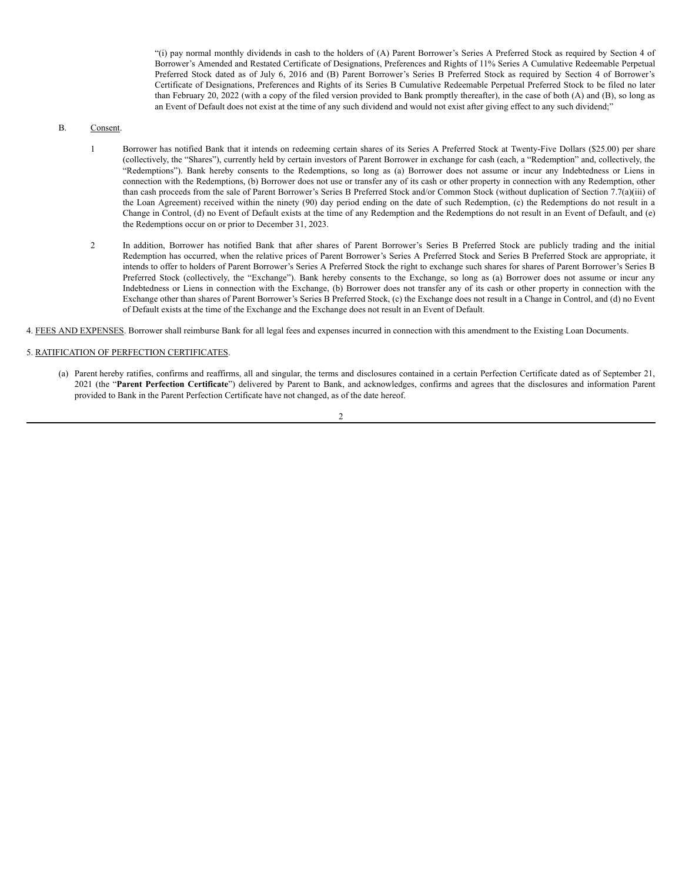"(i) pay normal monthly dividends in cash to the holders of (A) Parent Borrower's Series A Preferred Stock as required by Section 4 of Borrower's Amended and Restated Certificate of Designations, Preferences and Rights of 11% Series A Cumulative Redeemable Perpetual Preferred Stock dated as of July 6, 2016 and (B) Parent Borrower's Series B Preferred Stock as required by Section 4 of Borrower's Certificate of Designations, Preferences and Rights of its Series B Cumulative Redeemable Perpetual Preferred Stock to be filed no later than February 20, 2022 (with a copy of the filed version provided to Bank promptly thereafter), in the case of both (A) and (B), so long as an Event of Default does not exist at the time of any such dividend and would not exist after giving effect to any such dividend;"

B. Consent.

1 Borrower has notified Bank that it intends on redeeming certain shares of its Series A Preferred Stock at Twenty-Five Dollars ($25.00) per share (collectively, the "Shares"), currently held by certain investors of Parent Borrower in exchange for cash (each, a "Redemption" and, collectively, the "Redemptions"). Bank hereby consents to the Redemptions, so long as (a) Borrower does not assume or incur any Indebtedness or Liens in connection with the Redemptions, (b) Borrower does not use or transfer any of its cash or other property in connection with any Redemption, other than cash proceeds from the sale of Parent Borrower's Series B Preferred Stock and/or Common Stock (without duplication of Section 7.7(a)(iii) of the Loan Agreement) received within the ninety (90) day period ending on the date of such Redemption, (c) the Redemptions do not result in a Change in Control, (d) no Event of Default exists at the time of any Redemption and the Redemptions do not result in an Event of Default, and (e) the Redemptions occur on or prior to December 31, 2023.

2 In addition, Borrower has notified Bank that after shares of Parent Borrower's Series B Preferred Stock are publicly trading and the initial Redemption has occurred, when the relative prices of Parent Borrower's Series A Preferred Stock and Series B Preferred Stock are appropriate, it intends to offer to holders of Parent Borrower's Series A Preferred Stock the right to exchange such shares for shares of Parent Borrower's Series B Preferred Stock (collectively, the "Exchange"). Bank hereby consents to the Exchange, so long as (a) Borrower does not assume or incur any Indebtedness or Liens in connection with the Exchange, (b) Borrower does not transfer any of its cash or other property in connection with the Exchange other than shares of Parent Borrower's Series B Preferred Stock, (c) the Exchange does not result in a Change in Control, and (d) no Event of Default exists at the time of the Exchange and the Exchange does not result in an Event of Default.

4. FEES AND EXPENSES. Borrower shall reimburse Bank for all legal fees and expenses incurred in connection with this amendment to the Existing Loan Documents.

5. RATIFICATION OF PERFECTION CERTIFICATES.

(a) Parent hereby ratifies, confirms and reaffirms, all and singular, the terms and disclosures contained in a certain Perfection Certificate dated as of September 21, 2021 (the "**Parent Perfection Certificate**") delivered by Parent to Bank, and acknowledges, confirms and agrees that the disclosures and information Parent provided to Bank in the Parent Perfection Certificate have not changed, as of the date hereof.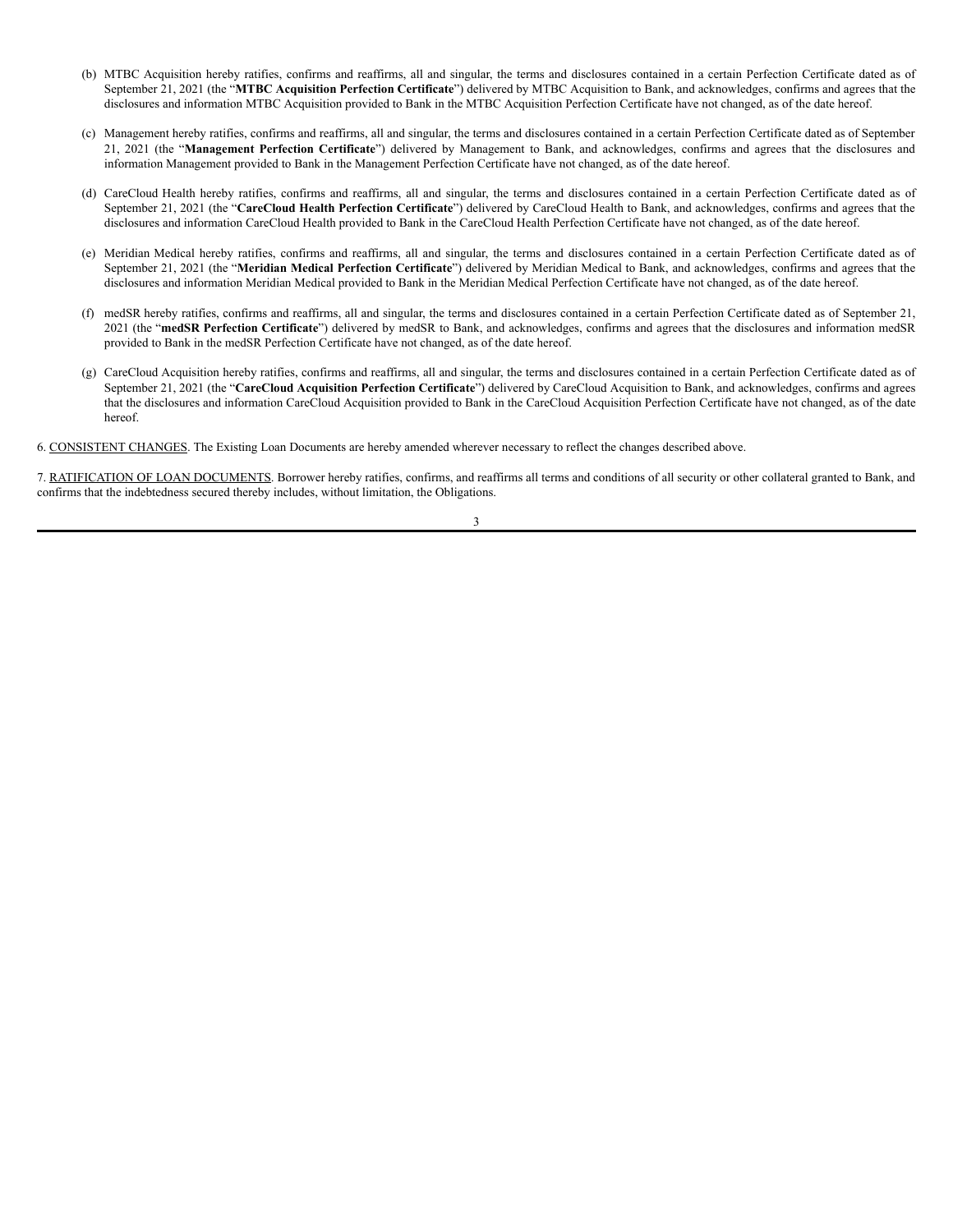(b) MTBC Acquisition hereby ratifies, confirms and reaffirms, all and singular, the terms and disclosures contained in a certain Perfection Certificate dated as of September 21, 2021 (the "**MTBC Acquisition Perfection Certificate**") delivered by MTBC Acquisition to Bank, and acknowledges, confirms and agrees that the disclosures and information MTBC Acquisition provided to Bank in the MTBC Acquisition Perfection Certificate have not changed, as of the date hereof.

(c) Management hereby ratifies, confirms and reaffirms, all and singular, the terms and disclosures contained in a certain Perfection Certificate dated as of September 21, 2021 (the "**Management Perfection Certificate**") delivered by Management to Bank, and acknowledges, confirms and agrees that the disclosures and information Management provided to Bank in the Management Perfection Certificate have not changed, as of the date hereof.

(d) CareCloud Health hereby ratifies, confirms and reaffirms, all and singular, the terms and disclosures contained in a certain Perfection Certificate dated as of September 21, 2021 (the "**CareCloud Health Perfection Certificate**") delivered by CareCloud Health to Bank, and acknowledges, confirms and agrees that the disclosures and information CareCloud Health provided to Bank in the CareCloud Health Perfection Certificate have not changed, as of the date hereof.

(e) Meridian Medical hereby ratifies, confirms and reaffirms, all and singular, the terms and disclosures contained in a certain Perfection Certificate dated as of September 21, 2021 (the "**Meridian Medical Perfection Certificate**") delivered by Meridian Medical to Bank, and acknowledges, confirms and agrees that the disclosures and information Meridian Medical provided to Bank in the Meridian Medical Perfection Certificate have not changed, as of the date hereof.

(f) medSR hereby ratifies, confirms and reaffirms, all and singular, the terms and disclosures contained in a certain Perfection Certificate dated as of September 21, 2021 (the "**medSR Perfection Certificate**") delivered by medSR to Bank, and acknowledges, confirms and agrees that the disclosures and information medSR provided to Bank in the medSR Perfection Certificate have not changed, as of the date hereof.

(g) CareCloud Acquisition hereby ratifies, confirms and reaffirms, all and singular, the terms and disclosures contained in a certain Perfection Certificate dated as of September 21, 2021 (the "**CareCloud Acquisition Perfection Certificate**") delivered by CareCloud Acquisition to Bank, and acknowledges, confirms and agrees that the disclosures and information CareCloud Acquisition provided to Bank in the CareCloud Acquisition Perfection Certificate have not changed, as of the date hereof.

6. CONSISTENT CHANGES. The Existing Loan Documents are hereby amended wherever necessary to reflect the changes described above.

7. RATIFICATION OF LOAN DOCUMENTS. Borrower hereby ratifies, confirms, and reaffirms all terms and conditions of all security or other collateral granted to Bank, and confirms that the indebtedness secured thereby includes, without limitation, the Obligations.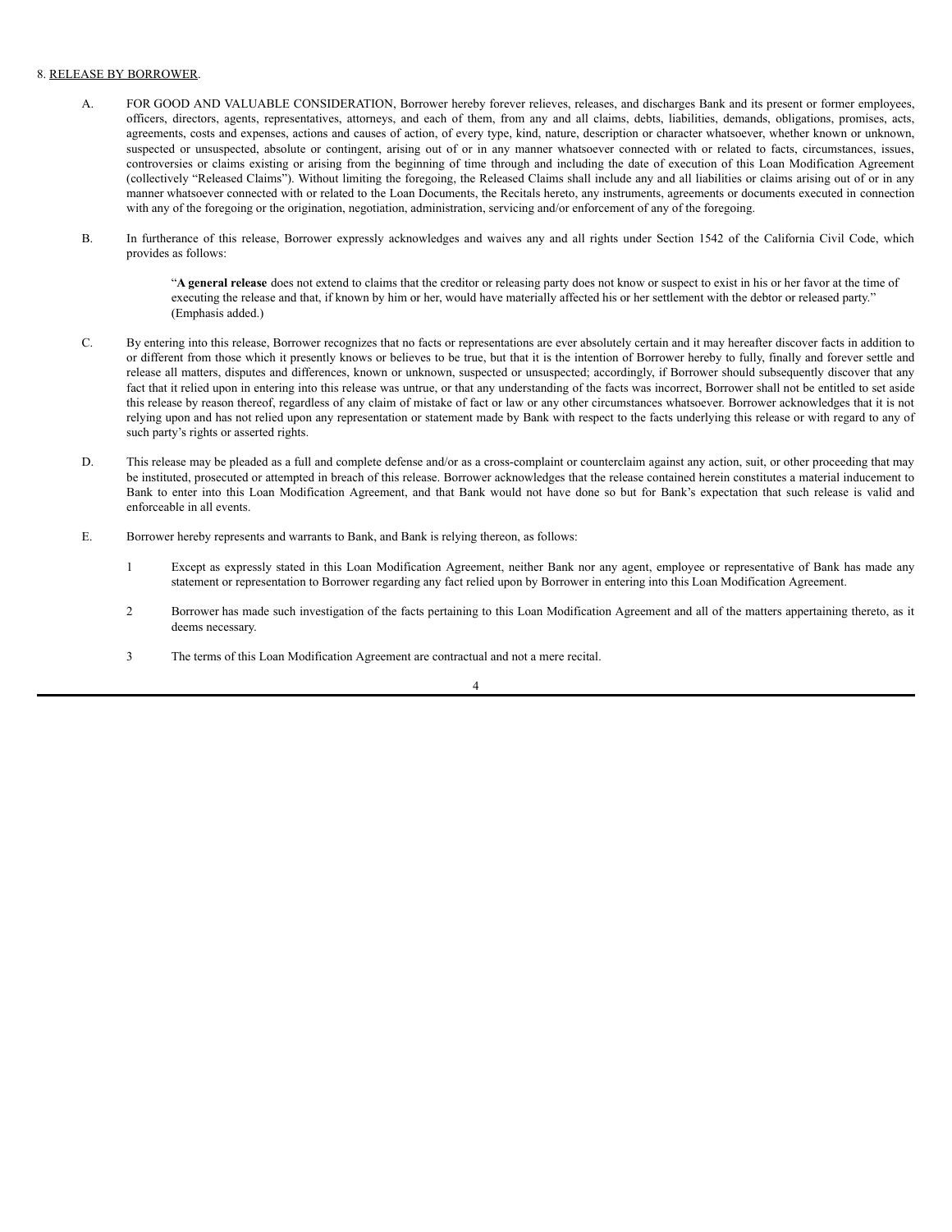8. <u>RELEASE BY BORROWER</u>.

A. FOR GOOD AND VALUABLE CONSIDERATION, Borrower hereby forever relieves, releases, and discharges Bank and its present or former employees, officers, directors, agents, representatives, attorneys, and each of them, from any and all claims, debts, liabilities, demands, obligations, promises, acts, agreements, costs and expenses, actions and causes of action, of every type, kind, nature, description or character whatsoever, whether known or unknown, suspected or unsuspected, absolute or contingent, arising out of or in any manner whatsoever connected with or related to facts, circumstances, issues, controversies or claims existing or arising from the beginning of time through and including the date of execution of this Loan Modification Agreement (collectively "Released Claims"). Without limiting the foregoing, the Released Claims shall include any and all liabilities or claims arising out of or in any manner whatsoever connected with or related to the Loan Documents, the Recitals hereto, any instruments, agreements or documents executed in connection with any of the foregoing or the origination, negotiation, administration, servicing and/or enforcement of any of the foregoing.

B. In furtherance of this release, Borrower expressly acknowledges and waives any and all rights under Section 1542 of the California Civil Code, which provides as follows:

> "**A general release** does not extend to claims that the creditor or releasing party does not know or suspect to exist in his or her favor at the time of executing the release and that, if known by him or her, would have materially affected his or her settlement with the debtor or released party." (Emphasis added.)

C. By entering into this release, Borrower recognizes that no facts or representations are ever absolutely certain and it may hereafter discover facts in addition to or different from those which it presently knows or believes to be true, but that it is the intention of Borrower hereby to fully, finally and forever settle and release all matters, disputes and differences, known or unknown, suspected or unsuspected; accordingly, if Borrower should subsequently discover that any fact that it relied upon in entering into this release was untrue, or that any understanding of the facts was incorrect, Borrower shall not be entitled to set aside this release by reason thereof, regardless of any claim of mistake of fact or law or any other circumstances whatsoever. Borrower acknowledges that it is not relying upon and has not relied upon any representation or statement made by Bank with respect to the facts underlying this release or with regard to any of such party's rights or asserted rights.

D. This release may be pleaded as a full and complete defense and/or as a cross-complaint or counterclaim against any action, suit, or other proceeding that may be instituted, prosecuted or attempted in breach of this release. Borrower acknowledges that the release contained herein constitutes a material inducement to Bank to enter into this Loan Modification Agreement, and that Bank would not have done so but for Bank's expectation that such release is valid and enforceable in all events.

E. Borrower hereby represents and warrants to Bank, and Bank is relying thereon, as follows:

1 Except as expressly stated in this Loan Modification Agreement, neither Bank nor any agent, employee or representative of Bank has made any statement or representation to Borrower regarding any fact relied upon by Borrower in entering into this Loan Modification Agreement.

2 Borrower has made such investigation of the facts pertaining to this Loan Modification Agreement and all of the matters appertaining thereto, as it deems necessary.

3 The terms of this Loan Modification Agreement are contractual and not a mere recital.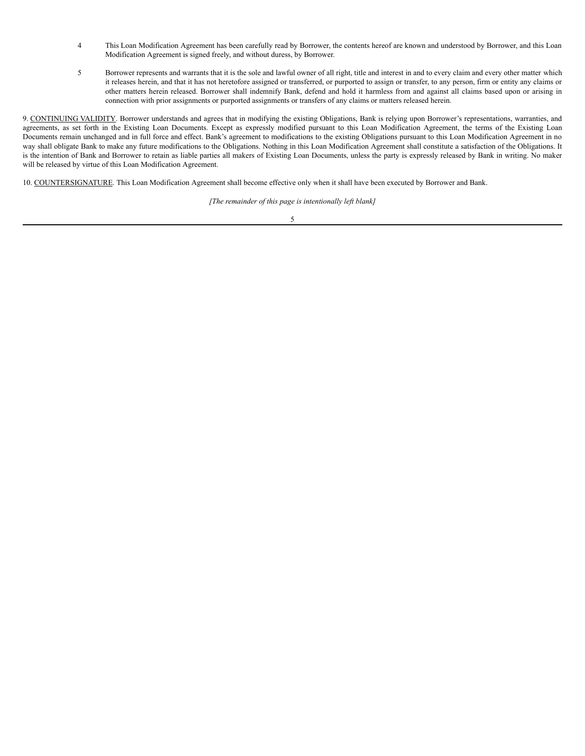4. This Loan Modification Agreement has been carefully read by Borrower, the contents hereof are known and understood by Borrower, and this Loan Modification Agreement is signed freely, and without duress, by Borrower.

5. Borrower represents and warrants that it is the sole and lawful owner of all right, title and interest in and to every claim and every other matter which it releases herein, and that it has not heretofore assigned or transferred, or purported to assign or transfer, to any person, firm or entity any claims or other matters herein released. Borrower shall indemnify Bank, defend and hold it harmless from and against all claims based upon or arising in connection with prior assignments or purported assignments or transfers of any claims or matters released herein.

9. CONTINUING VALIDITY. Borrower understands and agrees that in modifying the existing Obligations, Bank is relying upon Borrower's representations, warranties, and agreements, as set forth in the Existing Loan Documents. Except as expressly modified pursuant to this Loan Modification Agreement, the terms of the Existing Loan Documents remain unchanged and in full force and effect. Bank's agreement to modifications to the existing Obligations pursuant to this Loan Modification Agreement in no way shall obligate Bank to make any future modifications to the Obligations. Nothing in this Loan Modification Agreement shall constitute a satisfaction of the Obligations. It is the intention of Bank and Borrower to retain as liable parties all makers of Existing Loan Documents, unless the party is expressly released by Bank in writing. No maker will be released by virtue of this Loan Modification Agreement.

10. COUNTERSIGNATURE. This Loan Modification Agreement shall become effective only when it shall have been executed by Borrower and Bank.

*[The remainder of this page is intentionally left blank]*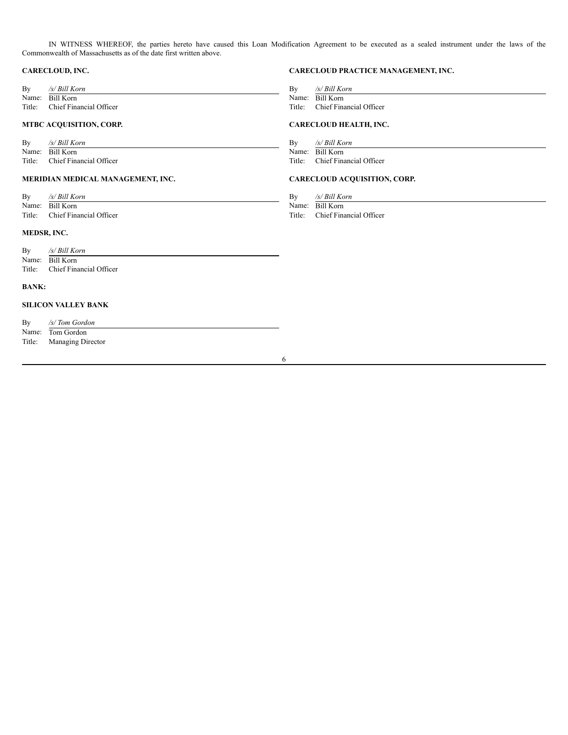IN WITNESS WHEREOF, the parties hereto have caused this Loan Modification Agreement to be executed as a sealed instrument under the laws of the Commonwealth of Massachusetts as of the date first written above.

**CARECLOUD, INC.**

By *&#47;s&#47; Bill Korn*
Name: Bill Korn
Title: Chief Financial Officer

**MTBC ACQUISITION, CORP.**

By *&#47;s&#47; Bill Korn*
Name: Bill Korn
Title: Chief Financial Officer

**MERIDIAN MEDICAL MANAGEMENT, INC.**

By *&#47;s&#47; Bill Korn*
Name: Bill Korn
Title: Chief Financial Officer

**MEDSR, INC.**

By *&#47;s&#47; Bill Korn*
Name: Bill Korn
Title: Chief Financial Officer

**CARECLOUD PRACTICE MANAGEMENT, INC.**

By *&#47;s&#47; Bill Korn*
Name: Bill Korn
Title: Chief Financial Officer

**CARECLOUD HEALTH, INC.**

By *&#47;s&#47; Bill Korn*
Name: Bill Korn
Title: Chief Financial Officer

**CARECLOUD ACQUISITION, CORP.**

By *&#47;s&#47; Bill Korn*
Name: Bill Korn
Title: Chief Financial Officer

**BANK:**

**SILICON VALLEY BANK**

By *&#47;s&#47; Tom Gordon*
Name: Tom Gordon
Title: Managing Director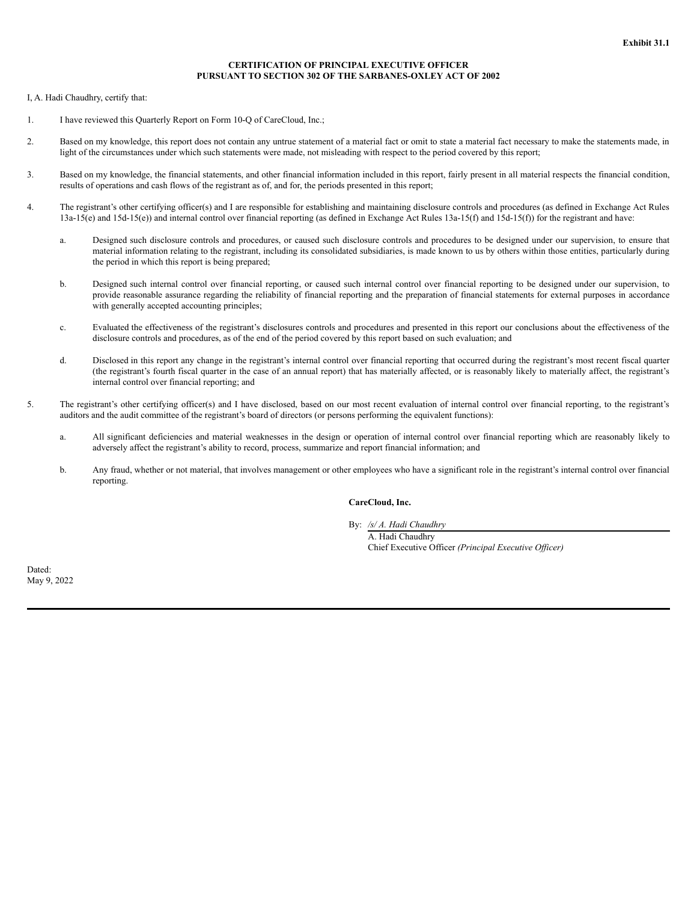**Exhibit 31.1**

**CERTIFICATION OF PRINCIPAL EXECUTIVE OFFICER**
**PURSUANT TO SECTION 302 OF THE SARBANES-OXLEY ACT OF 2002**

I, A. Hadi Chaudhry, certify that:

1. I have reviewed this Quarterly Report on Form 10-Q of CareCloud, Inc.;

2. Based on my knowledge, this report does not contain any untrue statement of a material fact or omit to state a material fact necessary to make the statements made, in light of the circumstances under which such statements were made, not misleading with respect to the period covered by this report;

3. Based on my knowledge, the financial statements, and other financial information included in this report, fairly present in all material respects the financial condition, results of operations and cash flows of the registrant as of, and for, the periods presented in this report;

4. The registrant's other certifying officer(s) and I are responsible for establishing and maintaining disclosure controls and procedures (as defined in Exchange Act Rules 13a-15(e) and 15d-15(e)) and internal control over financial reporting (as defined in Exchange Act Rules 13a-15(f) and 15d-15(f)) for the registrant and have:

   a. Designed such disclosure controls and procedures, or caused such disclosure controls and procedures to be designed under our supervision, to ensure that material information relating to the registrant, including its consolidated subsidiaries, is made known to us by others within those entities, particularly during the period in which this report is being prepared;

   b. Designed such internal control over financial reporting, or caused such internal control over financial reporting to be designed under our supervision, to provide reasonable assurance regarding the reliability of financial reporting and the preparation of financial statements for external purposes in accordance with generally accepted accounting principles;

   c. Evaluated the effectiveness of the registrant's disclosures controls and procedures and presented in this report our conclusions about the effectiveness of the disclosure controls and procedures, as of the end of the period covered by this report based on such evaluation; and

   d. Disclosed in this report any change in the registrant's internal control over financial reporting that occurred during the registrant's most recent fiscal quarter (the registrant's fourth fiscal quarter in the case of an annual report) that has materially affected, or is reasonably likely to materially affect, the registrant's internal control over financial reporting; and

5. The registrant's other certifying officer(s) and I have disclosed, based on our most recent evaluation of internal control over financial reporting, to the registrant's auditors and the audit committee of the registrant's board of directors (or persons performing the equivalent functions):

   a. All significant deficiencies and material weaknesses in the design or operation of internal control over financial reporting which are reasonably likely to adversely affect the registrant's ability to record, process, summarize and report financial information; and

   b. Any fraud, whether or not material, that involves management or other employees who have a significant role in the registrant's internal control over financial reporting.

**CareCloud, Inc.**

By: */s/ A. Hadi Chaudhry*
A. Hadi Chaudhry
Chief Executive Officer *(Principal Executive Officer)*

Dated:
May 9, 2022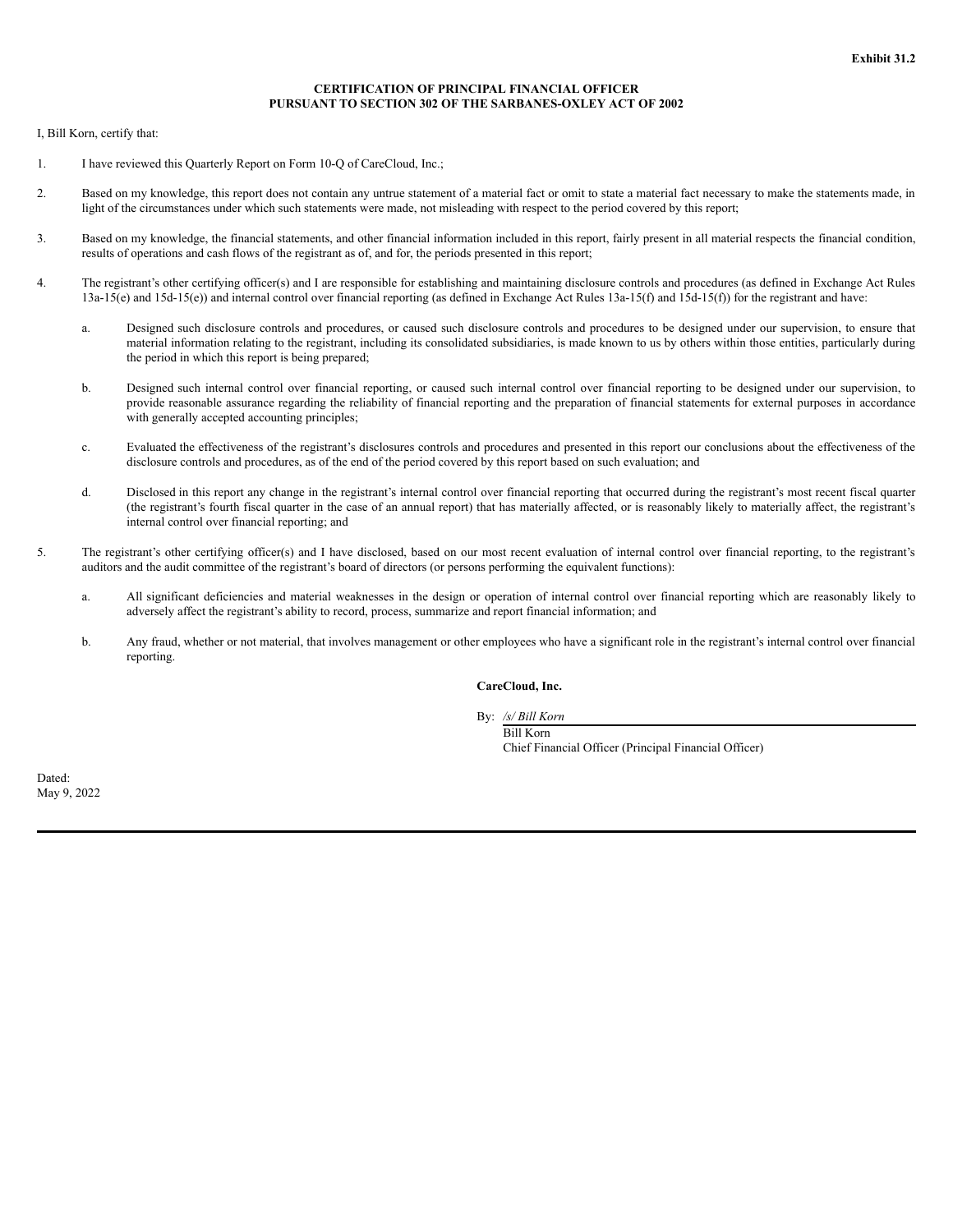**Exhibit 31.2**

**CERTIFICATION OF PRINCIPAL FINANCIAL OFFICER**
**PURSUANT TO SECTION 302 OF THE SARBANES-OXLEY ACT OF 2002**

I, Bill Korn, certify that:

1. I have reviewed this Quarterly Report on Form 10-Q of CareCloud, Inc.;

2. Based on my knowledge, this report does not contain any untrue statement of a material fact or omit to state a material fact necessary to make the statements made, in light of the circumstances under which such statements were made, not misleading with respect to the period covered by this report;

3. Based on my knowledge, the financial statements, and other financial information included in this report, fairly present in all material respects the financial condition, results of operations and cash flows of the registrant as of, and for, the periods presented in this report;

4. The registrant's other certifying officer(s) and I are responsible for establishing and maintaining disclosure controls and procedures (as defined in Exchange Act Rules 13a-15(e) and 15d-15(e)) and internal control over financial reporting (as defined in Exchange Act Rules 13a-15(f) and 15d-15(f)) for the registrant and have:

   a. Designed such disclosure controls and procedures, or caused such disclosure controls and procedures to be designed under our supervision, to ensure that material information relating to the registrant, including its consolidated subsidiaries, is made known to us by others within those entities, particularly during the period in which this report is being prepared;

   b. Designed such internal control over financial reporting, or caused such internal control over financial reporting to be designed under our supervision, to provide reasonable assurance regarding the reliability of financial reporting and the preparation of financial statements for external purposes in accordance with generally accepted accounting principles;

   c. Evaluated the effectiveness of the registrant's disclosures controls and procedures and presented in this report our conclusions about the effectiveness of the disclosure controls and procedures, as of the end of the period covered by this report based on such evaluation; and

   d. Disclosed in this report any change in the registrant's internal control over financial reporting that occurred during the registrant's most recent fiscal quarter (the registrant's fourth fiscal quarter in the case of an annual report) that has materially affected, or is reasonably likely to materially affect, the registrant's internal control over financial reporting; and

5. The registrant's other certifying officer(s) and I have disclosed, based on our most recent evaluation of internal control over financial reporting, to the registrant's auditors and the audit committee of the registrant's board of directors (or persons performing the equivalent functions):

   a. All significant deficiencies and material weaknesses in the design or operation of internal control over financial reporting which are reasonably likely to adversely affect the registrant's ability to record, process, summarize and report financial information; and

   b. Any fraud, whether or not material, that involves management or other employees who have a significant role in the registrant's internal control over financial reporting.

**CareCloud, Inc.**

By: */s/ Bill Korn*
Bill Korn
Chief Financial Officer (Principal Financial Officer)

Dated:
May 9, 2022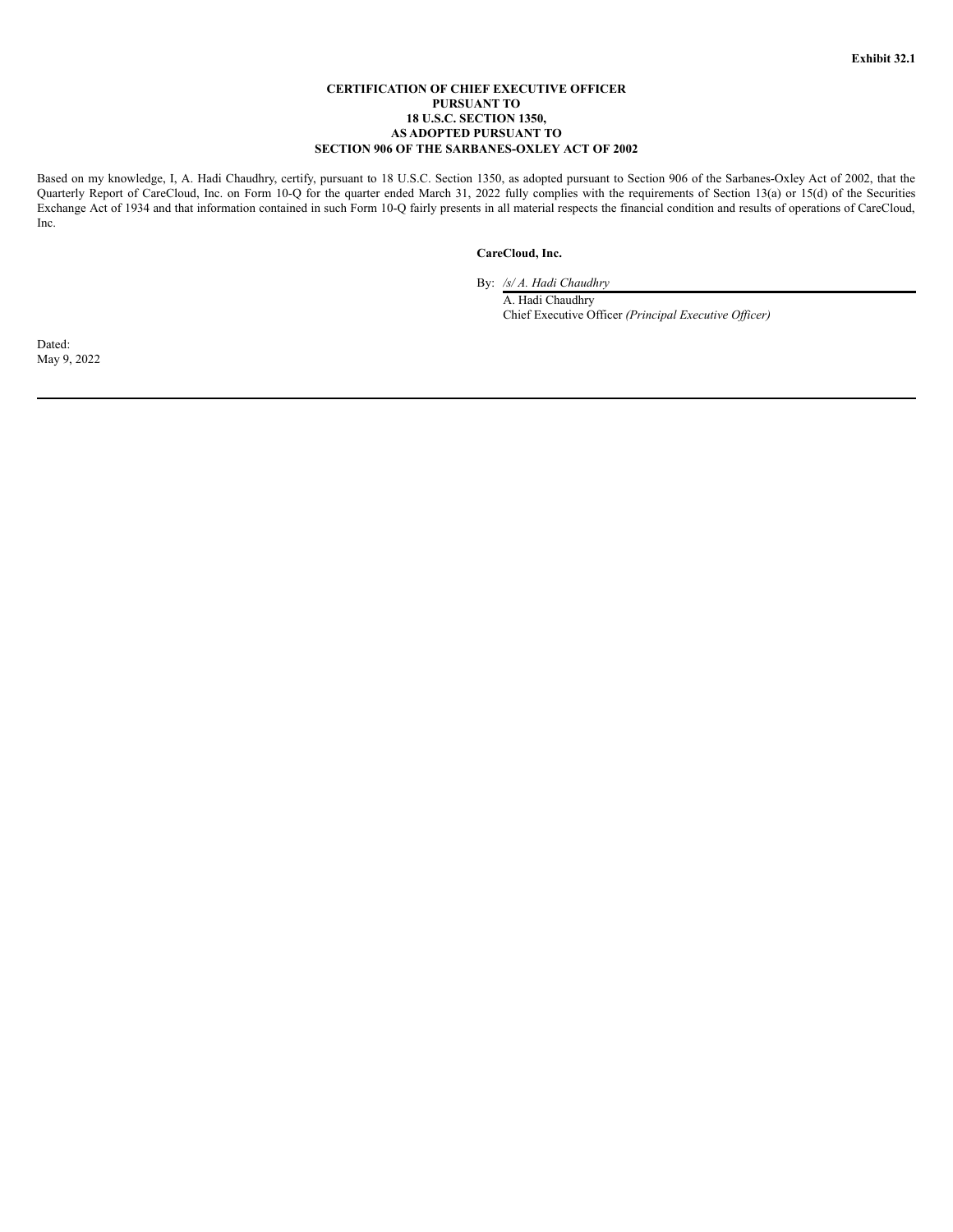**Exhibit 32.1**

**CERTIFICATION OF CHIEF EXECUTIVE OFFICER
PURSUANT TO
18 U.S.C. SECTION 1350,
AS ADOPTED PURSUANT TO
SECTION 906 OF THE SARBANES-OXLEY ACT OF 2002**

Based on my knowledge, I, A. Hadi Chaudhry, certify, pursuant to 18 U.S.C. Section 1350, as adopted pursuant to Section 906 of the Sarbanes-Oxley Act of 2002, that the Quarterly Report of CareCloud, Inc. on Form 10-Q for the quarter ended March 31, 2022 fully complies with the requirements of Section 13(a) or 15(d) of the Securities Exchange Act of 1934 and that information contained in such Form 10-Q fairly presents in all material respects the financial condition and results of operations of CareCloud, Inc.

**CareCloud, Inc.**

By: */s/ A. Hadi Chaudhry*
A. Hadi Chaudhry
Chief Executive Officer *(Principal Executive Officer)*

Dated:
May 9, 2022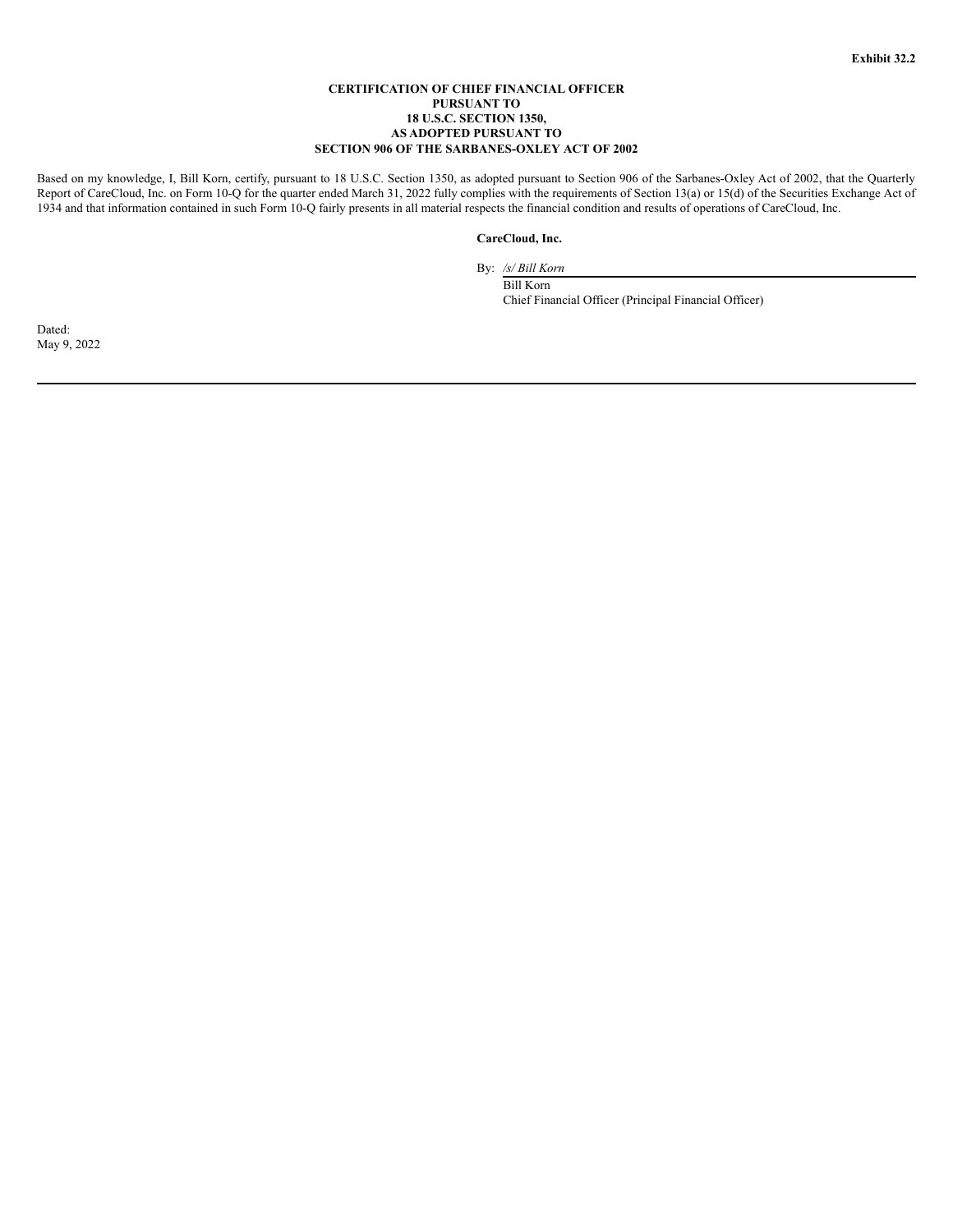**Exhibit 32.2**

**CERTIFICATION OF CHIEF FINANCIAL OFFICER**
**PURSUANT TO**
**18 U.S.C. SECTION 1350,**
**AS ADOPTED PURSUANT TO**
**SECTION 906 OF THE SARBANES-OXLEY ACT OF 2002**

Based on my knowledge, I, Bill Korn, certify, pursuant to 18 U.S.C. Section 1350, as adopted pursuant to Section 906 of the Sarbanes-Oxley Act of 2002, that the Quarterly Report of CareCloud, Inc. on Form 10-Q for the quarter ended March 31, 2022 fully complies with the requirements of Section 13(a) or 15(d) of the Securities Exchange Act of 1934 and that information contained in such Form 10-Q fairly presents in all material respects the financial condition and results of operations of CareCloud, Inc.

**CareCloud, Inc.**

By: */s/ Bill Korn*
Bill Korn
Chief Financial Officer (Principal Financial Officer)

Dated:
May 9, 2022